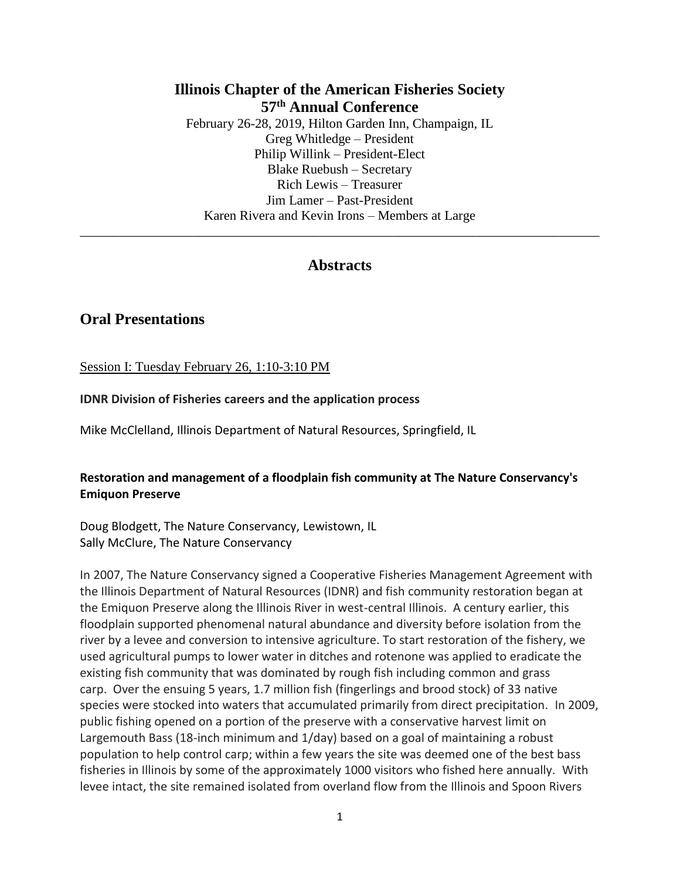# Illinois Chapter of the American Fisheries Society
## 57th Annual Conference

February 26-28, 2019, Hilton Garden Inn, Champaign, IL
Greg Whitledge – President
Philip Willink – President-Elect
Blake Ruebush – Secretary
Rich Lewis – Treasurer
Jim Lamer – Past-President
Karen Rivera and Kevin Irons – Members at Large

---

## Abstracts

## Oral Presentations

Session I: Tuesday February 26, 1:10-3:10 PM

**IDNR Division of Fisheries careers and the application process**

Mike McClelland, Illinois Department of Natural Resources, Springfield, IL

**Restoration and management of a floodplain fish community at The Nature Conservancy's Emiquon Preserve**

Doug Blodgett, The Nature Conservancy, Lewistown, IL
Sally McClure, The Nature Conservancy

In 2007, The Nature Conservancy signed a Cooperative Fisheries Management Agreement with the Illinois Department of Natural Resources (IDNR) and fish community restoration began at the Emiquon Preserve along the Illinois River in west-central Illinois. A century earlier, this floodplain supported phenomenal natural abundance and diversity before isolation from the river by a levee and conversion to intensive agriculture. To start restoration of the fishery, we used agricultural pumps to lower water in ditches and rotenone was applied to eradicate the existing fish community that was dominated by rough fish including common and grass carp. Over the ensuing 5 years, 1.7 million fish (fingerlings and brood stock) of 33 native species were stocked into waters that accumulated primarily from direct precipitation. In 2009, public fishing opened on a portion of the preserve with a conservative harvest limit on Largemouth Bass (18-inch minimum and 1/day) based on a goal of maintaining a robust population to help control carp; within a few years the site was deemed one of the best bass fisheries in Illinois by some of the approximately 1000 visitors who fished here annually. With levee intact, the site remained isolated from overland flow from the Illinois and Spoon Rivers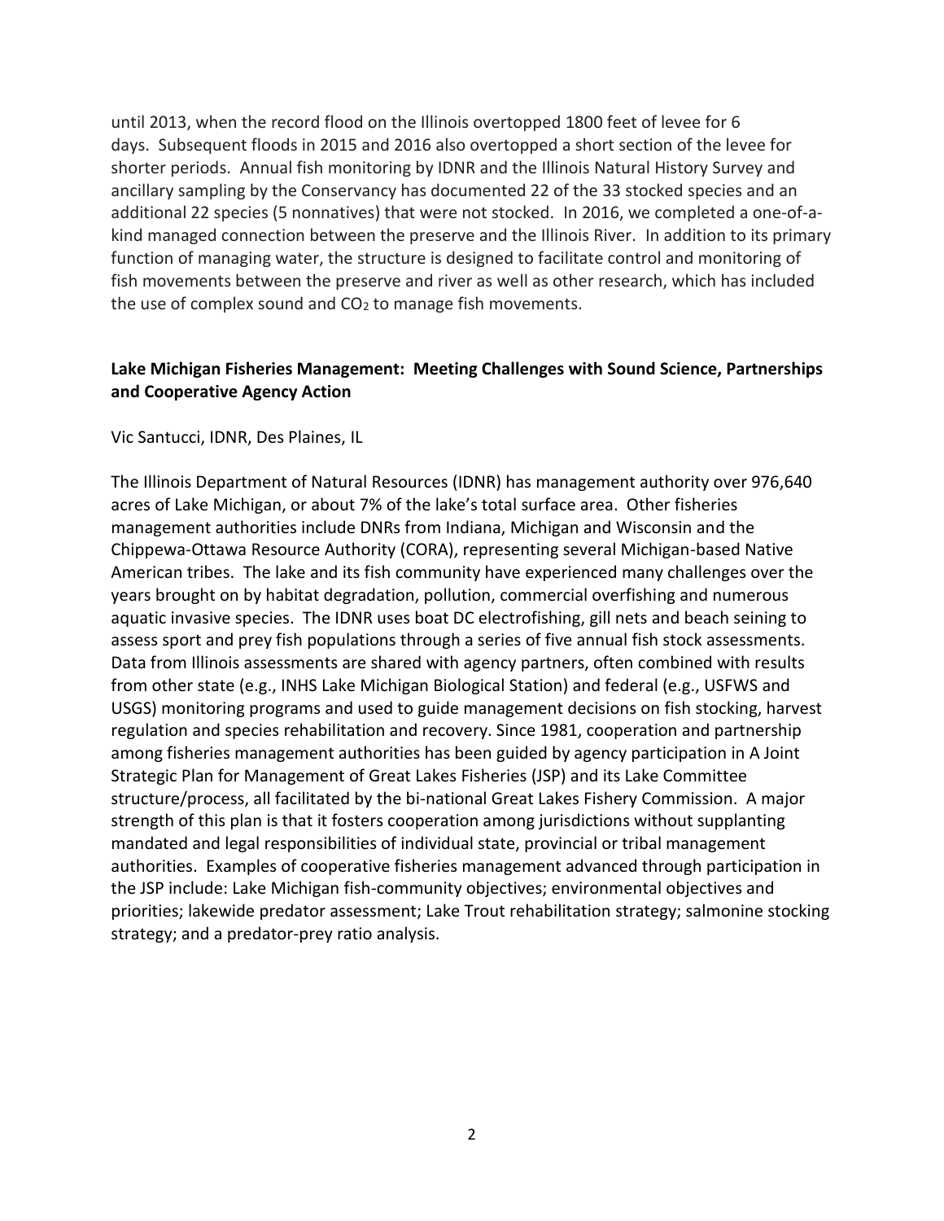until 2013, when the record flood on the Illinois overtopped 1800 feet of levee for 6 days. Subsequent floods in 2015 and 2016 also overtopped a short section of the levee for shorter periods. Annual fish monitoring by IDNR and the Illinois Natural History Survey and ancillary sampling by the Conservancy has documented 22 of the 33 stocked species and an additional 22 species (5 nonnatives) that were not stocked. In 2016, we completed a one-of-a-kind managed connection between the preserve and the Illinois River. In addition to its primary function of managing water, the structure is designed to facilitate control and monitoring of fish movements between the preserve and river as well as other research, which has included the use of complex sound and $CO_2$ to manage fish movements.

**Lake Michigan Fisheries Management: Meeting Challenges with Sound Science, Partnerships and Cooperative Agency Action**

Vic Santucci, IDNR, Des Plaines, IL

The Illinois Department of Natural Resources (IDNR) has management authority over 976,640 acres of Lake Michigan, or about 7% of the lake's total surface area. Other fisheries management authorities include DNRs from Indiana, Michigan and Wisconsin and the Chippewa-Ottawa Resource Authority (CORA), representing several Michigan-based Native American tribes. The lake and its fish community have experienced many challenges over the years brought on by habitat degradation, pollution, commercial overfishing and numerous aquatic invasive species. The IDNR uses boat DC electrofishing, gill nets and beach seining to assess sport and prey fish populations through a series of five annual fish stock assessments. Data from Illinois assessments are shared with agency partners, often combined with results from other state (e.g., INHS Lake Michigan Biological Station) and federal (e.g., USFWS and USGS) monitoring programs and used to guide management decisions on fish stocking, harvest regulation and species rehabilitation and recovery. Since 1981, cooperation and partnership among fisheries management authorities has been guided by agency participation in A Joint Strategic Plan for Management of Great Lakes Fisheries (JSP) and its Lake Committee structure/process, all facilitated by the bi-national Great Lakes Fishery Commission. A major strength of this plan is that it fosters cooperation among jurisdictions without supplanting mandated and legal responsibilities of individual state, provincial or tribal management authorities. Examples of cooperative fisheries management advanced through participation in the JSP include: Lake Michigan fish-community objectives; environmental objectives and priorities; lakewide predator assessment; Lake Trout rehabilitation strategy; salmonine stocking strategy; and a predator-prey ratio analysis.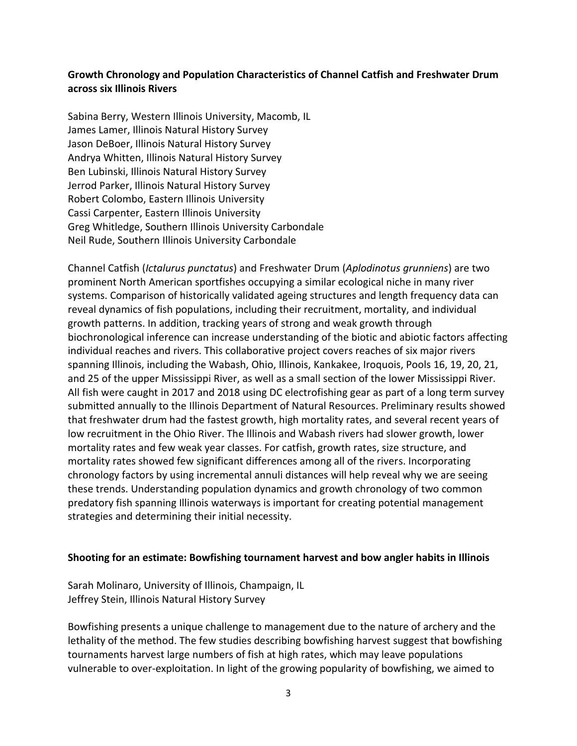### Growth Chronology and Population Characteristics of Channel Catfish and Freshwater Drum across six Illinois Rivers

Sabina Berry, Western Illinois University, Macomb, IL
James Lamer, Illinois Natural History Survey
Jason DeBoer, Illinois Natural History Survey
Andrya Whitten, Illinois Natural History Survey
Ben Lubinski, Illinois Natural History Survey
Jerrod Parker, Illinois Natural History Survey
Robert Colombo, Eastern Illinois University
Cassi Carpenter, Eastern Illinois University
Greg Whitledge, Southern Illinois University Carbondale
Neil Rude, Southern Illinois University Carbondale

Channel Catfish (*Ictalurus punctatus*) and Freshwater Drum (*Aplodinotus grunniens*) are two prominent North American sportfishes occupying a similar ecological niche in many river systems. Comparison of historically validated ageing structures and length frequency data can reveal dynamics of fish populations, including their recruitment, mortality, and individual growth patterns. In addition, tracking years of strong and weak growth through biochronological inference can increase understanding of the biotic and abiotic factors affecting individual reaches and rivers. This collaborative project covers reaches of six major rivers spanning Illinois, including the Wabash, Ohio, Illinois, Kankakee, Iroquois, Pools 16, 19, 20, 21, and 25 of the upper Mississippi River, as well as a small section of the lower Mississippi River. All fish were caught in 2017 and 2018 using DC electrofishing gear as part of a long term survey submitted annually to the Illinois Department of Natural Resources. Preliminary results showed that freshwater drum had the fastest growth, high mortality rates, and several recent years of low recruitment in the Ohio River. The Illinois and Wabash rivers had slower growth, lower mortality rates and few weak year classes. For catfish, growth rates, size structure, and mortality rates showed few significant differences among all of the rivers. Incorporating chronology factors by using incremental annuli distances will help reveal why we are seeing these trends. Understanding population dynamics and growth chronology of two common predatory fish spanning Illinois waterways is important for creating potential management strategies and determining their initial necessity.

### Shooting for an estimate: Bowfishing tournament harvest and bow angler habits in Illinois

Sarah Molinaro, University of Illinois, Champaign, IL
Jeffrey Stein, Illinois Natural History Survey

Bowfishing presents a unique challenge to management due to the nature of archery and the lethality of the method. The few studies describing bowfishing harvest suggest that bowfishing tournaments harvest large numbers of fish at high rates, which may leave populations vulnerable to over-exploitation. In light of the growing popularity of bowfishing, we aimed to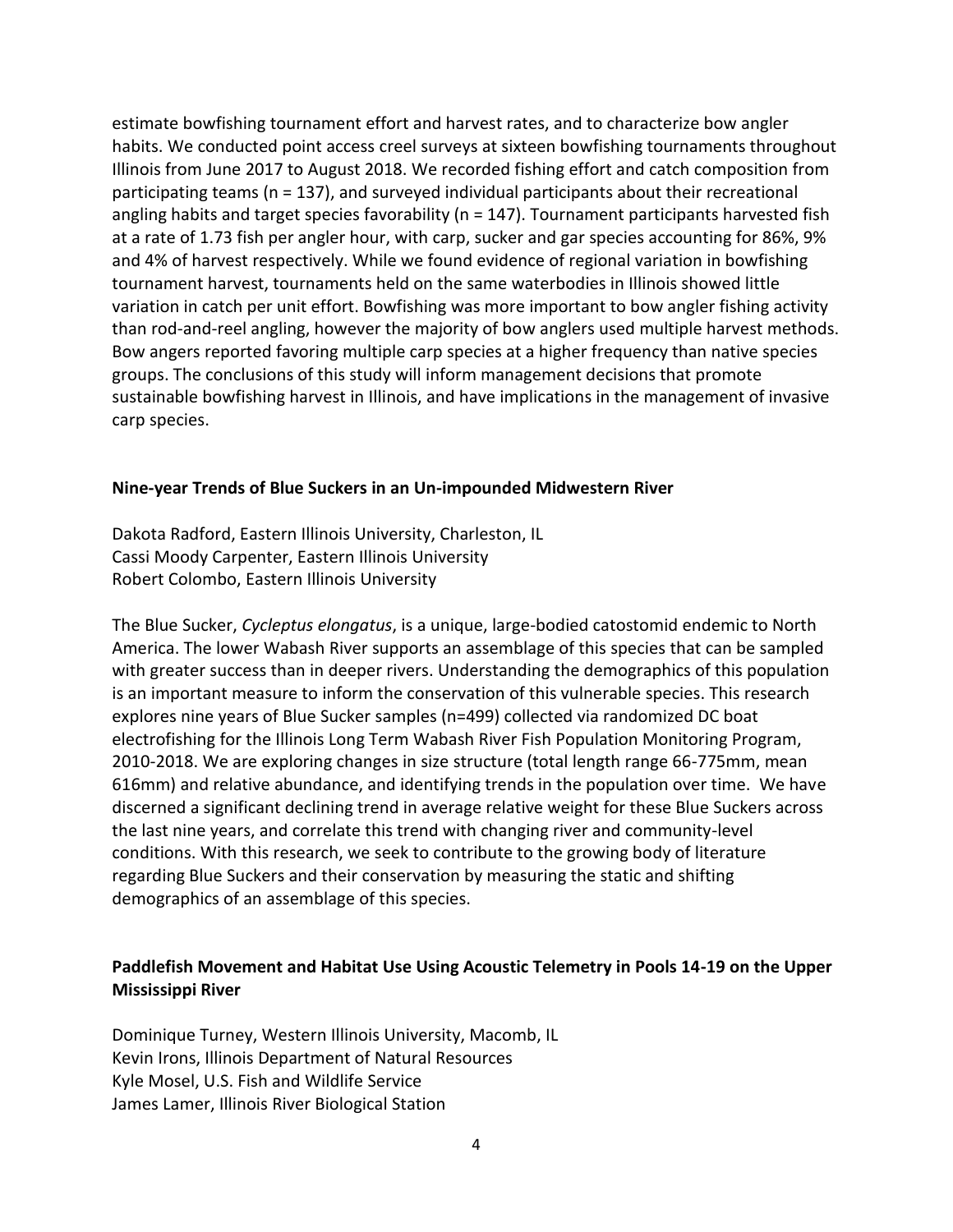estimate bowfishing tournament effort and harvest rates, and to characterize bow angler habits. We conducted point access creel surveys at sixteen bowfishing tournaments throughout Illinois from June 2017 to August 2018. We recorded fishing effort and catch composition from participating teams (n = 137), and surveyed individual participants about their recreational angling habits and target species favorability (n = 147). Tournament participants harvested fish at a rate of 1.73 fish per angler hour, with carp, sucker and gar species accounting for 86%, 9% and 4% of harvest respectively. While we found evidence of regional variation in bowfishing tournament harvest, tournaments held on the same waterbodies in Illinois showed little variation in catch per unit effort. Bowfishing was more important to bow angler fishing activity than rod-and-reel angling, however the majority of bow anglers used multiple harvest methods. Bow angers reported favoring multiple carp species at a higher frequency than native species groups. The conclusions of this study will inform management decisions that promote sustainable bowfishing harvest in Illinois, and have implications in the management of invasive carp species.

**Nine-year Trends of Blue Suckers in an Un-impounded Midwestern River**

Dakota Radford, Eastern Illinois University, Charleston, IL
Cassi Moody Carpenter, Eastern Illinois University
Robert Colombo, Eastern Illinois University

The Blue Sucker, *Cycleptus elongatus*, is a unique, large-bodied catostomid endemic to North America. The lower Wabash River supports an assemblage of this species that can be sampled with greater success than in deeper rivers. Understanding the demographics of this population is an important measure to inform the conservation of this vulnerable species. This research explores nine years of Blue Sucker samples (n=499) collected via randomized DC boat electrofishing for the Illinois Long Term Wabash River Fish Population Monitoring Program, 2010-2018. We are exploring changes in size structure (total length range 66-775mm, mean 616mm) and relative abundance, and identifying trends in the population over time. We have discerned a significant declining trend in average relative weight for these Blue Suckers across the last nine years, and correlate this trend with changing river and community-level conditions. With this research, we seek to contribute to the growing body of literature regarding Blue Suckers and their conservation by measuring the static and shifting demographics of an assemblage of this species.

**Paddlefish Movement and Habitat Use Using Acoustic Telemetry in Pools 14-19 on the Upper Mississippi River**

Dominique Turney, Western Illinois University, Macomb, IL
Kevin Irons, Illinois Department of Natural Resources
Kyle Mosel, U.S. Fish and Wildlife Service
James Lamer, Illinois River Biological Station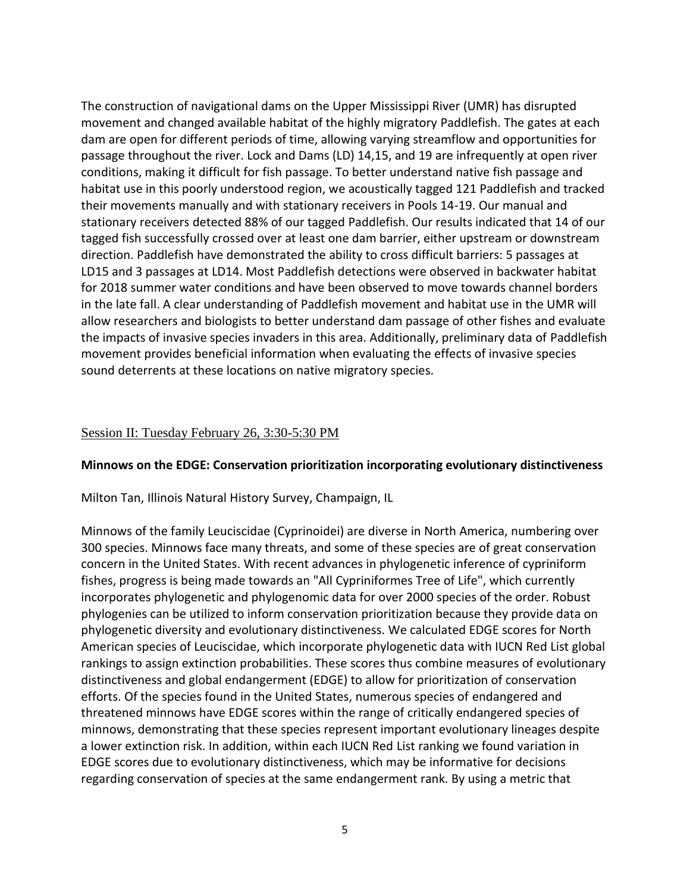The construction of navigational dams on the Upper Mississippi River (UMR) has disrupted movement and changed available habitat of the highly migratory Paddlefish. The gates at each dam are open for different periods of time, allowing varying streamflow and opportunities for passage throughout the river. Lock and Dams (LD) 14,15, and 19 are infrequently at open river conditions, making it difficult for fish passage. To better understand native fish passage and habitat use in this poorly understood region, we acoustically tagged 121 Paddlefish and tracked their movements manually and with stationary receivers in Pools 14-19. Our manual and stationary receivers detected 88% of our tagged Paddlefish. Our results indicated that 14 of our tagged fish successfully crossed over at least one dam barrier, either upstream or downstream direction. Paddlefish have demonstrated the ability to cross difficult barriers: 5 passages at LD15 and 3 passages at LD14. Most Paddlefish detections were observed in backwater habitat for 2018 summer water conditions and have been observed to move towards channel borders in the late fall. A clear understanding of Paddlefish movement and habitat use in the UMR will allow researchers and biologists to better understand dam passage of other fishes and evaluate the impacts of invasive species invaders in this area. Additionally, preliminary data of Paddlefish movement provides beneficial information when evaluating the effects of invasive species sound deterrents at these locations on native migratory species.

## Session II: Tuesday February 26, 3:30-5:30 PM

**Minnows on the EDGE: Conservation prioritization incorporating evolutionary distinctiveness**

Milton Tan, Illinois Natural History Survey, Champaign, IL

Minnows of the family Leuciscidae (Cyprinoidei) are diverse in North America, numbering over 300 species. Minnows face many threats, and some of these species are of great conservation concern in the United States. With recent advances in phylogenetic inference of cypriniform fishes, progress is being made towards an "All Cypriniformes Tree of Life", which currently incorporates phylogenetic and phylogenomic data for over 2000 species of the order. Robust phylogenies can be utilized to inform conservation prioritization because they provide data on phylogenetic diversity and evolutionary distinctiveness. We calculated EDGE scores for North American species of Leuciscidae, which incorporate phylogenetic data with IUCN Red List global rankings to assign extinction probabilities. These scores thus combine measures of evolutionary distinctiveness and global endangerment (EDGE) to allow for prioritization of conservation efforts. Of the species found in the United States, numerous species of endangered and threatened minnows have EDGE scores within the range of critically endangered species of minnows, demonstrating that these species represent important evolutionary lineages despite a lower extinction risk. In addition, within each IUCN Red List ranking we found variation in EDGE scores due to evolutionary distinctiveness, which may be informative for decisions regarding conservation of species at the same endangerment rank. By using a metric that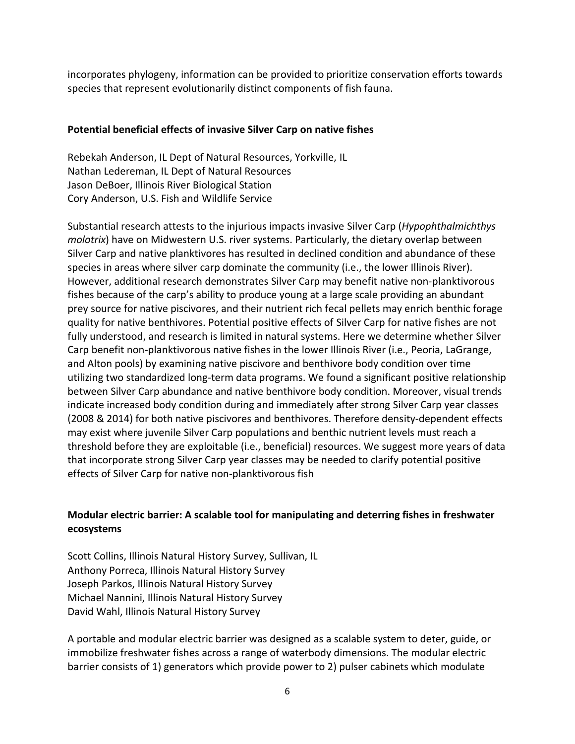incorporates phylogeny, information can be provided to prioritize conservation efforts towards species that represent evolutionarily distinct components of fish fauna.

**Potential beneficial effects of invasive Silver Carp on native fishes**

Rebekah Anderson, IL Dept of Natural Resources, Yorkville, IL
Nathan Ledereman, IL Dept of Natural Resources
Jason DeBoer, Illinois River Biological Station
Cory Anderson, U.S. Fish and Wildlife Service

Substantial research attests to the injurious impacts invasive Silver Carp (*Hypophthalmichthys molotrix*) have on Midwestern U.S. river systems. Particularly, the dietary overlap between Silver Carp and native planktivores has resulted in declined condition and abundance of these species in areas where silver carp dominate the community (i.e., the lower Illinois River). However, additional research demonstrates Silver Carp may benefit native non-planktivorous fishes because of the carp's ability to produce young at a large scale providing an abundant prey source for native piscivores, and their nutrient rich fecal pellets may enrich benthic forage quality for native benthivores. Potential positive effects of Silver Carp for native fishes are not fully understood, and research is limited in natural systems. Here we determine whether Silver Carp benefit non-planktivorous native fishes in the lower Illinois River (i.e., Peoria, LaGrange, and Alton pools) by examining native piscivore and benthivore body condition over time utilizing two standardized long-term data programs. We found a significant positive relationship between Silver Carp abundance and native benthivore body condition. Moreover, visual trends indicate increased body condition during and immediately after strong Silver Carp year classes (2008 & 2014) for both native piscivores and benthivores. Therefore density-dependent effects may exist where juvenile Silver Carp populations and benthic nutrient levels must reach a threshold before they are exploitable (i.e., beneficial) resources. We suggest more years of data that incorporate strong Silver Carp year classes may be needed to clarify potential positive effects of Silver Carp for native non-planktivorous fish

**Modular electric barrier: A scalable tool for manipulating and deterring fishes in freshwater ecosystems**

Scott Collins, Illinois Natural History Survey, Sullivan, IL
Anthony Porreca, Illinois Natural History Survey
Joseph Parkos, Illinois Natural History Survey
Michael Nannini, Illinois Natural History Survey
David Wahl, Illinois Natural History Survey

A portable and modular electric barrier was designed as a scalable system to deter, guide, or immobilize freshwater fishes across a range of waterbody dimensions. The modular electric barrier consists of 1) generators which provide power to 2) pulser cabinets which modulate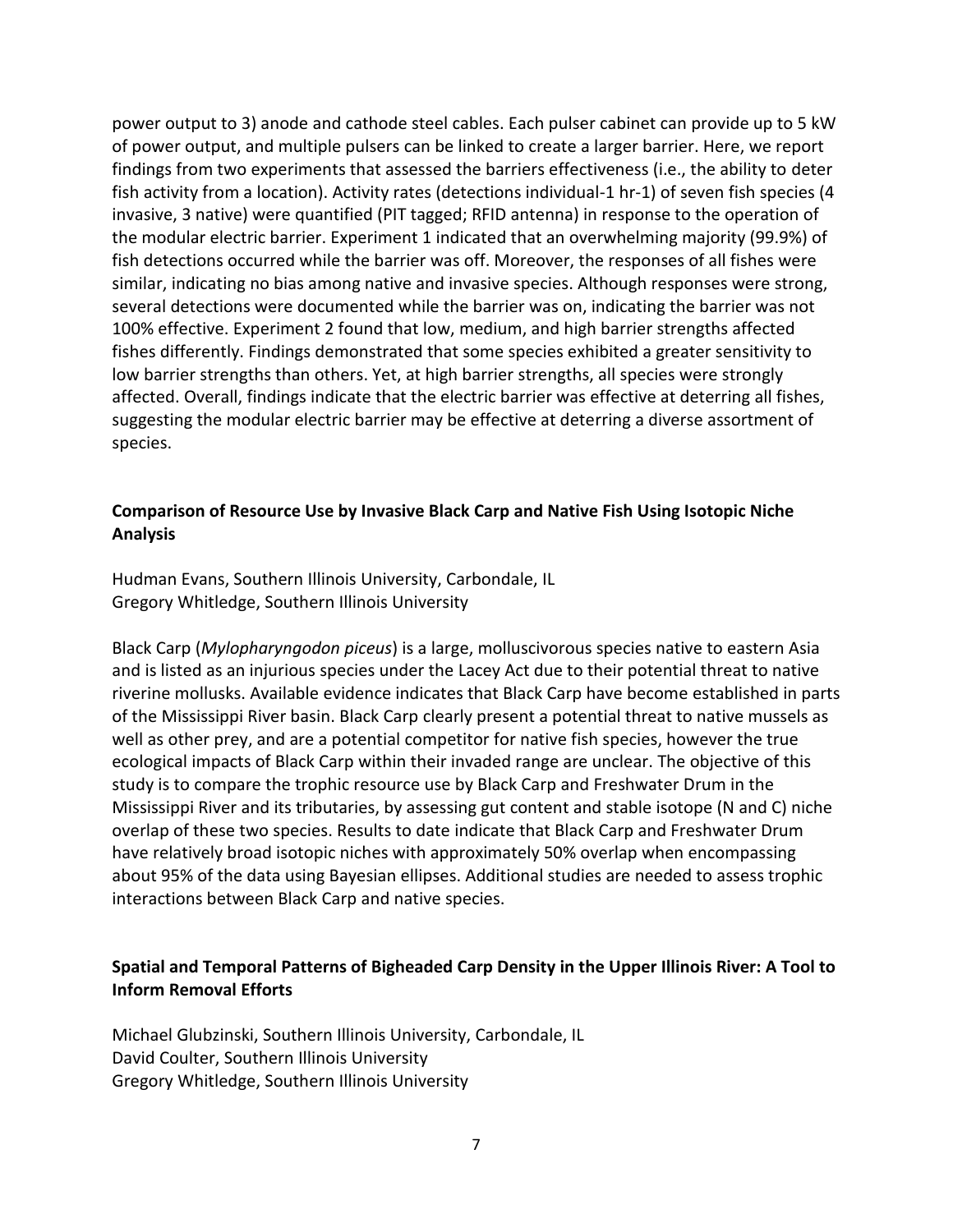power output to 3) anode and cathode steel cables. Each pulser cabinet can provide up to 5 kW of power output, and multiple pulsers can be linked to create a larger barrier. Here, we report findings from two experiments that assessed the barriers effectiveness (i.e., the ability to deter fish activity from a location). Activity rates (detections individual-1 hr-1) of seven fish species (4 invasive, 3 native) were quantified (PIT tagged; RFID antenna) in response to the operation of the modular electric barrier. Experiment 1 indicated that an overwhelming majority (99.9%) of fish detections occurred while the barrier was off. Moreover, the responses of all fishes were similar, indicating no bias among native and invasive species. Although responses were strong, several detections were documented while the barrier was on, indicating the barrier was not 100% effective. Experiment 2 found that low, medium, and high barrier strengths affected fishes differently. Findings demonstrated that some species exhibited a greater sensitivity to low barrier strengths than others. Yet, at high barrier strengths, all species were strongly affected. Overall, findings indicate that the electric barrier was effective at deterring all fishes, suggesting the modular electric barrier may be effective at deterring a diverse assortment of species.

### Comparison of Resource Use by Invasive Black Carp and Native Fish Using Isotopic Niche Analysis

Hudman Evans, Southern Illinois University, Carbondale, IL
Gregory Whitledge, Southern Illinois University

Black Carp (*Mylopharyngodon piceus*) is a large, molluscivorous species native to eastern Asia and is listed as an injurious species under the Lacey Act due to their potential threat to native riverine mollusks. Available evidence indicates that Black Carp have become established in parts of the Mississippi River basin. Black Carp clearly present a potential threat to native mussels as well as other prey, and are a potential competitor for native fish species, however the true ecological impacts of Black Carp within their invaded range are unclear. The objective of this study is to compare the trophic resource use by Black Carp and Freshwater Drum in the Mississippi River and its tributaries, by assessing gut content and stable isotope (N and C) niche overlap of these two species. Results to date indicate that Black Carp and Freshwater Drum have relatively broad isotopic niches with approximately 50% overlap when encompassing about 95% of the data using Bayesian ellipses. Additional studies are needed to assess trophic interactions between Black Carp and native species.

### Spatial and Temporal Patterns of Bigheaded Carp Density in the Upper Illinois River: A Tool to Inform Removal Efforts

Michael Glubzinski, Southern Illinois University, Carbondale, IL
David Coulter, Southern Illinois University
Gregory Whitledge, Southern Illinois University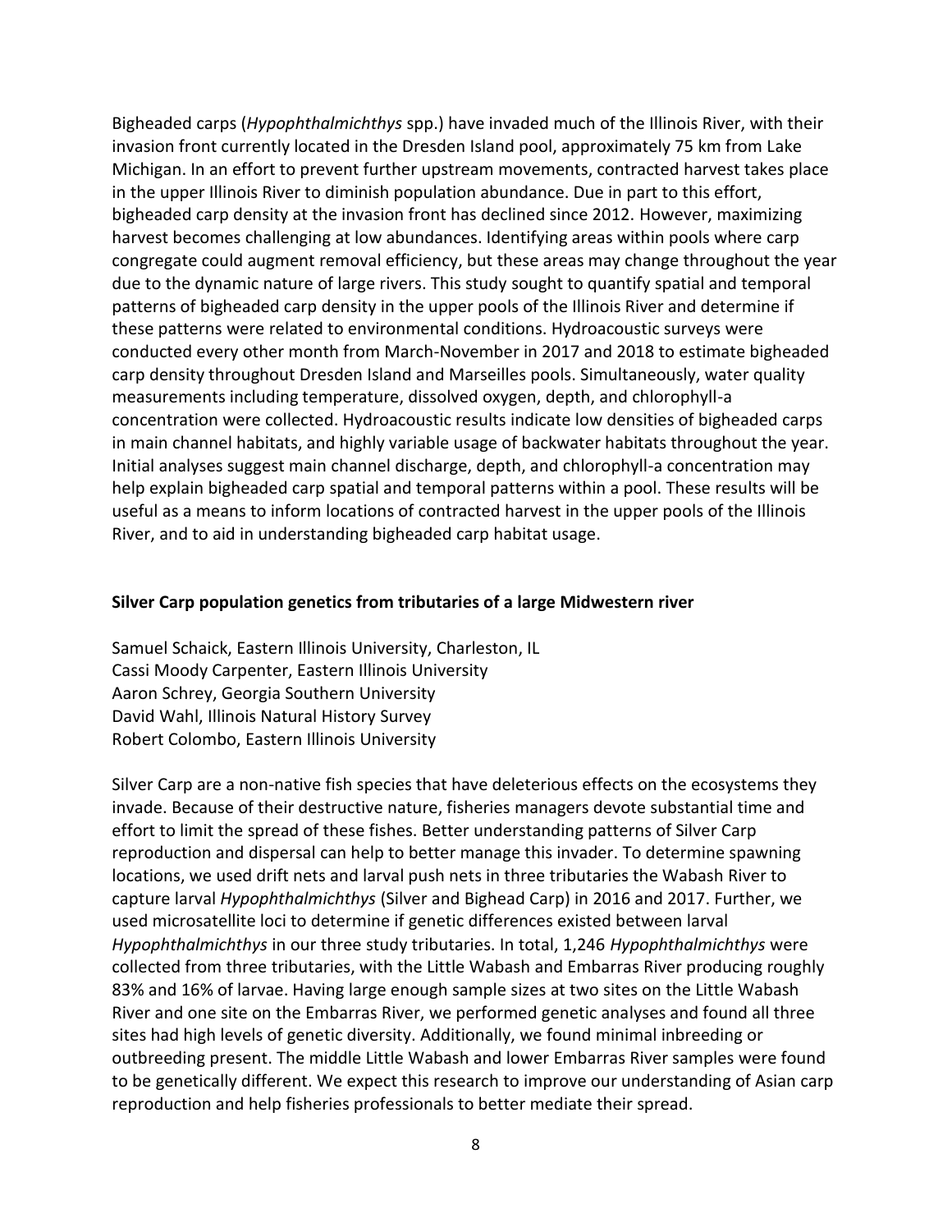Bigheaded carps (*Hypophthalmichthys* spp.) have invaded much of the Illinois River, with their invasion front currently located in the Dresden Island pool, approximately 75 km from Lake Michigan. In an effort to prevent further upstream movements, contracted harvest takes place in the upper Illinois River to diminish population abundance. Due in part to this effort, bigheaded carp density at the invasion front has declined since 2012. However, maximizing harvest becomes challenging at low abundances. Identifying areas within pools where carp congregate could augment removal efficiency, but these areas may change throughout the year due to the dynamic nature of large rivers. This study sought to quantify spatial and temporal patterns of bigheaded carp density in the upper pools of the Illinois River and determine if these patterns were related to environmental conditions. Hydroacoustic surveys were conducted every other month from March-November in 2017 and 2018 to estimate bigheaded carp density throughout Dresden Island and Marseilles pools. Simultaneously, water quality measurements including temperature, dissolved oxygen, depth, and chlorophyll-a concentration were collected. Hydroacoustic results indicate low densities of bigheaded carps in main channel habitats, and highly variable usage of backwater habitats throughout the year. Initial analyses suggest main channel discharge, depth, and chlorophyll-a concentration may help explain bigheaded carp spatial and temporal patterns within a pool. These results will be useful as a means to inform locations of contracted harvest in the upper pools of the Illinois River, and to aid in understanding bigheaded carp habitat usage.

**Silver Carp population genetics from tributaries of a large Midwestern river**

Samuel Schaick, Eastern Illinois University, Charleston, IL
Cassi Moody Carpenter, Eastern Illinois University
Aaron Schrey, Georgia Southern University
David Wahl, Illinois Natural History Survey
Robert Colombo, Eastern Illinois University

Silver Carp are a non-native fish species that have deleterious effects on the ecosystems they invade. Because of their destructive nature, fisheries managers devote substantial time and effort to limit the spread of these fishes. Better understanding patterns of Silver Carp reproduction and dispersal can help to better manage this invader. To determine spawning locations, we used drift nets and larval push nets in three tributaries the Wabash River to capture larval *Hypophthalmichthys* (Silver and Bighead Carp) in 2016 and 2017. Further, we used microsatellite loci to determine if genetic differences existed between larval *Hypophthalmichthys* in our three study tributaries. In total, 1,246 *Hypophthalmichthys* were collected from three tributaries, with the Little Wabash and Embarras River producing roughly 83% and 16% of larvae. Having large enough sample sizes at two sites on the Little Wabash River and one site on the Embarras River, we performed genetic analyses and found all three sites had high levels of genetic diversity. Additionally, we found minimal inbreeding or outbreeding present. The middle Little Wabash and lower Embarras River samples were found to be genetically different. We expect this research to improve our understanding of Asian carp reproduction and help fisheries professionals to better mediate their spread.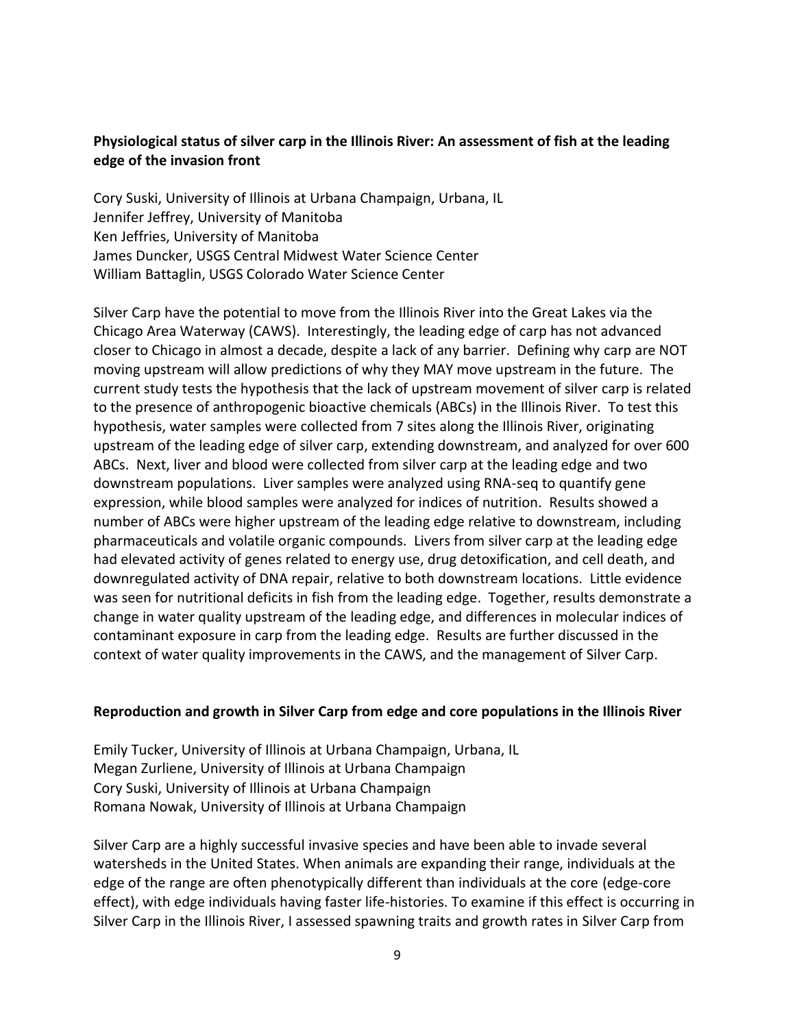**Physiological status of silver carp in the Illinois River: An assessment of fish at the leading edge of the invasion front**

Cory Suski, University of Illinois at Urbana Champaign, Urbana, IL  
Jennifer Jeffrey, University of Manitoba  
Ken Jeffries, University of Manitoba  
James Duncker, USGS Central Midwest Water Science Center  
William Battaglin, USGS Colorado Water Science Center

Silver Carp have the potential to move from the Illinois River into the Great Lakes via the Chicago Area Waterway (CAWS). Interestingly, the leading edge of carp has not advanced closer to Chicago in almost a decade, despite a lack of any barrier. Defining why carp are NOT moving upstream will allow predictions of why they MAY move upstream in the future. The current study tests the hypothesis that the lack of upstream movement of silver carp is related to the presence of anthropogenic bioactive chemicals (ABCs) in the Illinois River. To test this hypothesis, water samples were collected from 7 sites along the Illinois River, originating upstream of the leading edge of silver carp, extending downstream, and analyzed for over 600 ABCs. Next, liver and blood were collected from silver carp at the leading edge and two downstream populations. Liver samples were analyzed using RNA-seq to quantify gene expression, while blood samples were analyzed for indices of nutrition. Results showed a number of ABCs were higher upstream of the leading edge relative to downstream, including pharmaceuticals and volatile organic compounds. Livers from silver carp at the leading edge had elevated activity of genes related to energy use, drug detoxification, and cell death, and downregulated activity of DNA repair, relative to both downstream locations. Little evidence was seen for nutritional deficits in fish from the leading edge. Together, results demonstrate a change in water quality upstream of the leading edge, and differences in molecular indices of contaminant exposure in carp from the leading edge. Results are further discussed in the context of water quality improvements in the CAWS, and the management of Silver Carp.

**Reproduction and growth in Silver Carp from edge and core populations in the Illinois River**

Emily Tucker, University of Illinois at Urbana Champaign, Urbana, IL  
Megan Zurliene, University of Illinois at Urbana Champaign  
Cory Suski, University of Illinois at Urbana Champaign  
Romana Nowak, University of Illinois at Urbana Champaign

Silver Carp are a highly successful invasive species and have been able to invade several watersheds in the United States. When animals are expanding their range, individuals at the edge of the range are often phenotypically different than individuals at the core (edge-core effect), with edge individuals having faster life-histories. To examine if this effect is occurring in Silver Carp in the Illinois River, I assessed spawning traits and growth rates in Silver Carp from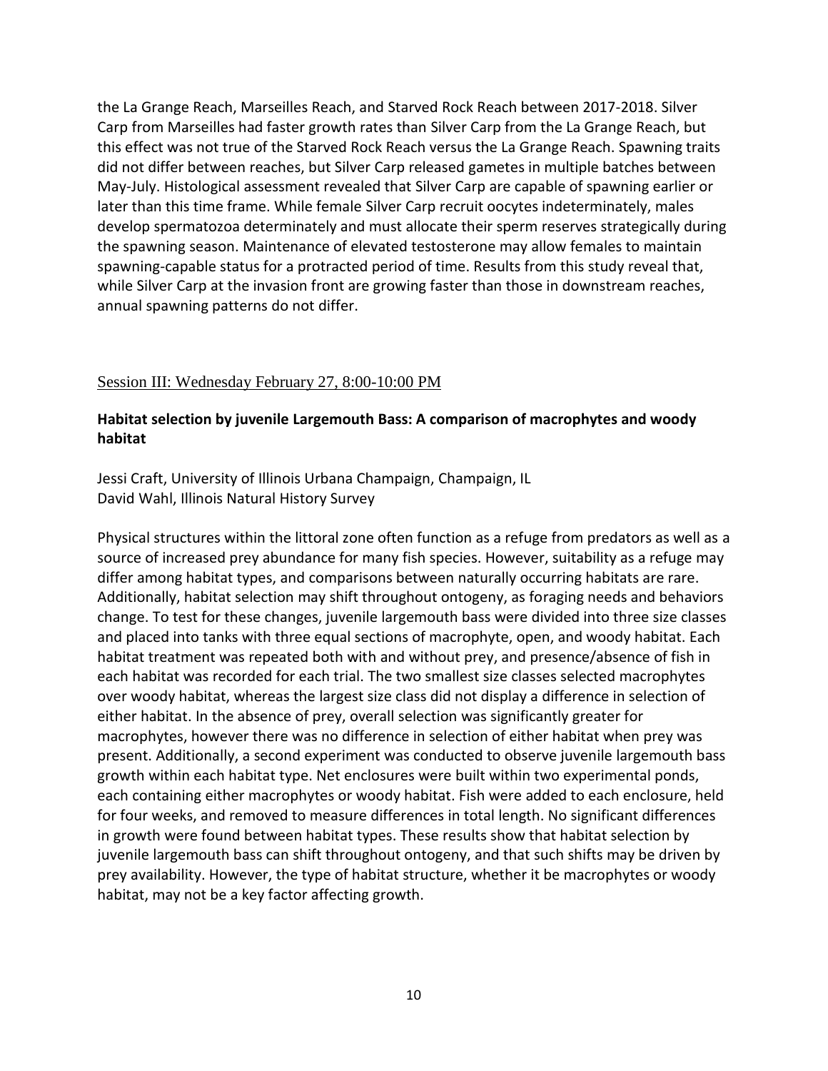the La Grange Reach, Marseilles Reach, and Starved Rock Reach between 2017-2018. Silver Carp from Marseilles had faster growth rates than Silver Carp from the La Grange Reach, but this effect was not true of the Starved Rock Reach versus the La Grange Reach. Spawning traits did not differ between reaches, but Silver Carp released gametes in multiple batches between May-July. Histological assessment revealed that Silver Carp are capable of spawning earlier or later than this time frame. While female Silver Carp recruit oocytes indeterminately, males develop spermatozoa determinately and must allocate their sperm reserves strategically during the spawning season. Maintenance of elevated testosterone may allow females to maintain spawning-capable status for a protracted period of time. Results from this study reveal that, while Silver Carp at the invasion front are growing faster than those in downstream reaches, annual spawning patterns do not differ.

## Session III: Wednesday February 27, 8:00-10:00 PM

### Habitat selection by juvenile Largemouth Bass: A comparison of macrophytes and woody habitat

Jessi Craft, University of Illinois Urbana Champaign, Champaign, IL
David Wahl, Illinois Natural History Survey

Physical structures within the littoral zone often function as a refuge from predators as well as a source of increased prey abundance for many fish species. However, suitability as a refuge may differ among habitat types, and comparisons between naturally occurring habitats are rare. Additionally, habitat selection may shift throughout ontogeny, as foraging needs and behaviors change. To test for these changes, juvenile largemouth bass were divided into three size classes and placed into tanks with three equal sections of macrophyte, open, and woody habitat. Each habitat treatment was repeated both with and without prey, and presence/absence of fish in each habitat was recorded for each trial. The two smallest size classes selected macrophytes over woody habitat, whereas the largest size class did not display a difference in selection of either habitat. In the absence of prey, overall selection was significantly greater for macrophytes, however there was no difference in selection of either habitat when prey was present. Additionally, a second experiment was conducted to observe juvenile largemouth bass growth within each habitat type. Net enclosures were built within two experimental ponds, each containing either macrophytes or woody habitat. Fish were added to each enclosure, held for four weeks, and removed to measure differences in total length. No significant differences in growth were found between habitat types. These results show that habitat selection by juvenile largemouth bass can shift throughout ontogeny, and that such shifts may be driven by prey availability. However, the type of habitat structure, whether it be macrophytes or woody habitat, may not be a key factor affecting growth.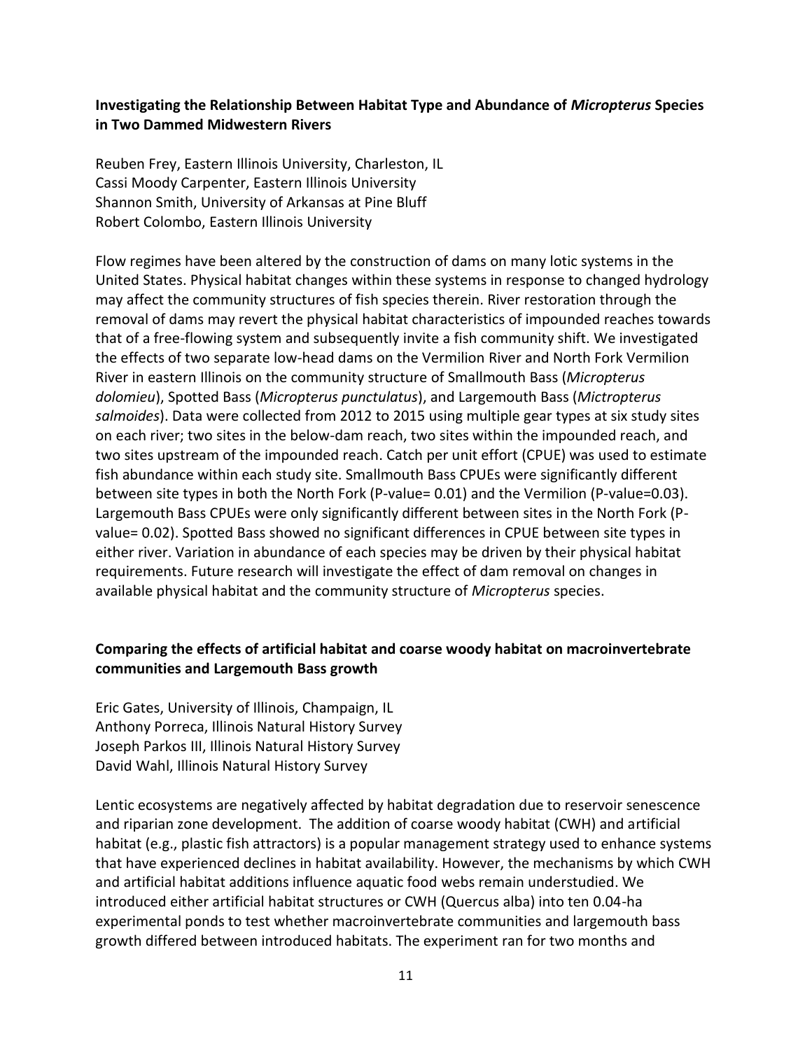**Investigating the Relationship Between Habitat Type and Abundance of *Micropterus* Species in Two Dammed Midwestern Rivers**

Reuben Frey, Eastern Illinois University, Charleston, IL
Cassi Moody Carpenter, Eastern Illinois University
Shannon Smith, University of Arkansas at Pine Bluff
Robert Colombo, Eastern Illinois University

Flow regimes have been altered by the construction of dams on many lotic systems in the United States. Physical habitat changes within these systems in response to changed hydrology may affect the community structures of fish species therein. River restoration through the removal of dams may revert the physical habitat characteristics of impounded reaches towards that of a free-flowing system and subsequently invite a fish community shift. We investigated the effects of two separate low-head dams on the Vermilion River and North Fork Vermilion River in eastern Illinois on the community structure of Smallmouth Bass (*Micropterus dolomieu*), Spotted Bass (*Micropterus punctulatus*), and Largemouth Bass (*Mictropterus salmoides*). Data were collected from 2012 to 2015 using multiple gear types at six study sites on each river; two sites in the below-dam reach, two sites within the impounded reach, and two sites upstream of the impounded reach. Catch per unit effort (CPUE) was used to estimate fish abundance within each study site. Smallmouth Bass CPUEs were significantly different between site types in both the North Fork (P-value= 0.01) and the Vermilion (P-value=0.03). Largemouth Bass CPUEs were only significantly different between sites in the North Fork (P-value= 0.02). Spotted Bass showed no significant differences in CPUE between site types in either river. Variation in abundance of each species may be driven by their physical habitat requirements. Future research will investigate the effect of dam removal on changes in available physical habitat and the community structure of *Micropterus* species.

**Comparing the effects of artificial habitat and coarse woody habitat on macroinvertebrate communities and Largemouth Bass growth**

Eric Gates, University of Illinois, Champaign, IL
Anthony Porreca, Illinois Natural History Survey
Joseph Parkos III, Illinois Natural History Survey
David Wahl, Illinois Natural History Survey

Lentic ecosystems are negatively affected by habitat degradation due to reservoir senescence and riparian zone development. The addition of coarse woody habitat (CWH) and artificial habitat (e.g., plastic fish attractors) is a popular management strategy used to enhance systems that have experienced declines in habitat availability. However, the mechanisms by which CWH and artificial habitat additions influence aquatic food webs remain understudied. We introduced either artificial habitat structures or CWH (Quercus alba) into ten 0.04-ha experimental ponds to test whether macroinvertebrate communities and largemouth bass growth differed between introduced habitats. The experiment ran for two months and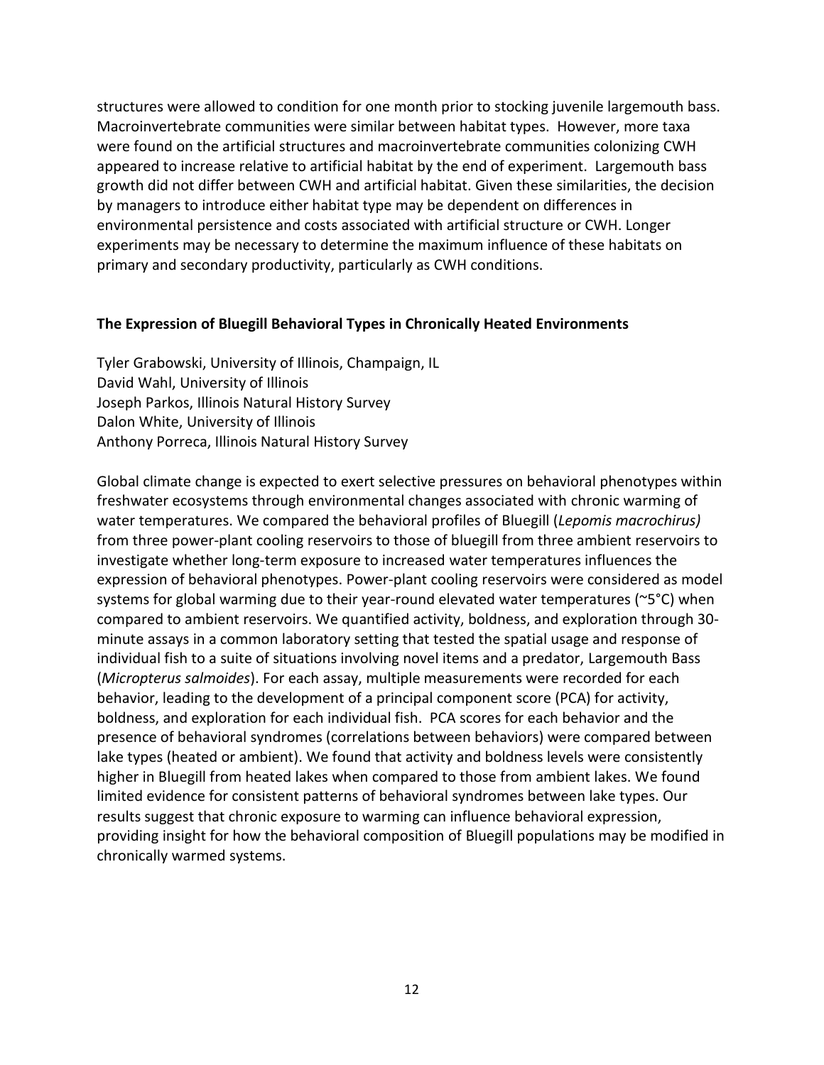structures were allowed to condition for one month prior to stocking juvenile largemouth bass. Macroinvertebrate communities were similar between habitat types. However, more taxa were found on the artificial structures and macroinvertebrate communities colonizing CWH appeared to increase relative to artificial habitat by the end of experiment. Largemouth bass growth did not differ between CWH and artificial habitat. Given these similarities, the decision by managers to introduce either habitat type may be dependent on differences in environmental persistence and costs associated with artificial structure or CWH. Longer experiments may be necessary to determine the maximum influence of these habitats on primary and secondary productivity, particularly as CWH conditions.

**The Expression of Bluegill Behavioral Types in Chronically Heated Environments**

Tyler Grabowski, University of Illinois, Champaign, IL
David Wahl, University of Illinois
Joseph Parkos, Illinois Natural History Survey
Dalon White, University of Illinois
Anthony Porreca, Illinois Natural History Survey

Global climate change is expected to exert selective pressures on behavioral phenotypes within freshwater ecosystems through environmental changes associated with chronic warming of water temperatures. We compared the behavioral profiles of Bluegill (*Lepomis macrochirus)* from three power-plant cooling reservoirs to those of bluegill from three ambient reservoirs to investigate whether long-term exposure to increased water temperatures influences the expression of behavioral phenotypes. Power-plant cooling reservoirs were considered as model systems for global warming due to their year-round elevated water temperatures (~5°C) when compared to ambient reservoirs. We quantified activity, boldness, and exploration through 30-minute assays in a common laboratory setting that tested the spatial usage and response of individual fish to a suite of situations involving novel items and a predator, Largemouth Bass (*Micropterus salmoides*). For each assay, multiple measurements were recorded for each behavior, leading to the development of a principal component score (PCA) for activity, boldness, and exploration for each individual fish. PCA scores for each behavior and the presence of behavioral syndromes (correlations between behaviors) were compared between lake types (heated or ambient). We found that activity and boldness levels were consistently higher in Bluegill from heated lakes when compared to those from ambient lakes. We found limited evidence for consistent patterns of behavioral syndromes between lake types. Our results suggest that chronic exposure to warming can influence behavioral expression, providing insight for how the behavioral composition of Bluegill populations may be modified in chronically warmed systems.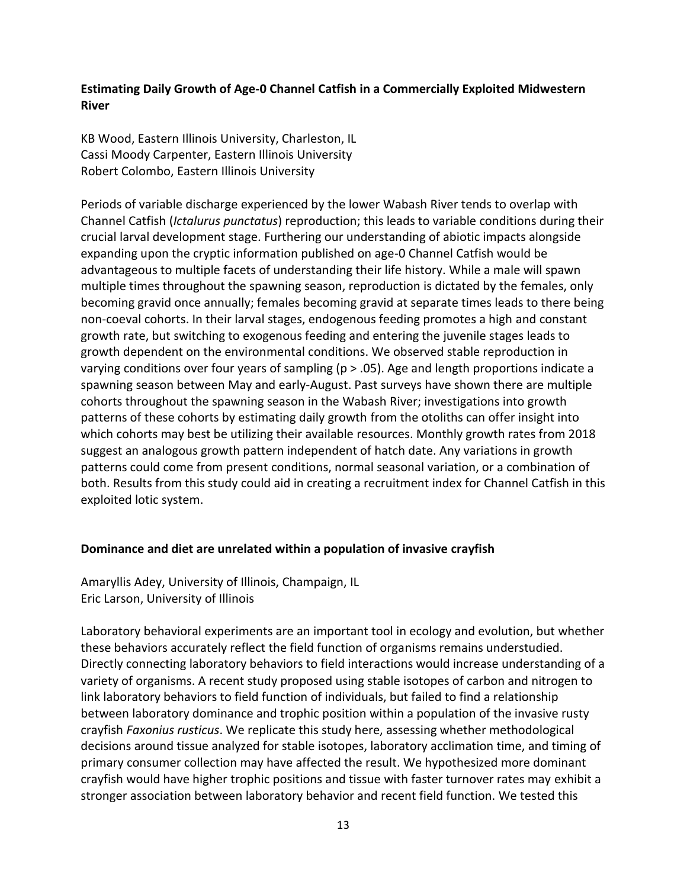### Estimating Daily Growth of Age-0 Channel Catfish in a Commercially Exploited Midwestern River

KB Wood, Eastern Illinois University, Charleston, IL
Cassi Moody Carpenter, Eastern Illinois University
Robert Colombo, Eastern Illinois University

Periods of variable discharge experienced by the lower Wabash River tends to overlap with Channel Catfish (*Ictalurus punctatus*) reproduction; this leads to variable conditions during their crucial larval development stage. Furthering our understanding of abiotic impacts alongside expanding upon the cryptic information published on age-0 Channel Catfish would be advantageous to multiple facets of understanding their life history. While a male will spawn multiple times throughout the spawning season, reproduction is dictated by the females, only becoming gravid once annually; females becoming gravid at separate times leads to there being non-coeval cohorts. In their larval stages, endogenous feeding promotes a high and constant growth rate, but switching to exogenous feeding and entering the juvenile stages leads to growth dependent on the environmental conditions. We observed stable reproduction in varying conditions over four years of sampling ($p > .05$). Age and length proportions indicate a spawning season between May and early-August. Past surveys have shown there are multiple cohorts throughout the spawning season in the Wabash River; investigations into growth patterns of these cohorts by estimating daily growth from the otoliths can offer insight into which cohorts may best be utilizing their available resources. Monthly growth rates from 2018 suggest an analogous growth pattern independent of hatch date. Any variations in growth patterns could come from present conditions, normal seasonal variation, or a combination of both. Results from this study could aid in creating a recruitment index for Channel Catfish in this exploited lotic system.

### Dominance and diet are unrelated within a population of invasive crayfish

Amaryllis Adey, University of Illinois, Champaign, IL
Eric Larson, University of Illinois

Laboratory behavioral experiments are an important tool in ecology and evolution, but whether these behaviors accurately reflect the field function of organisms remains understudied. Directly connecting laboratory behaviors to field interactions would increase understanding of a variety of organisms. A recent study proposed using stable isotopes of carbon and nitrogen to link laboratory behaviors to field function of individuals, but failed to find a relationship between laboratory dominance and trophic position within a population of the invasive rusty crayfish *Faxonius rusticus*. We replicate this study here, assessing whether methodological decisions around tissue analyzed for stable isotopes, laboratory acclimation time, and timing of primary consumer collection may have affected the result. We hypothesized more dominant crayfish would have higher trophic positions and tissue with faster turnover rates may exhibit a stronger association between laboratory behavior and recent field function. We tested this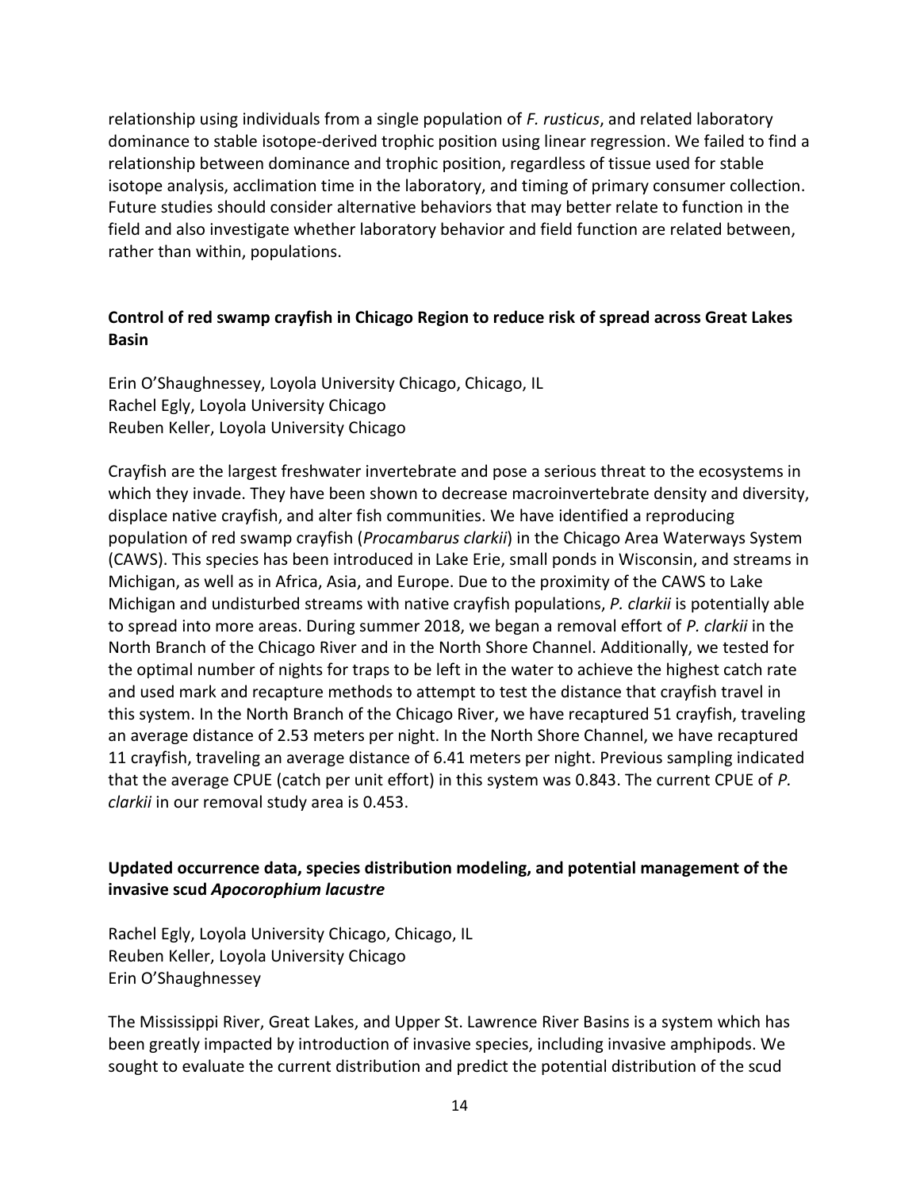relationship using individuals from a single population of *F. rusticus*, and related laboratory dominance to stable isotope-derived trophic position using linear regression. We failed to find a relationship between dominance and trophic position, regardless of tissue used for stable isotope analysis, acclimation time in the laboratory, and timing of primary consumer collection. Future studies should consider alternative behaviors that may better relate to function in the field and also investigate whether laboratory behavior and field function are related between, rather than within, populations.

**Control of red swamp crayfish in Chicago Region to reduce risk of spread across Great Lakes Basin**

Erin O'Shaughnessey, Loyola University Chicago, Chicago, IL
Rachel Egly, Loyola University Chicago
Reuben Keller, Loyola University Chicago

Crayfish are the largest freshwater invertebrate and pose a serious threat to the ecosystems in which they invade. They have been shown to decrease macroinvertebrate density and diversity, displace native crayfish, and alter fish communities. We have identified a reproducing population of red swamp crayfish (*Procambarus clarkii*) in the Chicago Area Waterways System (CAWS). This species has been introduced in Lake Erie, small ponds in Wisconsin, and streams in Michigan, as well as in Africa, Asia, and Europe. Due to the proximity of the CAWS to Lake Michigan and undisturbed streams with native crayfish populations, *P. clarkii* is potentially able to spread into more areas. During summer 2018, we began a removal effort of *P. clarkii* in the North Branch of the Chicago River and in the North Shore Channel. Additionally, we tested for the optimal number of nights for traps to be left in the water to achieve the highest catch rate and used mark and recapture methods to attempt to test the distance that crayfish travel in this system. In the North Branch of the Chicago River, we have recaptured 51 crayfish, traveling an average distance of 2.53 meters per night. In the North Shore Channel, we have recaptured 11 crayfish, traveling an average distance of 6.41 meters per night. Previous sampling indicated that the average CPUE (catch per unit effort) in this system was 0.843. The current CPUE of *P. clarkii* in our removal study area is 0.453.

**Updated occurrence data, species distribution modeling, and potential management of the invasive scud *Apocorophium lacustre***

Rachel Egly, Loyola University Chicago, Chicago, IL
Reuben Keller, Loyola University Chicago
Erin O'Shaughnessey

The Mississippi River, Great Lakes, and Upper St. Lawrence River Basins is a system which has been greatly impacted by introduction of invasive species, including invasive amphipods. We sought to evaluate the current distribution and predict the potential distribution of the scud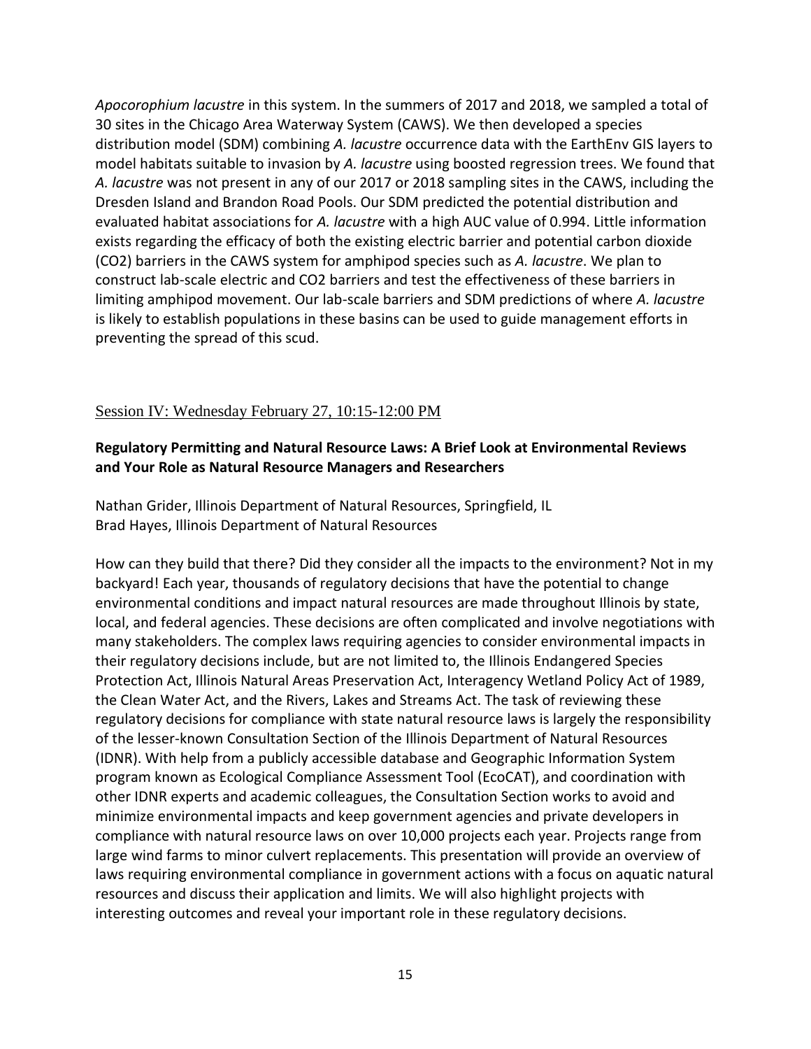*Apocorophium lacustre* in this system. In the summers of 2017 and 2018, we sampled a total of 30 sites in the Chicago Area Waterway System (CAWS). We then developed a species distribution model (SDM) combining *A. lacustre* occurrence data with the EarthEnv GIS layers to model habitats suitable to invasion by *A. lacustre* using boosted regression trees. We found that *A. lacustre* was not present in any of our 2017 or 2018 sampling sites in the CAWS, including the Dresden Island and Brandon Road Pools. Our SDM predicted the potential distribution and evaluated habitat associations for *A. lacustre* with a high AUC value of 0.994. Little information exists regarding the efficacy of both the existing electric barrier and potential carbon dioxide ($CO_2$) barriers in the CAWS system for amphipod species such as *A. lacustre*. We plan to construct lab-scale electric and $CO_2$ barriers and test the effectiveness of these barriers in limiting amphipod movement. Our lab-scale barriers and SDM predictions of where *A. lacustre* is likely to establish populations in these basins can be used to guide management efforts in preventing the spread of this scud.

## Session IV: Wednesday February 27, 10:15-12:00 PM

**Regulatory Permitting and Natural Resource Laws: A Brief Look at Environmental Reviews and Your Role as Natural Resource Managers and Researchers**

Nathan Grider, Illinois Department of Natural Resources, Springfield, IL
Brad Hayes, Illinois Department of Natural Resources

How can they build that there? Did they consider all the impacts to the environment? Not in my backyard! Each year, thousands of regulatory decisions that have the potential to change environmental conditions and impact natural resources are made throughout Illinois by state, local, and federal agencies. These decisions are often complicated and involve negotiations with many stakeholders. The complex laws requiring agencies to consider environmental impacts in their regulatory decisions include, but are not limited to, the Illinois Endangered Species Protection Act, Illinois Natural Areas Preservation Act, Interagency Wetland Policy Act of 1989, the Clean Water Act, and the Rivers, Lakes and Streams Act. The task of reviewing these regulatory decisions for compliance with state natural resource laws is largely the responsibility of the lesser-known Consultation Section of the Illinois Department of Natural Resources (IDNR). With help from a publicly accessible database and Geographic Information System program known as Ecological Compliance Assessment Tool (EcoCAT), and coordination with other IDNR experts and academic colleagues, the Consultation Section works to avoid and minimize environmental impacts and keep government agencies and private developers in compliance with natural resource laws on over 10,000 projects each year. Projects range from large wind farms to minor culvert replacements. This presentation will provide an overview of laws requiring environmental compliance in government actions with a focus on aquatic natural resources and discuss their application and limits. We will also highlight projects with interesting outcomes and reveal your important role in these regulatory decisions.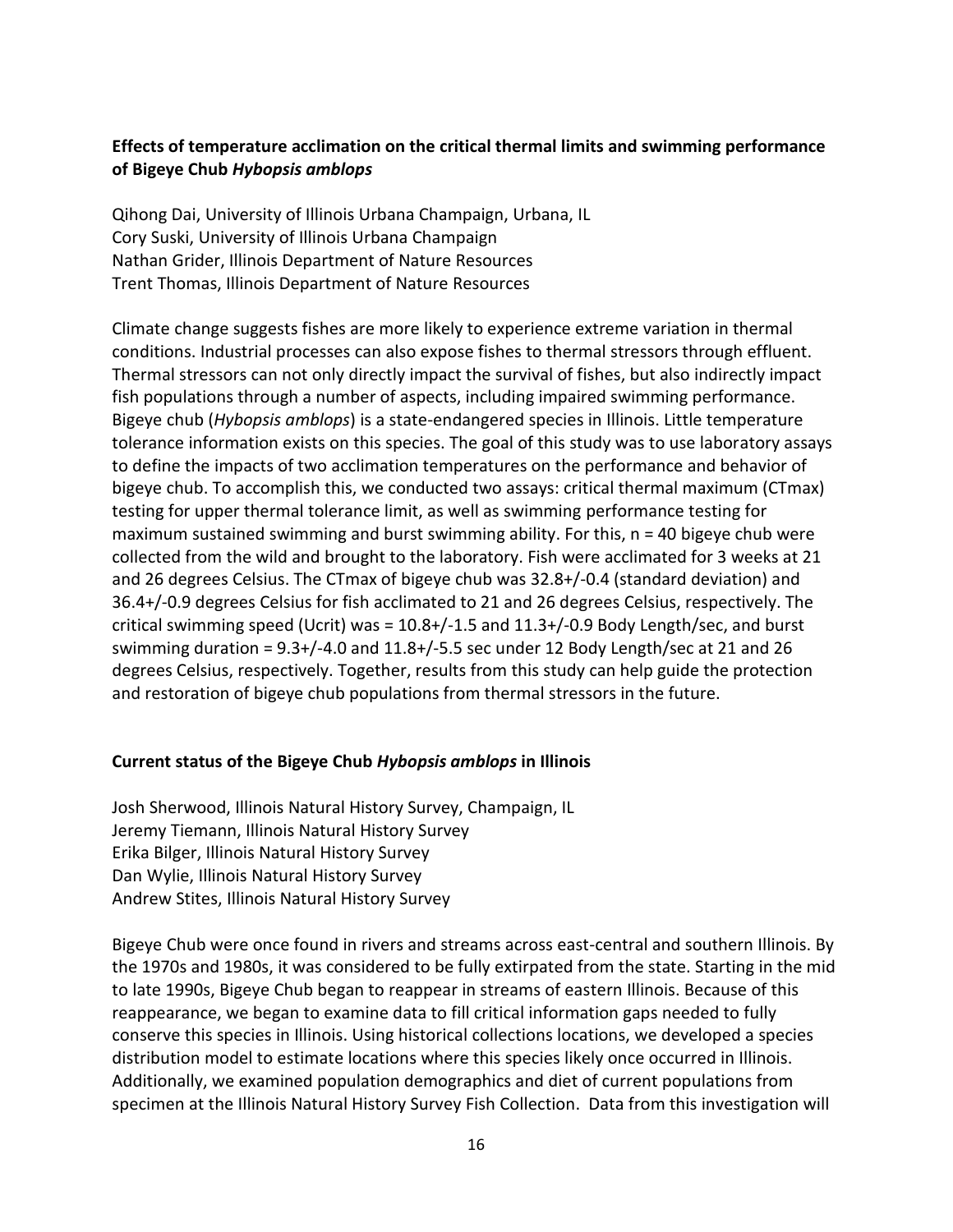### **Effects of temperature acclimation on the critical thermal limits and swimming performance of Bigeye Chub *Hybopsis amblops***

Qihong Dai, University of Illinois Urbana Champaign, Urbana, IL
Cory Suski, University of Illinois Urbana Champaign
Nathan Grider, Illinois Department of Nature Resources
Trent Thomas, Illinois Department of Nature Resources

Climate change suggests fishes are more likely to experience extreme variation in thermal conditions. Industrial processes can also expose fishes to thermal stressors through effluent. Thermal stressors can not only directly impact the survival of fishes, but also indirectly impact fish populations through a number of aspects, including impaired swimming performance. Bigeye chub (*Hybopsis amblops*) is a state-endangered species in Illinois. Little temperature tolerance information exists on this species. The goal of this study was to use laboratory assays to define the impacts of two acclimation temperatures on the performance and behavior of bigeye chub. To accomplish this, we conducted two assays: critical thermal maximum (CTmax) testing for upper thermal tolerance limit, as well as swimming performance testing for maximum sustained swimming and burst swimming ability. For this, n = 40 bigeye chub were collected from the wild and brought to the laboratory. Fish were acclimated for 3 weeks at 21 and 26 degrees Celsius. The CTmax of bigeye chub was 32.8+/-0.4 (standard deviation) and 36.4+/-0.9 degrees Celsius for fish acclimated to 21 and 26 degrees Celsius, respectively. The critical swimming speed (Ucrit) was = 10.8+/-1.5 and 11.3+/-0.9 Body Length/sec, and burst swimming duration = 9.3+/-4.0 and 11.8+/-5.5 sec under 12 Body Length/sec at 21 and 26 degrees Celsius, respectively. Together, results from this study can help guide the protection and restoration of bigeye chub populations from thermal stressors in the future.

### **Current status of the Bigeye Chub *Hybopsis amblops* in Illinois**

Josh Sherwood, Illinois Natural History Survey, Champaign, IL
Jeremy Tiemann, Illinois Natural History Survey
Erika Bilger, Illinois Natural History Survey
Dan Wylie, Illinois Natural History Survey
Andrew Stites, Illinois Natural History Survey

Bigeye Chub were once found in rivers and streams across east-central and southern Illinois. By the 1970s and 1980s, it was considered to be fully extirpated from the state. Starting in the mid to late 1990s, Bigeye Chub began to reappear in streams of eastern Illinois. Because of this reappearance, we began to examine data to fill critical information gaps needed to fully conserve this species in Illinois. Using historical collections locations, we developed a species distribution model to estimate locations where this species likely once occurred in Illinois. Additionally, we examined population demographics and diet of current populations from specimen at the Illinois Natural History Survey Fish Collection. Data from this investigation will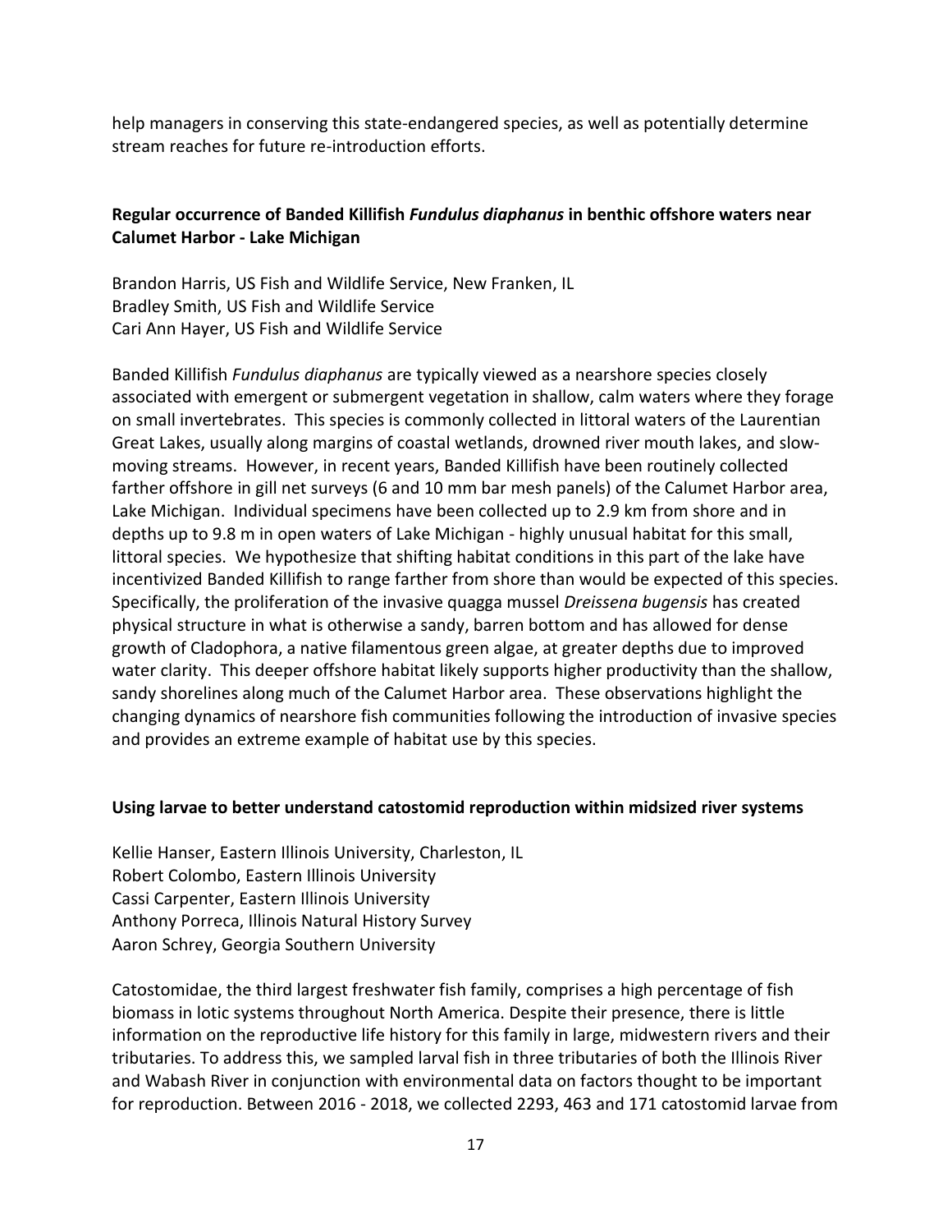help managers in conserving this state-endangered species, as well as potentially determine stream reaches for future re-introduction efforts.

### Regular occurrence of Banded Killifish *Fundulus diaphanus* in benthic offshore waters near Calumet Harbor - Lake Michigan

Brandon Harris, US Fish and Wildlife Service, New Franken, IL
Bradley Smith, US Fish and Wildlife Service
Cari Ann Hayer, US Fish and Wildlife Service

Banded Killifish *Fundulus diaphanus* are typically viewed as a nearshore species closely associated with emergent or submergent vegetation in shallow, calm waters where they forage on small invertebrates. This species is commonly collected in littoral waters of the Laurentian Great Lakes, usually along margins of coastal wetlands, drowned river mouth lakes, and slow-moving streams. However, in recent years, Banded Killifish have been routinely collected farther offshore in gill net surveys (6 and 10 mm bar mesh panels) of the Calumet Harbor area, Lake Michigan. Individual specimens have been collected up to 2.9 km from shore and in depths up to 9.8 m in open waters of Lake Michigan - highly unusual habitat for this small, littoral species. We hypothesize that shifting habitat conditions in this part of the lake have incentivized Banded Killifish to range farther from shore than would be expected of this species. Specifically, the proliferation of the invasive quagga mussel *Dreissena bugensis* has created physical structure in what is otherwise a sandy, barren bottom and has allowed for dense growth of Cladophora, a native filamentous green algae, at greater depths due to improved water clarity. This deeper offshore habitat likely supports higher productivity than the shallow, sandy shorelines along much of the Calumet Harbor area. These observations highlight the changing dynamics of nearshore fish communities following the introduction of invasive species and provides an extreme example of habitat use by this species.

### Using larvae to better understand catostomid reproduction within midsized river systems

Kellie Hanser, Eastern Illinois University, Charleston, IL
Robert Colombo, Eastern Illinois University
Cassi Carpenter, Eastern Illinois University
Anthony Porreca, Illinois Natural History Survey
Aaron Schrey, Georgia Southern University

Catostomidae, the third largest freshwater fish family, comprises a high percentage of fish biomass in lotic systems throughout North America. Despite their presence, there is little information on the reproductive life history for this family in large, midwestern rivers and their tributaries. To address this, we sampled larval fish in three tributaries of both the Illinois River and Wabash River in conjunction with environmental data on factors thought to be important for reproduction. Between 2016 - 2018, we collected 2293, 463 and 171 catostomid larvae from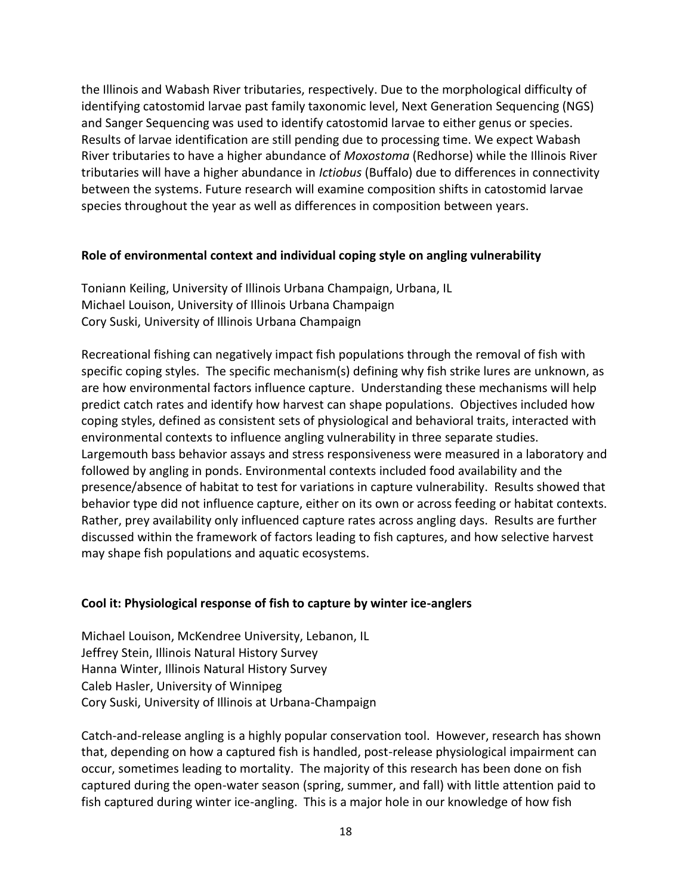the Illinois and Wabash River tributaries, respectively. Due to the morphological difficulty of identifying catostomid larvae past family taxonomic level, Next Generation Sequencing (NGS) and Sanger Sequencing was used to identify catostomid larvae to either genus or species. Results of larvae identification are still pending due to processing time. We expect Wabash River tributaries to have a higher abundance of *Moxostoma* (Redhorse) while the Illinois River tributaries will have a higher abundance in *Ictiobus* (Buffalo) due to differences in connectivity between the systems. Future research will examine composition shifts in catostomid larvae species throughout the year as well as differences in composition between years.

**Role of environmental context and individual coping style on angling vulnerability**

Toniann Keiling, University of Illinois Urbana Champaign, Urbana, IL
Michael Louison, University of Illinois Urbana Champaign
Cory Suski, University of Illinois Urbana Champaign

Recreational fishing can negatively impact fish populations through the removal of fish with specific coping styles. The specific mechanism(s) defining why fish strike lures are unknown, as are how environmental factors influence capture. Understanding these mechanisms will help predict catch rates and identify how harvest can shape populations. Objectives included how coping styles, defined as consistent sets of physiological and behavioral traits, interacted with environmental contexts to influence angling vulnerability in three separate studies. Largemouth bass behavior assays and stress responsiveness were measured in a laboratory and followed by angling in ponds. Environmental contexts included food availability and the presence/absence of habitat to test for variations in capture vulnerability. Results showed that behavior type did not influence capture, either on its own or across feeding or habitat contexts. Rather, prey availability only influenced capture rates across angling days. Results are further discussed within the framework of factors leading to fish captures, and how selective harvest may shape fish populations and aquatic ecosystems.

**Cool it: Physiological response of fish to capture by winter ice-anglers**

Michael Louison, McKendree University, Lebanon, IL
Jeffrey Stein, Illinois Natural History Survey
Hanna Winter, Illinois Natural History Survey
Caleb Hasler, University of Winnipeg
Cory Suski, University of Illinois at Urbana-Champaign

Catch-and-release angling is a highly popular conservation tool. However, research has shown that, depending on how a captured fish is handled, post-release physiological impairment can occur, sometimes leading to mortality. The majority of this research has been done on fish captured during the open-water season (spring, summer, and fall) with little attention paid to fish captured during winter ice-angling. This is a major hole in our knowledge of how fish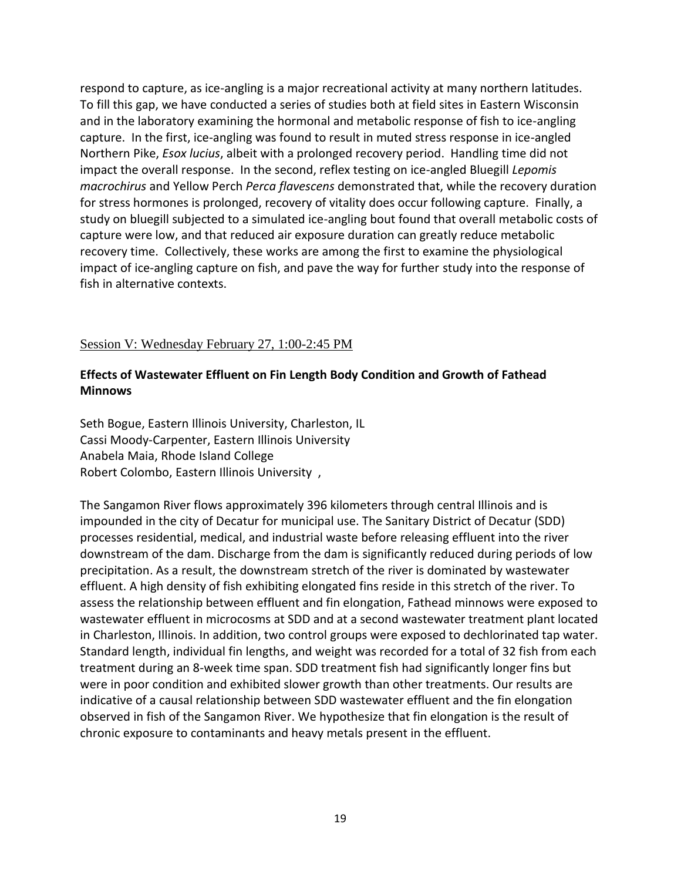respond to capture, as ice-angling is a major recreational activity at many northern latitudes. To fill this gap, we have conducted a series of studies both at field sites in Eastern Wisconsin and in the laboratory examining the hormonal and metabolic response of fish to ice-angling capture. In the first, ice-angling was found to result in muted stress response in ice-angled Northern Pike, *Esox lucius*, albeit with a prolonged recovery period. Handling time did not impact the overall response. In the second, reflex testing on ice-angled Bluegill *Lepomis macrochirus* and Yellow Perch *Perca flavescens* demonstrated that, while the recovery duration for stress hormones is prolonged, recovery of vitality does occur following capture. Finally, a study on bluegill subjected to a simulated ice-angling bout found that overall metabolic costs of capture were low, and that reduced air exposure duration can greatly reduce metabolic recovery time. Collectively, these works are among the first to examine the physiological impact of ice-angling capture on fish, and pave the way for further study into the response of fish in alternative contexts.

## Session V: Wednesday February 27, 1:00-2:45 PM

### Effects of Wastewater Effluent on Fin Length Body Condition and Growth of Fathead Minnows

Seth Bogue, Eastern Illinois University, Charleston, IL
Cassi Moody-Carpenter, Eastern Illinois University
Anabela Maia, Rhode Island College
Robert Colombo, Eastern Illinois University ,

The Sangamon River flows approximately 396 kilometers through central Illinois and is impounded in the city of Decatur for municipal use. The Sanitary District of Decatur (SDD) processes residential, medical, and industrial waste before releasing effluent into the river downstream of the dam. Discharge from the dam is significantly reduced during periods of low precipitation. As a result, the downstream stretch of the river is dominated by wastewater effluent. A high density of fish exhibiting elongated fins reside in this stretch of the river. To assess the relationship between effluent and fin elongation, Fathead minnows were exposed to wastewater effluent in microcosms at SDD and at a second wastewater treatment plant located in Charleston, Illinois. In addition, two control groups were exposed to dechlorinated tap water. Standard length, individual fin lengths, and weight was recorded for a total of 32 fish from each treatment during an 8-week time span. SDD treatment fish had significantly longer fins but were in poor condition and exhibited slower growth than other treatments. Our results are indicative of a causal relationship between SDD wastewater effluent and the fin elongation observed in fish of the Sangamon River. We hypothesize that fin elongation is the result of chronic exposure to contaminants and heavy metals present in the effluent.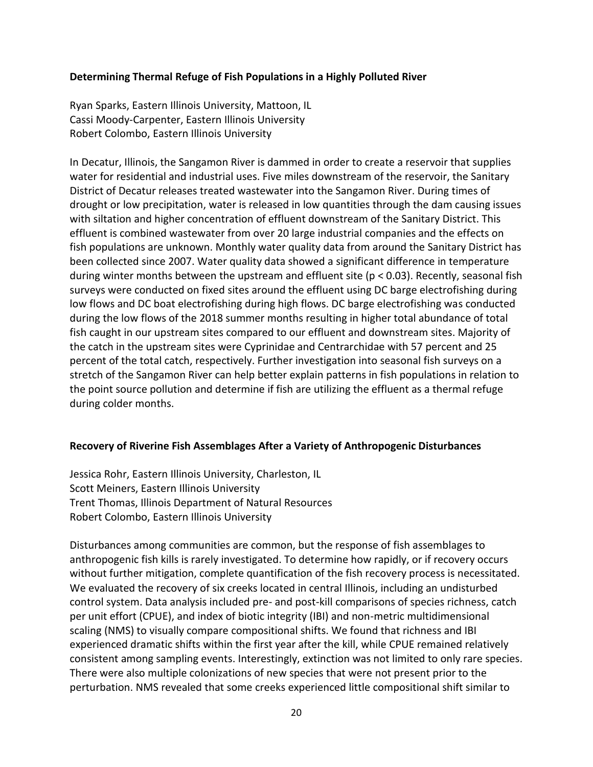**Determining Thermal Refuge of Fish Populations in a Highly Polluted River**

Ryan Sparks, Eastern Illinois University, Mattoon, IL
Cassi Moody-Carpenter, Eastern Illinois University
Robert Colombo, Eastern Illinois University

In Decatur, Illinois, the Sangamon River is dammed in order to create a reservoir that supplies water for residential and industrial uses. Five miles downstream of the reservoir, the Sanitary District of Decatur releases treated wastewater into the Sangamon River. During times of drought or low precipitation, water is released in low quantities through the dam causing issues with siltation and higher concentration of effluent downstream of the Sanitary District. This effluent is combined wastewater from over 20 large industrial companies and the effects on fish populations are unknown. Monthly water quality data from around the Sanitary District has been collected since 2007. Water quality data showed a significant difference in temperature during winter months between the upstream and effluent site ($p < 0.03$). Recently, seasonal fish surveys were conducted on fixed sites around the effluent using DC barge electrofishing during low flows and DC boat electrofishing during high flows. DC barge electrofishing was conducted during the low flows of the 2018 summer months resulting in higher total abundance of total fish caught in our upstream sites compared to our effluent and downstream sites. Majority of the catch in the upstream sites were Cyprinidae and Centrarchidae with 57 percent and 25 percent of the total catch, respectively. Further investigation into seasonal fish surveys on a stretch of the Sangamon River can help better explain patterns in fish populations in relation to the point source pollution and determine if fish are utilizing the effluent as a thermal refuge during colder months.

**Recovery of Riverine Fish Assemblages After a Variety of Anthropogenic Disturbances**

Jessica Rohr, Eastern Illinois University, Charleston, IL
Scott Meiners, Eastern Illinois University
Trent Thomas, Illinois Department of Natural Resources
Robert Colombo, Eastern Illinois University

Disturbances among communities are common, but the response of fish assemblages to anthropogenic fish kills is rarely investigated. To determine how rapidly, or if recovery occurs without further mitigation, complete quantification of the fish recovery process is necessitated. We evaluated the recovery of six creeks located in central Illinois, including an undisturbed control system. Data analysis included pre- and post-kill comparisons of species richness, catch per unit effort (CPUE), and index of biotic integrity (IBI) and non-metric multidimensional scaling (NMS) to visually compare compositional shifts. We found that richness and IBI experienced dramatic shifts within the first year after the kill, while CPUE remained relatively consistent among sampling events. Interestingly, extinction was not limited to only rare species. There were also multiple colonizations of new species that were not present prior to the perturbation. NMS revealed that some creeks experienced little compositional shift similar to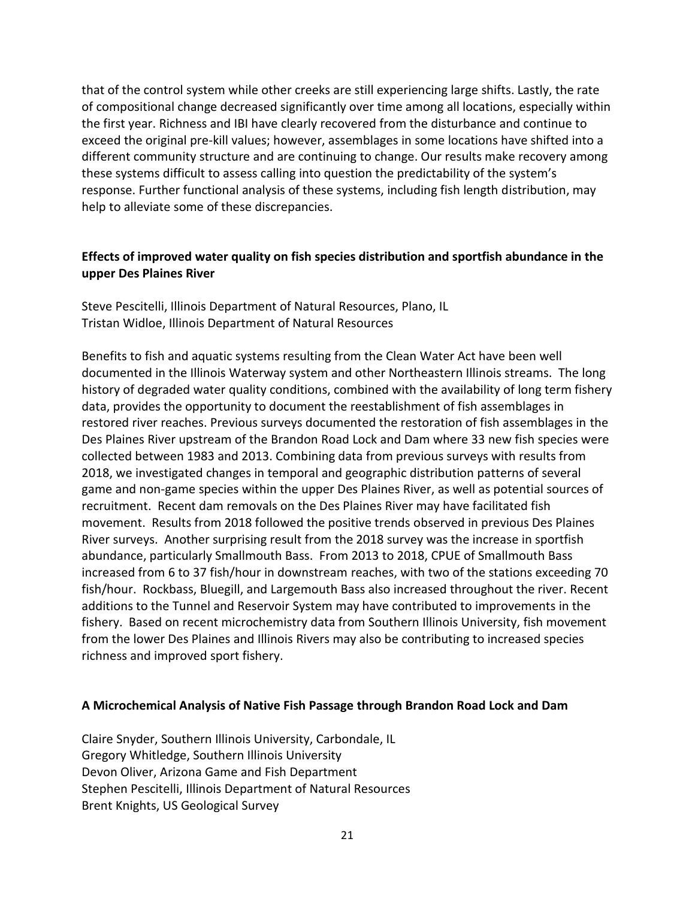that of the control system while other creeks are still experiencing large shifts. Lastly, the rate of compositional change decreased significantly over time among all locations, especially within the first year. Richness and IBI have clearly recovered from the disturbance and continue to exceed the original pre-kill values; however, assemblages in some locations have shifted into a different community structure and are continuing to change. Our results make recovery among these systems difficult to assess calling into question the predictability of the system's response. Further functional analysis of these systems, including fish length distribution, may help to alleviate some of these discrepancies.

**Effects of improved water quality on fish species distribution and sportfish abundance in the upper Des Plaines River**

Steve Pescitelli, Illinois Department of Natural Resources, Plano, IL
Tristan Widloe, Illinois Department of Natural Resources

Benefits to fish and aquatic systems resulting from the Clean Water Act have been well documented in the Illinois Waterway system and other Northeastern Illinois streams. The long history of degraded water quality conditions, combined with the availability of long term fishery data, provides the opportunity to document the reestablishment of fish assemblages in restored river reaches. Previous surveys documented the restoration of fish assemblages in the Des Plaines River upstream of the Brandon Road Lock and Dam where 33 new fish species were collected between 1983 and 2013. Combining data from previous surveys with results from 2018, we investigated changes in temporal and geographic distribution patterns of several game and non-game species within the upper Des Plaines River, as well as potential sources of recruitment. Recent dam removals on the Des Plaines River may have facilitated fish movement. Results from 2018 followed the positive trends observed in previous Des Plaines River surveys. Another surprising result from the 2018 survey was the increase in sportfish abundance, particularly Smallmouth Bass. From 2013 to 2018, CPUE of Smallmouth Bass increased from 6 to 37 fish/hour in downstream reaches, with two of the stations exceeding 70 fish/hour. Rockbass, Bluegill, and Largemouth Bass also increased throughout the river. Recent additions to the Tunnel and Reservoir System may have contributed to improvements in the fishery. Based on recent microchemistry data from Southern Illinois University, fish movement from the lower Des Plaines and Illinois Rivers may also be contributing to increased species richness and improved sport fishery.

**A Microchemical Analysis of Native Fish Passage through Brandon Road Lock and Dam**

Claire Snyder, Southern Illinois University, Carbondale, IL
Gregory Whitledge, Southern Illinois University
Devon Oliver, Arizona Game and Fish Department
Stephen Pescitelli, Illinois Department of Natural Resources
Brent Knights, US Geological Survey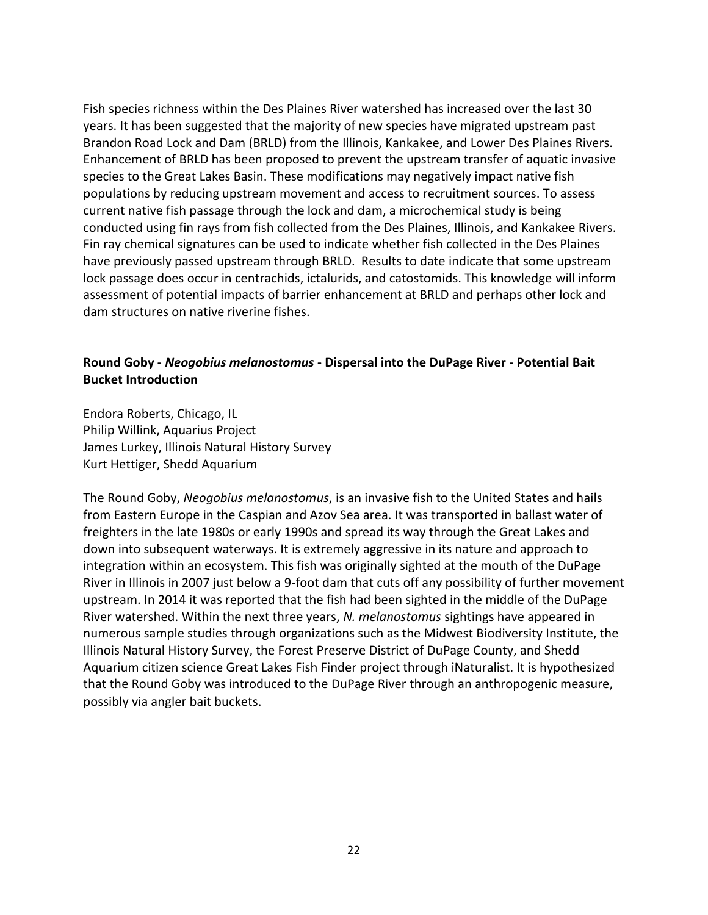Fish species richness within the Des Plaines River watershed has increased over the last 30 years. It has been suggested that the majority of new species have migrated upstream past Brandon Road Lock and Dam (BRLD) from the Illinois, Kankakee, and Lower Des Plaines Rivers. Enhancement of BRLD has been proposed to prevent the upstream transfer of aquatic invasive species to the Great Lakes Basin. These modifications may negatively impact native fish populations by reducing upstream movement and access to recruitment sources. To assess current native fish passage through the lock and dam, a microchemical study is being conducted using fin rays from fish collected from the Des Plaines, Illinois, and Kankakee Rivers. Fin ray chemical signatures can be used to indicate whether fish collected in the Des Plaines have previously passed upstream through BRLD. Results to date indicate that some upstream lock passage does occur in centrachids, ictalurids, and catostomids. This knowledge will inform assessment of potential impacts of barrier enhancement at BRLD and perhaps other lock and dam structures on native riverine fishes.

### Round Goby - *Neogobius melanostomus* - Dispersal into the DuPage River - Potential Bait Bucket Introduction

Endora Roberts, Chicago, IL
Philip Willink, Aquarius Project
James Lurkey, Illinois Natural History Survey
Kurt Hettiger, Shedd Aquarium

The Round Goby, *Neogobius melanostomus*, is an invasive fish to the United States and hails from Eastern Europe in the Caspian and Azov Sea area. It was transported in ballast water of freighters in the late 1980s or early 1990s and spread its way through the Great Lakes and down into subsequent waterways. It is extremely aggressive in its nature and approach to integration within an ecosystem. This fish was originally sighted at the mouth of the DuPage River in Illinois in 2007 just below a 9-foot dam that cuts off any possibility of further movement upstream. In 2014 it was reported that the fish had been sighted in the middle of the DuPage River watershed. Within the next three years, *N. melanostomus* sightings have appeared in numerous sample studies through organizations such as the Midwest Biodiversity Institute, the Illinois Natural History Survey, the Forest Preserve District of DuPage County, and Shedd Aquarium citizen science Great Lakes Fish Finder project through iNaturalist. It is hypothesized that the Round Goby was introduced to the DuPage River through an anthropogenic measure, possibly via angler bait buckets.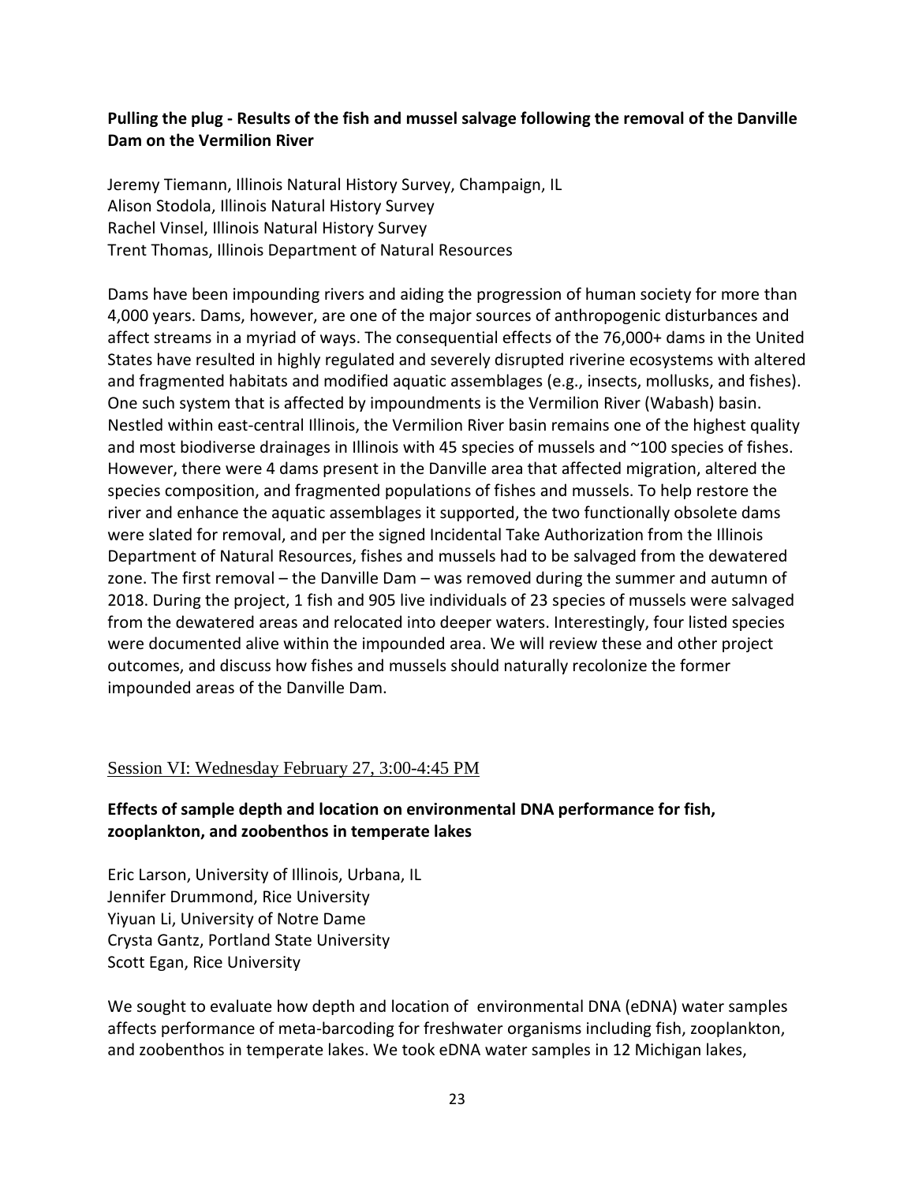**Pulling the plug - Results of the fish and mussel salvage following the removal of the Danville Dam on the Vermilion River**

Jeremy Tiemann, Illinois Natural History Survey, Champaign, IL
Alison Stodola, Illinois Natural History Survey
Rachel Vinsel, Illinois Natural History Survey
Trent Thomas, Illinois Department of Natural Resources

Dams have been impounding rivers and aiding the progression of human society for more than 4,000 years. Dams, however, are one of the major sources of anthropogenic disturbances and affect streams in a myriad of ways. The consequential effects of the 76,000+ dams in the United States have resulted in highly regulated and severely disrupted riverine ecosystems with altered and fragmented habitats and modified aquatic assemblages (e.g., insects, mollusks, and fishes). One such system that is affected by impoundments is the Vermilion River (Wabash) basin. Nestled within east-central Illinois, the Vermilion River basin remains one of the highest quality and most biodiverse drainages in Illinois with 45 species of mussels and ~100 species of fishes. However, there were 4 dams present in the Danville area that affected migration, altered the species composition, and fragmented populations of fishes and mussels. To help restore the river and enhance the aquatic assemblages it supported, the two functionally obsolete dams were slated for removal, and per the signed Incidental Take Authorization from the Illinois Department of Natural Resources, fishes and mussels had to be salvaged from the dewatered zone. The first removal – the Danville Dam – was removed during the summer and autumn of 2018. During the project, 1 fish and 905 live individuals of 23 species of mussels were salvaged from the dewatered areas and relocated into deeper waters. Interestingly, four listed species were documented alive within the impounded area. We will review these and other project outcomes, and discuss how fishes and mussels should naturally recolonize the former impounded areas of the Danville Dam.

## Session VI: Wednesday February 27, 3:00-4:45 PM

**Effects of sample depth and location on environmental DNA performance for fish, zooplankton, and zoobenthos in temperate lakes**

Eric Larson, University of Illinois, Urbana, IL
Jennifer Drummond, Rice University
Yiyuan Li, University of Notre Dame
Crysta Gantz, Portland State University
Scott Egan, Rice University

We sought to evaluate how depth and location of environmental DNA (eDNA) water samples affects performance of meta-barcoding for freshwater organisms including fish, zooplankton, and zoobenthos in temperate lakes. We took eDNA water samples in 12 Michigan lakes,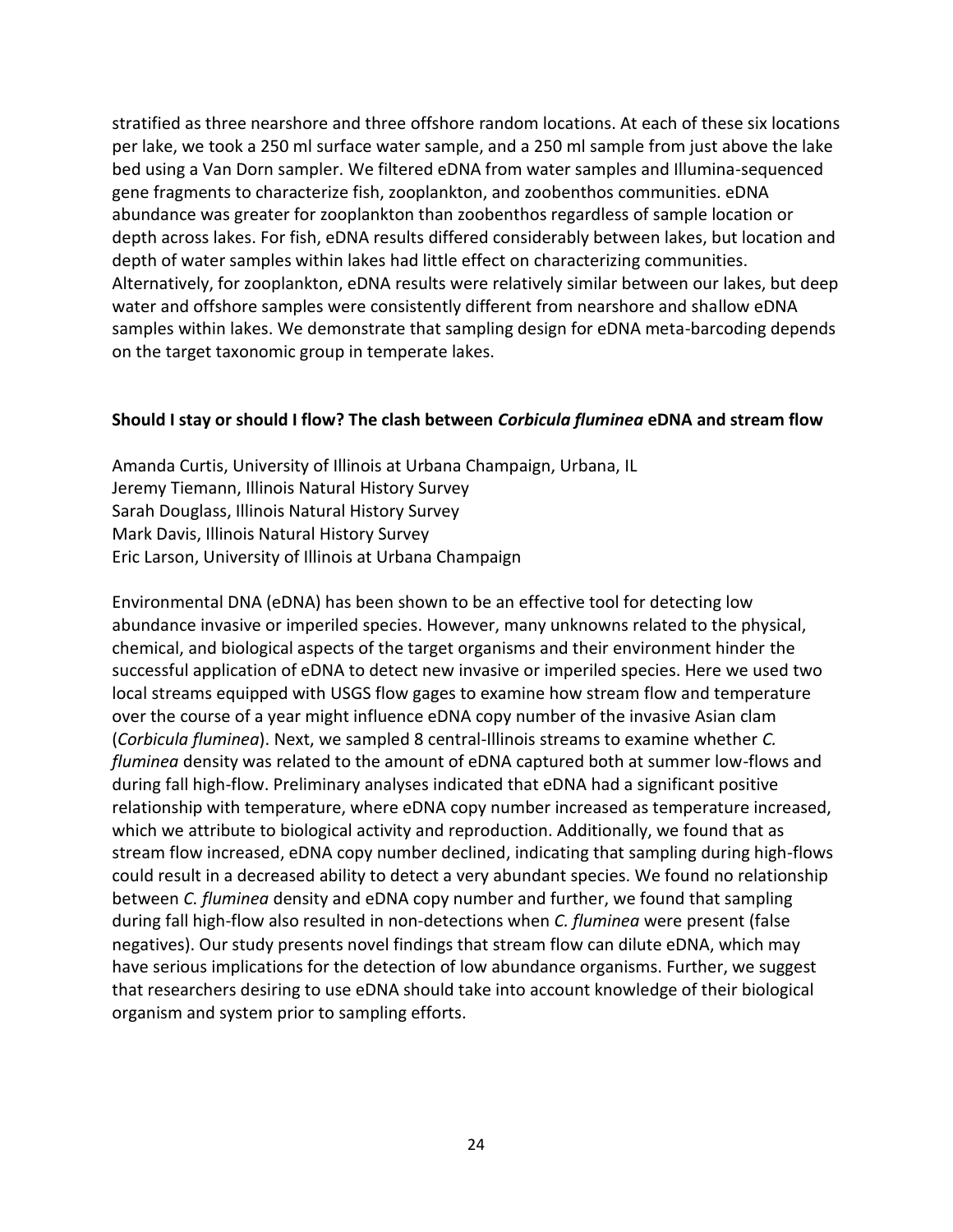stratified as three nearshore and three offshore random locations. At each of these six locations per lake, we took a 250 ml surface water sample, and a 250 ml sample from just above the lake bed using a Van Dorn sampler. We filtered eDNA from water samples and Illumina-sequenced gene fragments to characterize fish, zooplankton, and zoobenthos communities. eDNA abundance was greater for zooplankton than zoobenthos regardless of sample location or depth across lakes. For fish, eDNA results differed considerably between lakes, but location and depth of water samples within lakes had little effect on characterizing communities. Alternatively, for zooplankton, eDNA results were relatively similar between our lakes, but deep water and offshore samples were consistently different from nearshore and shallow eDNA samples within lakes. We demonstrate that sampling design for eDNA meta-barcoding depends on the target taxonomic group in temperate lakes.

**Should I stay or should I flow? The clash between *Corbicula fluminea* eDNA and stream flow**

Amanda Curtis, University of Illinois at Urbana Champaign, Urbana, IL
Jeremy Tiemann, Illinois Natural History Survey
Sarah Douglass, Illinois Natural History Survey
Mark Davis, Illinois Natural History Survey
Eric Larson, University of Illinois at Urbana Champaign

Environmental DNA (eDNA) has been shown to be an effective tool for detecting low abundance invasive or imperiled species. However, many unknowns related to the physical, chemical, and biological aspects of the target organisms and their environment hinder the successful application of eDNA to detect new invasive or imperiled species. Here we used two local streams equipped with USGS flow gages to examine how stream flow and temperature over the course of a year might influence eDNA copy number of the invasive Asian clam (*Corbicula fluminea*). Next, we sampled 8 central-Illinois streams to examine whether *C. fluminea* density was related to the amount of eDNA captured both at summer low-flows and during fall high-flow. Preliminary analyses indicated that eDNA had a significant positive relationship with temperature, where eDNA copy number increased as temperature increased, which we attribute to biological activity and reproduction. Additionally, we found that as stream flow increased, eDNA copy number declined, indicating that sampling during high-flows could result in a decreased ability to detect a very abundant species. We found no relationship between *C. fluminea* density and eDNA copy number and further, we found that sampling during fall high-flow also resulted in non-detections when *C. fluminea* were present (false negatives). Our study presents novel findings that stream flow can dilute eDNA, which may have serious implications for the detection of low abundance organisms. Further, we suggest that researchers desiring to use eDNA should take into account knowledge of their biological organism and system prior to sampling efforts.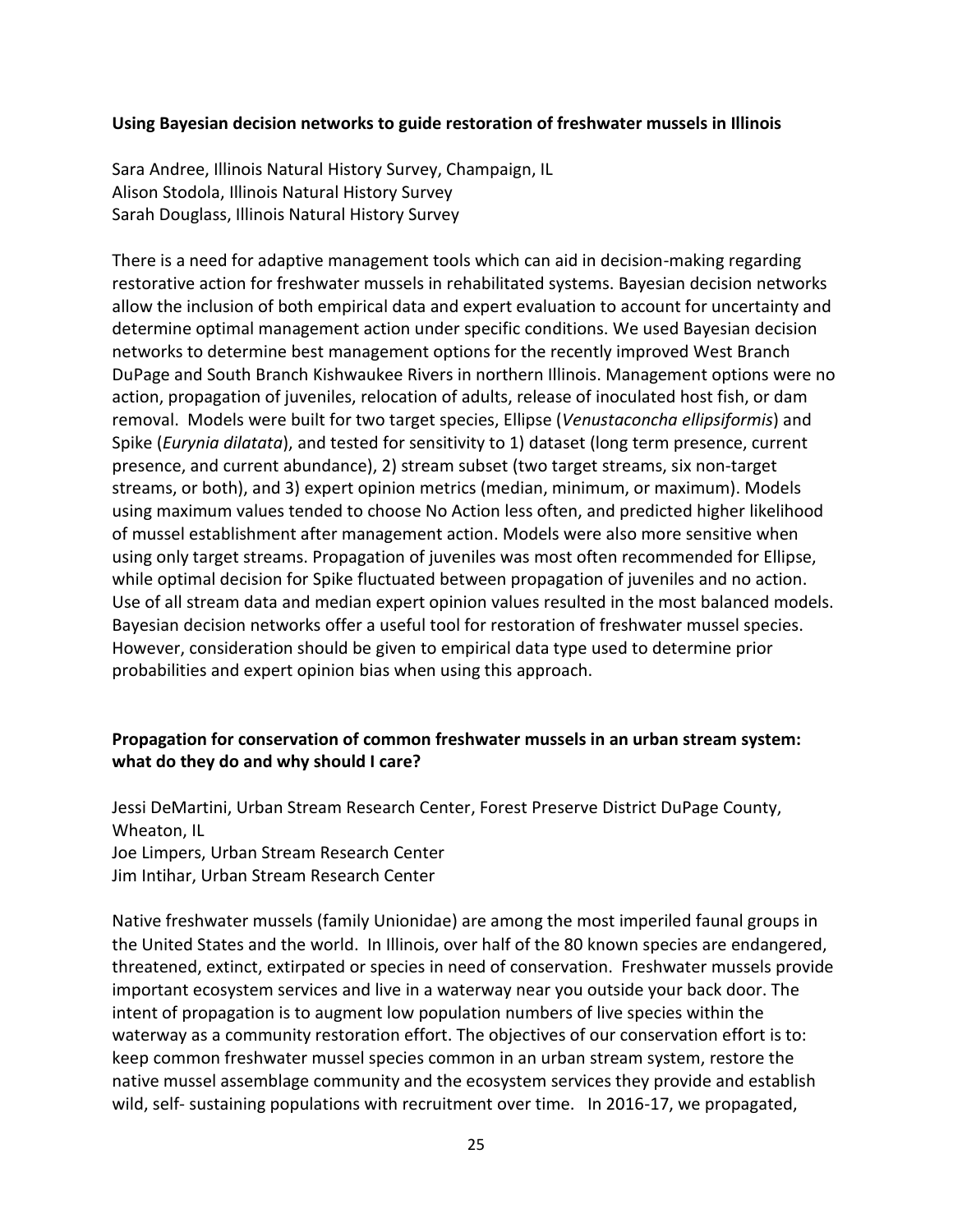**Using Bayesian decision networks to guide restoration of freshwater mussels in Illinois**

Sara Andree, Illinois Natural History Survey, Champaign, IL
Alison Stodola, Illinois Natural History Survey
Sarah Douglass, Illinois Natural History Survey

There is a need for adaptive management tools which can aid in decision-making regarding restorative action for freshwater mussels in rehabilitated systems. Bayesian decision networks allow the inclusion of both empirical data and expert evaluation to account for uncertainty and determine optimal management action under specific conditions. We used Bayesian decision networks to determine best management options for the recently improved West Branch DuPage and South Branch Kishwaukee Rivers in northern Illinois. Management options were no action, propagation of juveniles, relocation of adults, release of inoculated host fish, or dam removal. Models were built for two target species, Ellipse (*Venustaconcha ellipsiformis*) and Spike (*Eurynia dilatata*), and tested for sensitivity to 1) dataset (long term presence, current presence, and current abundance), 2) stream subset (two target streams, six non-target streams, or both), and 3) expert opinion metrics (median, minimum, or maximum). Models using maximum values tended to choose No Action less often, and predicted higher likelihood of mussel establishment after management action. Models were also more sensitive when using only target streams. Propagation of juveniles was most often recommended for Ellipse, while optimal decision for Spike fluctuated between propagation of juveniles and no action. Use of all stream data and median expert opinion values resulted in the most balanced models. Bayesian decision networks offer a useful tool for restoration of freshwater mussel species. However, consideration should be given to empirical data type used to determine prior probabilities and expert opinion bias when using this approach.

**Propagation for conservation of common freshwater mussels in an urban stream system: what do they do and why should I care?**

Jessi DeMartini, Urban Stream Research Center, Forest Preserve District DuPage County, Wheaton, IL
Joe Limpers, Urban Stream Research Center
Jim Intihar, Urban Stream Research Center

Native freshwater mussels (family Unionidae) are among the most imperiled faunal groups in the United States and the world. In Illinois, over half of the 80 known species are endangered, threatened, extinct, extirpated or species in need of conservation. Freshwater mussels provide important ecosystem services and live in a waterway near you outside your back door. The intent of propagation is to augment low population numbers of live species within the waterway as a community restoration effort. The objectives of our conservation effort is to: keep common freshwater mussel species common in an urban stream system, restore the native mussel assemblage community and the ecosystem services they provide and establish wild, self- sustaining populations with recruitment over time. In 2016-17, we propagated,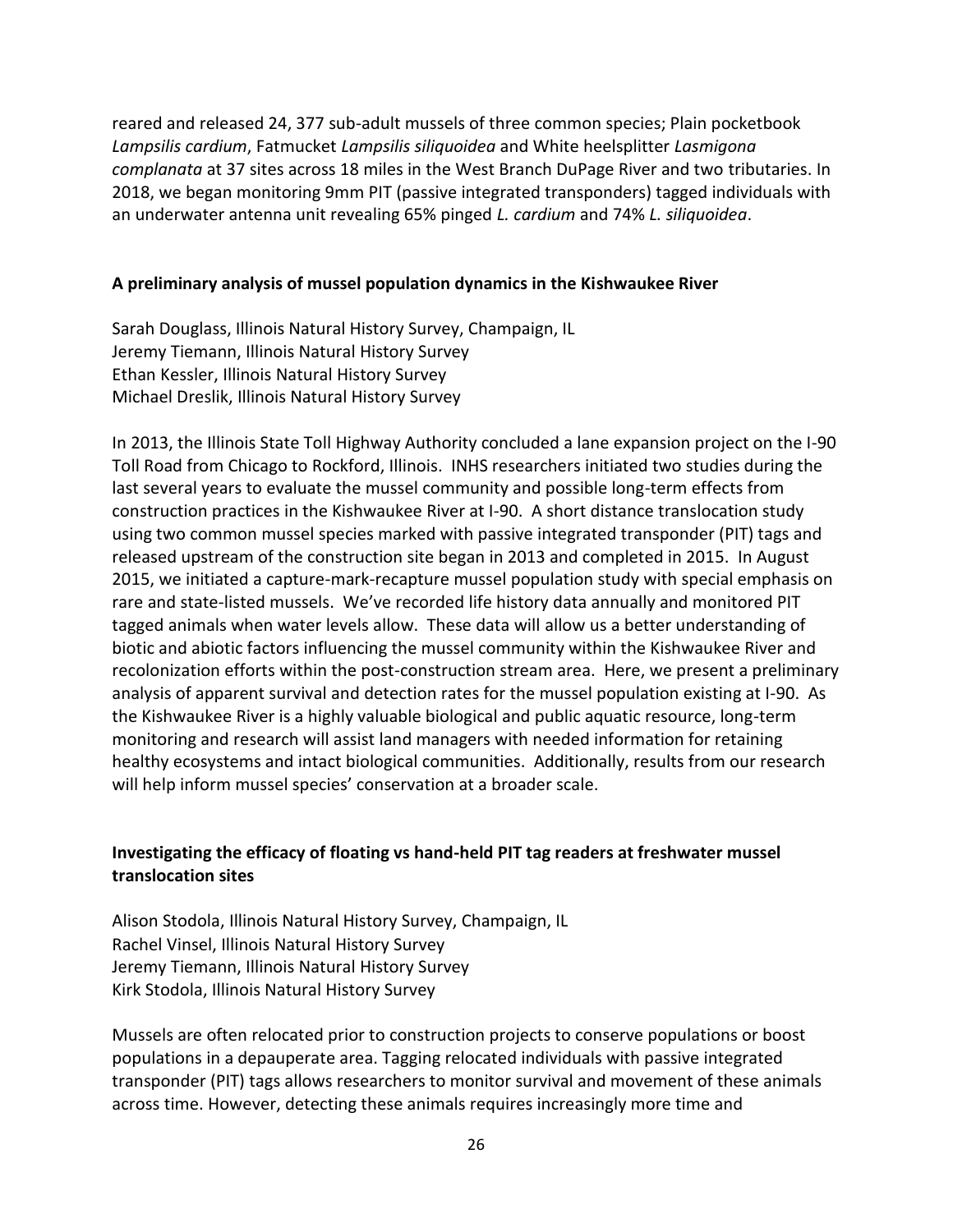reared and released 24, 377 sub-adult mussels of three common species; Plain pocketbook *Lampsilis cardium*, Fatmucket *Lampsilis siliquoidea* and White heelsplitter *Lasmigona complanata* at 37 sites across 18 miles in the West Branch DuPage River and two tributaries. In 2018, we began monitoring 9mm PIT (passive integrated transponders) tagged individuals with an underwater antenna unit revealing 65% pinged *L. cardium* and 74% *L. siliquoidea*.

### A preliminary analysis of mussel population dynamics in the Kishwaukee River

Sarah Douglass, Illinois Natural History Survey, Champaign, IL
Jeremy Tiemann, Illinois Natural History Survey
Ethan Kessler, Illinois Natural History Survey
Michael Dreslik, Illinois Natural History Survey

In 2013, the Illinois State Toll Highway Authority concluded a lane expansion project on the I-90 Toll Road from Chicago to Rockford, Illinois. INHS researchers initiated two studies during the last several years to evaluate the mussel community and possible long-term effects from construction practices in the Kishwaukee River at I-90. A short distance translocation study using two common mussel species marked with passive integrated transponder (PIT) tags and released upstream of the construction site began in 2013 and completed in 2015. In August 2015, we initiated a capture-mark-recapture mussel population study with special emphasis on rare and state-listed mussels. We've recorded life history data annually and monitored PIT tagged animals when water levels allow. These data will allow us a better understanding of biotic and abiotic factors influencing the mussel community within the Kishwaukee River and recolonization efforts within the post-construction stream area. Here, we present a preliminary analysis of apparent survival and detection rates for the mussel population existing at I-90. As the Kishwaukee River is a highly valuable biological and public aquatic resource, long-term monitoring and research will assist land managers with needed information for retaining healthy ecosystems and intact biological communities. Additionally, results from our research will help inform mussel species' conservation at a broader scale.

### Investigating the efficacy of floating vs hand-held PIT tag readers at freshwater mussel translocation sites

Alison Stodola, Illinois Natural History Survey, Champaign, IL
Rachel Vinsel, Illinois Natural History Survey
Jeremy Tiemann, Illinois Natural History Survey
Kirk Stodola, Illinois Natural History Survey

Mussels are often relocated prior to construction projects to conserve populations or boost populations in a depauperate area. Tagging relocated individuals with passive integrated transponder (PIT) tags allows researchers to monitor survival and movement of these animals across time. However, detecting these animals requires increasingly more time and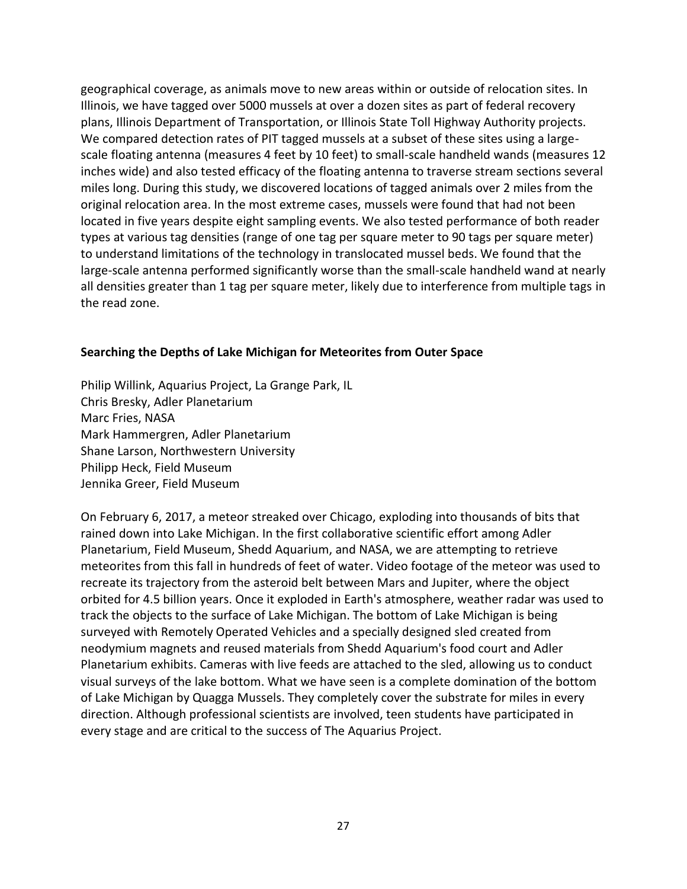geographical coverage, as animals move to new areas within or outside of relocation sites. In Illinois, we have tagged over 5000 mussels at over a dozen sites as part of federal recovery plans, Illinois Department of Transportation, or Illinois State Toll Highway Authority projects. We compared detection rates of PIT tagged mussels at a subset of these sites using a large-scale floating antenna (measures 4 feet by 10 feet) to small-scale handheld wands (measures 12 inches wide) and also tested efficacy of the floating antenna to traverse stream sections several miles long. During this study, we discovered locations of tagged animals over 2 miles from the original relocation area. In the most extreme cases, mussels were found that had not been located in five years despite eight sampling events. We also tested performance of both reader types at various tag densities (range of one tag per square meter to 90 tags per square meter) to understand limitations of the technology in translocated mussel beds. We found that the large-scale antenna performed significantly worse than the small-scale handheld wand at nearly all densities greater than 1 tag per square meter, likely due to interference from multiple tags in the read zone.

**Searching the Depths of Lake Michigan for Meteorites from Outer Space**

Philip Willink, Aquarius Project, La Grange Park, IL
Chris Bresky, Adler Planetarium
Marc Fries, NASA
Mark Hammergren, Adler Planetarium
Shane Larson, Northwestern University
Philipp Heck, Field Museum
Jennika Greer, Field Museum

On February 6, 2017, a meteor streaked over Chicago, exploding into thousands of bits that rained down into Lake Michigan. In the first collaborative scientific effort among Adler Planetarium, Field Museum, Shedd Aquarium, and NASA, we are attempting to retrieve meteorites from this fall in hundreds of feet of water. Video footage of the meteor was used to recreate its trajectory from the asteroid belt between Mars and Jupiter, where the object orbited for 4.5 billion years. Once it exploded in Earth's atmosphere, weather radar was used to track the objects to the surface of Lake Michigan. The bottom of Lake Michigan is being surveyed with Remotely Operated Vehicles and a specially designed sled created from neodymium magnets and reused materials from Shedd Aquarium's food court and Adler Planetarium exhibits. Cameras with live feeds are attached to the sled, allowing us to conduct visual surveys of the lake bottom. What we have seen is a complete domination of the bottom of Lake Michigan by Quagga Mussels. They completely cover the substrate for miles in every direction. Although professional scientists are involved, teen students have participated in every stage and are critical to the success of The Aquarius Project.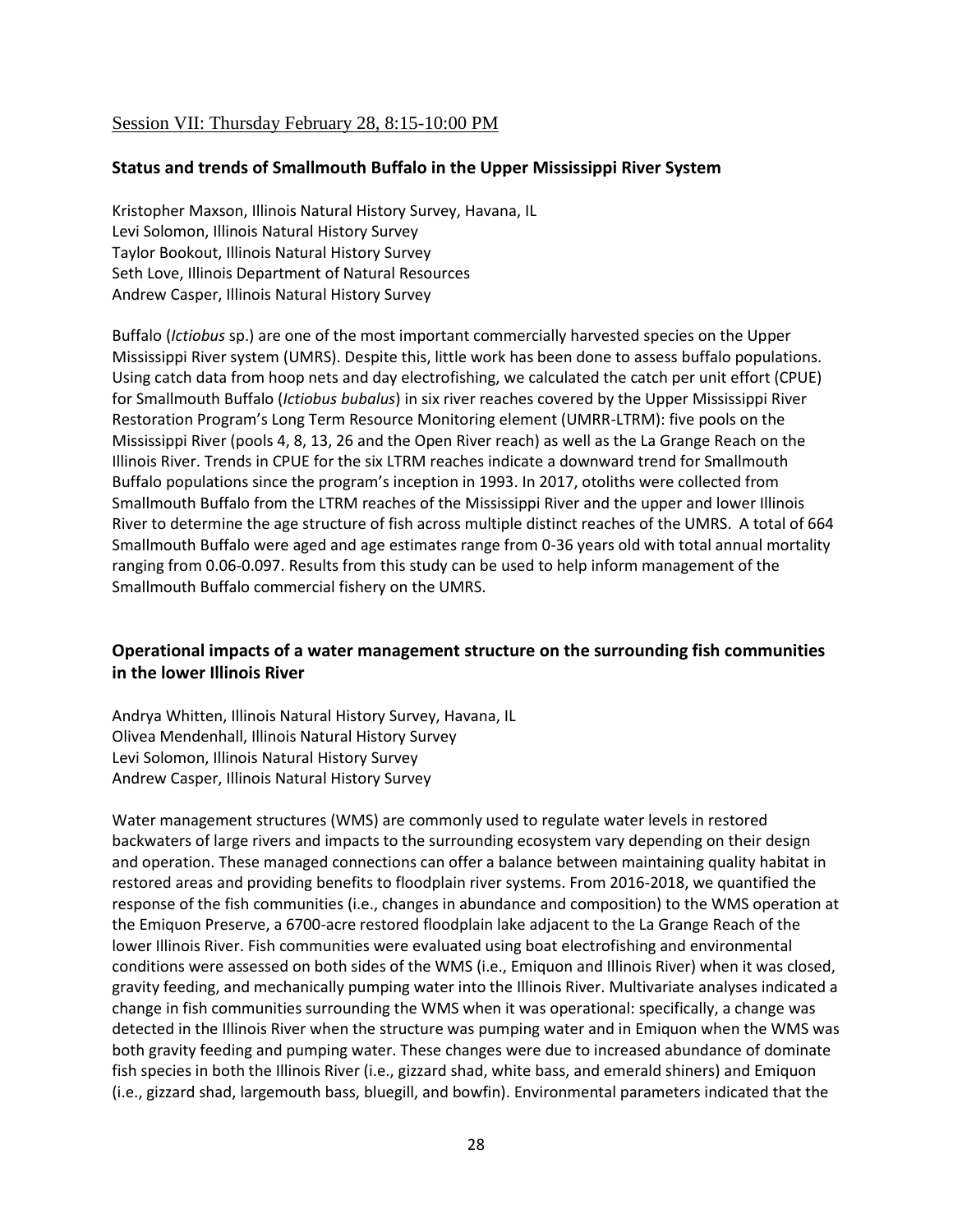<u>Session VII: Thursday February 28, 8:15-10:00 PM</u>

### Status and trends of Smallmouth Buffalo in the Upper Mississippi River System

Kristopher Maxson, Illinois Natural History Survey, Havana, IL
Levi Solomon, Illinois Natural History Survey
Taylor Bookout, Illinois Natural History Survey
Seth Love, Illinois Department of Natural Resources
Andrew Casper, Illinois Natural History Survey

Buffalo (*Ictiobus* sp.) are one of the most important commercially harvested species on the Upper Mississippi River system (UMRS). Despite this, little work has been done to assess buffalo populations. Using catch data from hoop nets and day electrofishing, we calculated the catch per unit effort (CPUE) for Smallmouth Buffalo (*Ictiobus bubalus*) in six river reaches covered by the Upper Mississippi River Restoration Program's Long Term Resource Monitoring element (UMRR-LTRM): five pools on the Mississippi River (pools 4, 8, 13, 26 and the Open River reach) as well as the La Grange Reach on the Illinois River. Trends in CPUE for the six LTRM reaches indicate a downward trend for Smallmouth Buffalo populations since the program's inception in 1993. In 2017, otoliths were collected from Smallmouth Buffalo from the LTRM reaches of the Mississippi River and the upper and lower Illinois River to determine the age structure of fish across multiple distinct reaches of the UMRS. A total of 664 Smallmouth Buffalo were aged and age estimates range from 0-36 years old with total annual mortality ranging from 0.06-0.097. Results from this study can be used to help inform management of the Smallmouth Buffalo commercial fishery on the UMRS.

### Operational impacts of a water management structure on the surrounding fish communities in the lower Illinois River

Andrya Whitten, Illinois Natural History Survey, Havana, IL
Olivea Mendenhall, Illinois Natural History Survey
Levi Solomon, Illinois Natural History Survey
Andrew Casper, Illinois Natural History Survey

Water management structures (WMS) are commonly used to regulate water levels in restored backwaters of large rivers and impacts to the surrounding ecosystem vary depending on their design and operation. These managed connections can offer a balance between maintaining quality habitat in restored areas and providing benefits to floodplain river systems. From 2016-2018, we quantified the response of the fish communities (i.e., changes in abundance and composition) to the WMS operation at the Emiquon Preserve, a 6700-acre restored floodplain lake adjacent to the La Grange Reach of the lower Illinois River. Fish communities were evaluated using boat electrofishing and environmental conditions were assessed on both sides of the WMS (i.e., Emiquon and Illinois River) when it was closed, gravity feeding, and mechanically pumping water into the Illinois River. Multivariate analyses indicated a change in fish communities surrounding the WMS when it was operational: specifically, a change was detected in the Illinois River when the structure was pumping water and in Emiquon when the WMS was both gravity feeding and pumping water. These changes were due to increased abundance of dominate fish species in both the Illinois River (i.e., gizzard shad, white bass, and emerald shiners) and Emiquon (i.e., gizzard shad, largemouth bass, bluegill, and bowfin). Environmental parameters indicated that the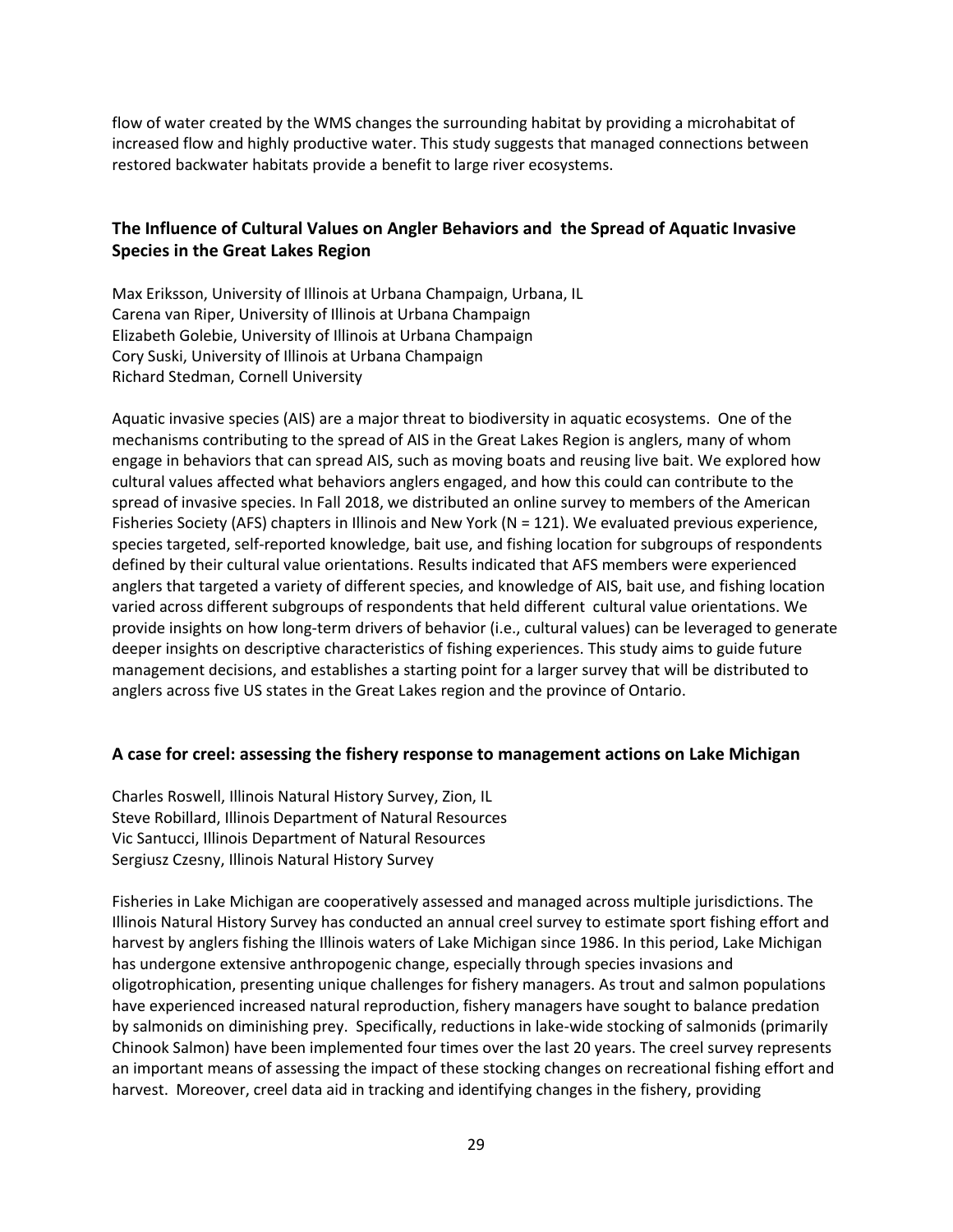flow of water created by the WMS changes the surrounding habitat by providing a microhabitat of increased flow and highly productive water. This study suggests that managed connections between restored backwater habitats provide a benefit to large river ecosystems.

### The Influence of Cultural Values on Angler Behaviors and the Spread of Aquatic Invasive Species in the Great Lakes Region

Max Eriksson, University of Illinois at Urbana Champaign, Urbana, IL
Carena van Riper, University of Illinois at Urbana Champaign
Elizabeth Golebie, University of Illinois at Urbana Champaign
Cory Suski, University of Illinois at Urbana Champaign
Richard Stedman, Cornell University

Aquatic invasive species (AIS) are a major threat to biodiversity in aquatic ecosystems. One of the mechanisms contributing to the spread of AIS in the Great Lakes Region is anglers, many of whom engage in behaviors that can spread AIS, such as moving boats and reusing live bait. We explored how cultural values affected what behaviors anglers engaged, and how this could can contribute to the spread of invasive species. In Fall 2018, we distributed an online survey to members of the American Fisheries Society (AFS) chapters in Illinois and New York (N = 121). We evaluated previous experience, species targeted, self-reported knowledge, bait use, and fishing location for subgroups of respondents defined by their cultural value orientations. Results indicated that AFS members were experienced anglers that targeted a variety of different species, and knowledge of AIS, bait use, and fishing location varied across different subgroups of respondents that held different cultural value orientations. We provide insights on how long-term drivers of behavior (i.e., cultural values) can be leveraged to generate deeper insights on descriptive characteristics of fishing experiences. This study aims to guide future management decisions, and establishes a starting point for a larger survey that will be distributed to anglers across five US states in the Great Lakes region and the province of Ontario.

### A case for creel: assessing the fishery response to management actions on Lake Michigan

Charles Roswell, Illinois Natural History Survey, Zion, IL
Steve Robillard, Illinois Department of Natural Resources
Vic Santucci, Illinois Department of Natural Resources
Sergiusz Czesny, Illinois Natural History Survey

Fisheries in Lake Michigan are cooperatively assessed and managed across multiple jurisdictions. The Illinois Natural History Survey has conducted an annual creel survey to estimate sport fishing effort and harvest by anglers fishing the Illinois waters of Lake Michigan since 1986. In this period, Lake Michigan has undergone extensive anthropogenic change, especially through species invasions and oligotrophication, presenting unique challenges for fishery managers. As trout and salmon populations have experienced increased natural reproduction, fishery managers have sought to balance predation by salmonids on diminishing prey. Specifically, reductions in lake-wide stocking of salmonids (primarily Chinook Salmon) have been implemented four times over the last 20 years. The creel survey represents an important means of assessing the impact of these stocking changes on recreational fishing effort and harvest. Moreover, creel data aid in tracking and identifying changes in the fishery, providing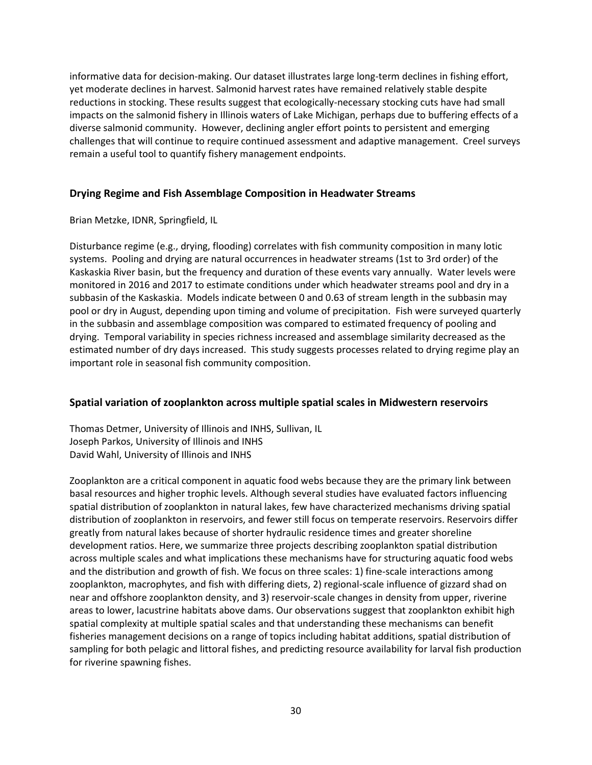informative data for decision-making. Our dataset illustrates large long-term declines in fishing effort, yet moderate declines in harvest. Salmonid harvest rates have remained relatively stable despite reductions in stocking. These results suggest that ecologically-necessary stocking cuts have had small impacts on the salmonid fishery in Illinois waters of Lake Michigan, perhaps due to buffering effects of a diverse salmonid community. However, declining angler effort points to persistent and emerging challenges that will continue to require continued assessment and adaptive management. Creel surveys remain a useful tool to quantify fishery management endpoints.

### Drying Regime and Fish Assemblage Composition in Headwater Streams

Brian Metzke, IDNR, Springfield, IL

Disturbance regime (e.g., drying, flooding) correlates with fish community composition in many lotic systems. Pooling and drying are natural occurrences in headwater streams (1st to 3rd order) of the Kaskaskia River basin, but the frequency and duration of these events vary annually. Water levels were monitored in 2016 and 2017 to estimate conditions under which headwater streams pool and dry in a subbasin of the Kaskaskia. Models indicate between 0 and 0.63 of stream length in the subbasin may pool or dry in August, depending upon timing and volume of precipitation. Fish were surveyed quarterly in the subbasin and assemblage composition was compared to estimated frequency of pooling and drying. Temporal variability in species richness increased and assemblage similarity decreased as the estimated number of dry days increased. This study suggests processes related to drying regime play an important role in seasonal fish community composition.

### Spatial variation of zooplankton across multiple spatial scales in Midwestern reservoirs

Thomas Detmer, University of Illinois and INHS, Sullivan, IL
Joseph Parkos, University of Illinois and INHS
David Wahl, University of Illinois and INHS

Zooplankton are a critical component in aquatic food webs because they are the primary link between basal resources and higher trophic levels. Although several studies have evaluated factors influencing spatial distribution of zooplankton in natural lakes, few have characterized mechanisms driving spatial distribution of zooplankton in reservoirs, and fewer still focus on temperate reservoirs. Reservoirs differ greatly from natural lakes because of shorter hydraulic residence times and greater shoreline development ratios. Here, we summarize three projects describing zooplankton spatial distribution across multiple scales and what implications these mechanisms have for structuring aquatic food webs and the distribution and growth of fish. We focus on three scales: 1) fine-scale interactions among zooplankton, macrophytes, and fish with differing diets, 2) regional-scale influence of gizzard shad on near and offshore zooplankton density, and 3) reservoir-scale changes in density from upper, riverine areas to lower, lacustrine habitats above dams. Our observations suggest that zooplankton exhibit high spatial complexity at multiple spatial scales and that understanding these mechanisms can benefit fisheries management decisions on a range of topics including habitat additions, spatial distribution of sampling for both pelagic and littoral fishes, and predicting resource availability for larval fish production for riverine spawning fishes.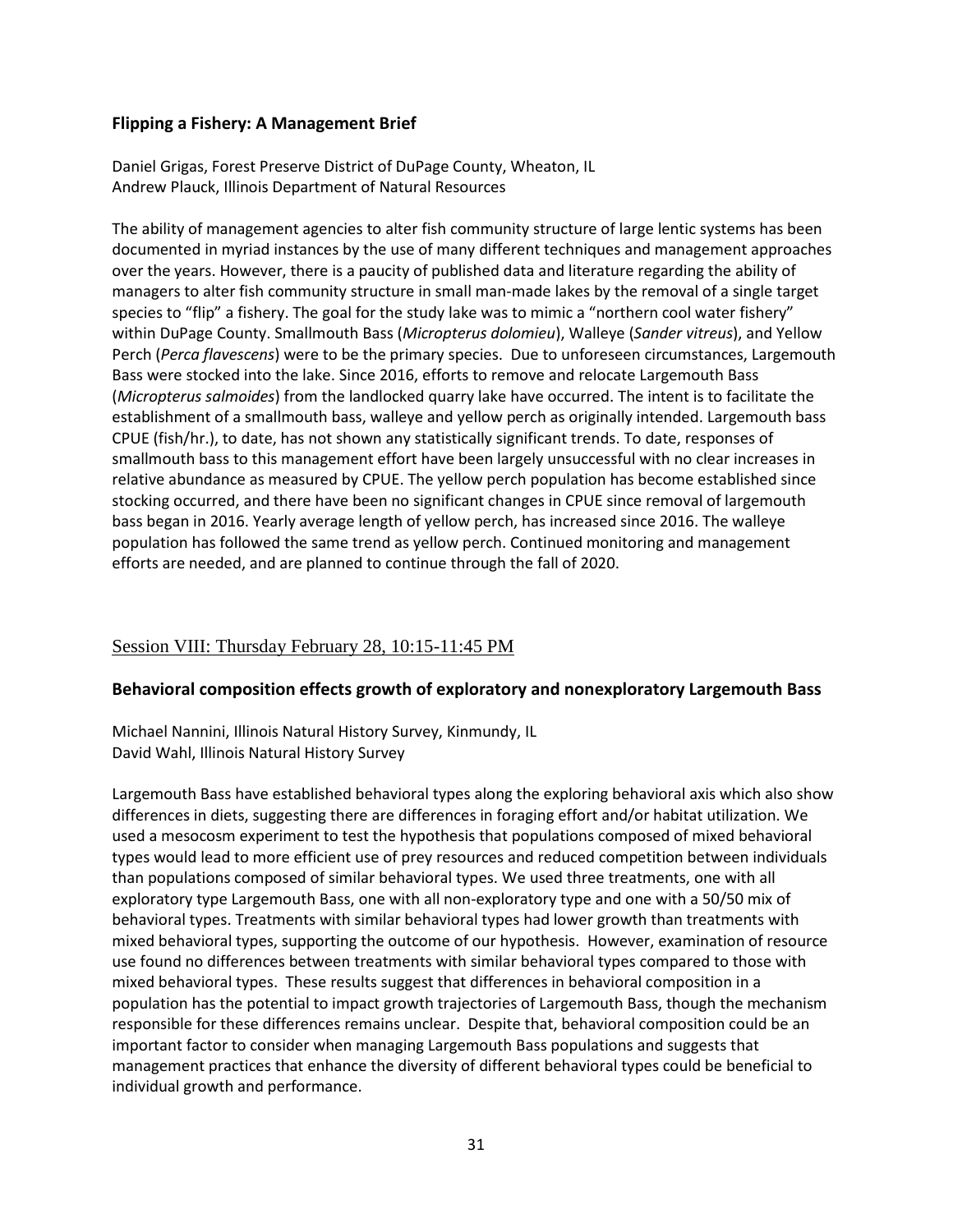### Flipping a Fishery: A Management Brief

Daniel Grigas, Forest Preserve District of DuPage County, Wheaton, IL
Andrew Plauck, Illinois Department of Natural Resources

The ability of management agencies to alter fish community structure of large lentic systems has been documented in myriad instances by the use of many different techniques and management approaches over the years. However, there is a paucity of published data and literature regarding the ability of managers to alter fish community structure in small man-made lakes by the removal of a single target species to "flip" a fishery. The goal for the study lake was to mimic a "northern cool water fishery" within DuPage County. Smallmouth Bass (*Micropterus dolomieu*), Walleye (*Sander vitreus*), and Yellow Perch (*Perca flavescens*) were to be the primary species. Due to unforeseen circumstances, Largemouth Bass were stocked into the lake. Since 2016, efforts to remove and relocate Largemouth Bass (*Micropterus salmoides*) from the landlocked quarry lake have occurred. The intent is to facilitate the establishment of a smallmouth bass, walleye and yellow perch as originally intended. Largemouth bass CPUE (fish/hr.), to date, has not shown any statistically significant trends. To date, responses of smallmouth bass to this management effort have been largely unsuccessful with no clear increases in relative abundance as measured by CPUE. The yellow perch population has become established since stocking occurred, and there have been no significant changes in CPUE since removal of largemouth bass began in 2016. Yearly average length of yellow perch, has increased since 2016. The walleye population has followed the same trend as yellow perch. Continued monitoring and management efforts are needed, and are planned to continue through the fall of 2020.

## Session VIII: Thursday February 28, 10:15-11:45 PM

### Behavioral composition effects growth of exploratory and nonexploratory Largemouth Bass

Michael Nannini, Illinois Natural History Survey, Kinmundy, IL
David Wahl, Illinois Natural History Survey

Largemouth Bass have established behavioral types along the exploring behavioral axis which also show differences in diets, suggesting there are differences in foraging effort and/or habitat utilization. We used a mesocosm experiment to test the hypothesis that populations composed of mixed behavioral types would lead to more efficient use of prey resources and reduced competition between individuals than populations composed of similar behavioral types. We used three treatments, one with all exploratory type Largemouth Bass, one with all non-exploratory type and one with a 50/50 mix of behavioral types. Treatments with similar behavioral types had lower growth than treatments with mixed behavioral types, supporting the outcome of our hypothesis. However, examination of resource use found no differences between treatments with similar behavioral types compared to those with mixed behavioral types. These results suggest that differences in behavioral composition in a population has the potential to impact growth trajectories of Largemouth Bass, though the mechanism responsible for these differences remains unclear. Despite that, behavioral composition could be an important factor to consider when managing Largemouth Bass populations and suggests that management practices that enhance the diversity of different behavioral types could be beneficial to individual growth and performance.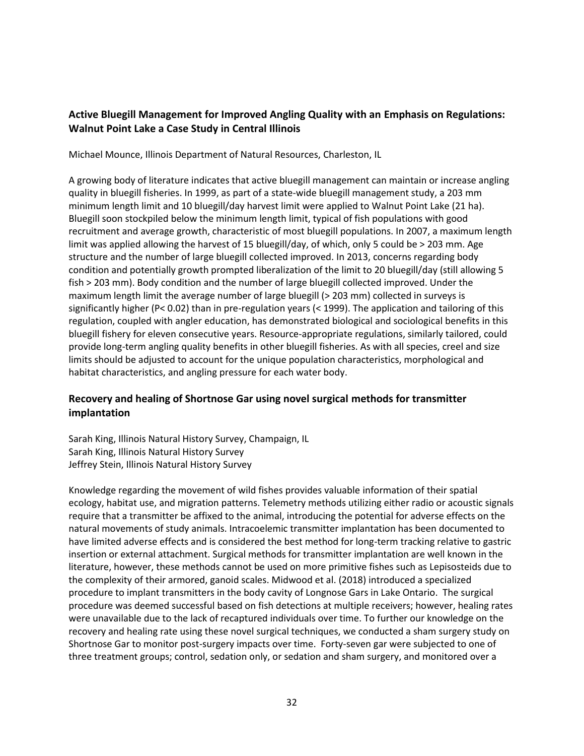### Active Bluegill Management for Improved Angling Quality with an Emphasis on Regulations: Walnut Point Lake a Case Study in Central Illinois

Michael Mounce, Illinois Department of Natural Resources, Charleston, IL

A growing body of literature indicates that active bluegill management can maintain or increase angling quality in bluegill fisheries. In 1999, as part of a state-wide bluegill management study, a 203 mm minimum length limit and 10 bluegill/day harvest limit were applied to Walnut Point Lake (21 ha). Bluegill soon stockpiled below the minimum length limit, typical of fish populations with good recruitment and average growth, characteristic of most bluegill populations. In 2007, a maximum length limit was applied allowing the harvest of 15 bluegill/day, of which, only 5 could be > 203 mm. Age structure and the number of large bluegill collected improved. In 2013, concerns regarding body condition and potentially growth prompted liberalization of the limit to 20 bluegill/day (still allowing 5 fish > 203 mm). Body condition and the number of large bluegill collected improved. Under the maximum length limit the average number of large bluegill (> 203 mm) collected in surveys is significantly higher ($P < 0.02$) than in pre-regulation years (< 1999). The application and tailoring of this regulation, coupled with angler education, has demonstrated biological and sociological benefits in this bluegill fishery for eleven consecutive years. Resource-appropriate regulations, similarly tailored, could provide long-term angling quality benefits in other bluegill fisheries. As with all species, creel and size limits should be adjusted to account for the unique population characteristics, morphological and habitat characteristics, and angling pressure for each water body.

### Recovery and healing of Shortnose Gar using novel surgical methods for transmitter implantation

Sarah King, Illinois Natural History Survey, Champaign, IL
Sarah King, Illinois Natural History Survey
Jeffrey Stein, Illinois Natural History Survey

Knowledge regarding the movement of wild fishes provides valuable information of their spatial ecology, habitat use, and migration patterns. Telemetry methods utilizing either radio or acoustic signals require that a transmitter be affixed to the animal, introducing the potential for adverse effects on the natural movements of study animals. Intracoelemic transmitter implantation has been documented to have limited adverse effects and is considered the best method for long-term tracking relative to gastric insertion or external attachment. Surgical methods for transmitter implantation are well known in the literature, however, these methods cannot be used on more primitive fishes such as Lepisosteids due to the complexity of their armored, ganoid scales. Midwood et al. (2018) introduced a specialized procedure to implant transmitters in the body cavity of Longnose Gars in Lake Ontario. The surgical procedure was deemed successful based on fish detections at multiple receivers; however, healing rates were unavailable due to the lack of recaptured individuals over time. To further our knowledge on the recovery and healing rate using these novel surgical techniques, we conducted a sham surgery study on Shortnose Gar to monitor post-surgery impacts over time. Forty-seven gar were subjected to one of three treatment groups; control, sedation only, or sedation and sham surgery, and monitored over a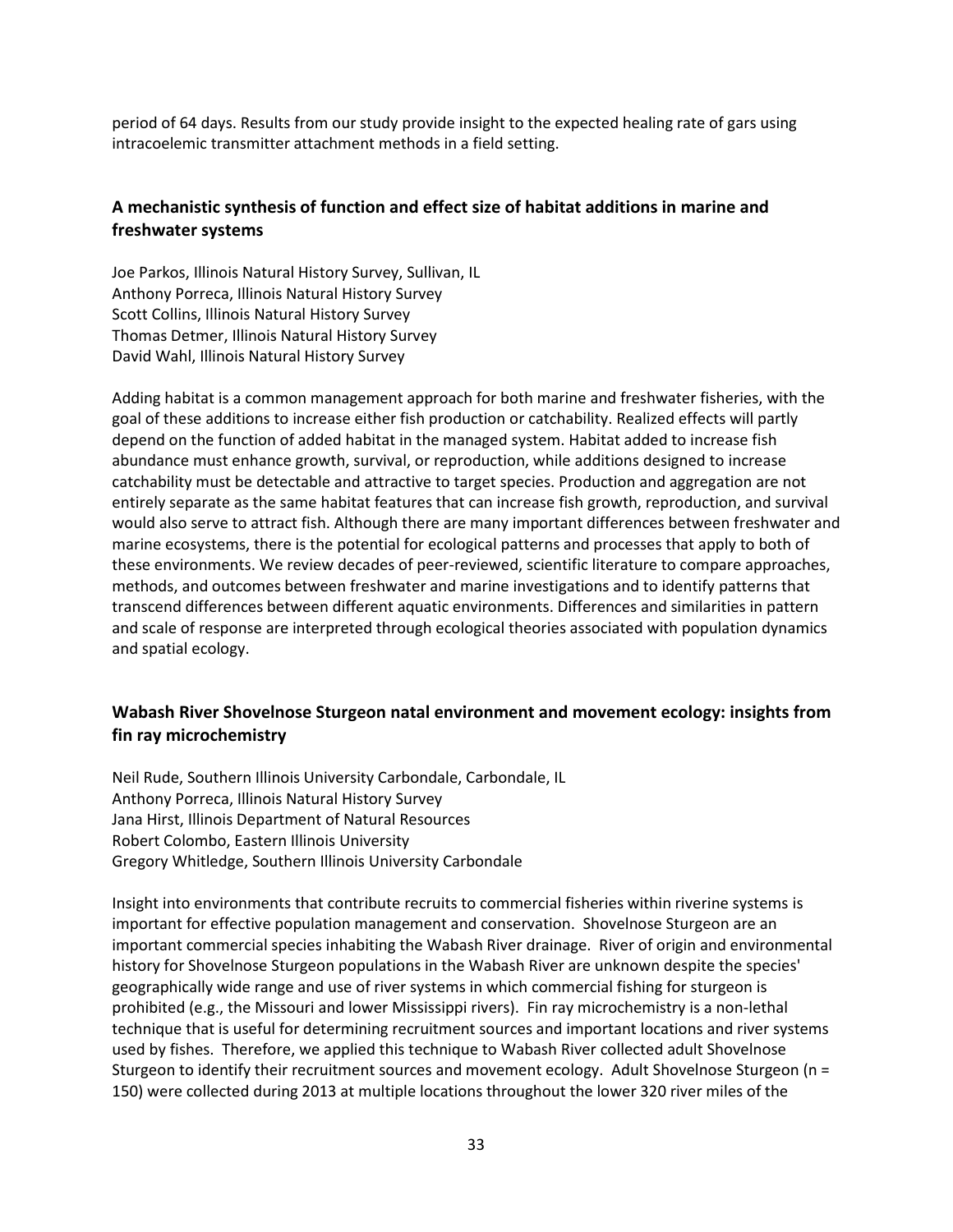period of 64 days. Results from our study provide insight to the expected healing rate of gars using intracoelemic transmitter attachment methods in a field setting.

### A mechanistic synthesis of function and effect size of habitat additions in marine and freshwater systems

Joe Parkos, Illinois Natural History Survey, Sullivan, IL
Anthony Porreca, Illinois Natural History Survey
Scott Collins, Illinois Natural History Survey
Thomas Detmer, Illinois Natural History Survey
David Wahl, Illinois Natural History Survey

Adding habitat is a common management approach for both marine and freshwater fisheries, with the goal of these additions to increase either fish production or catchability. Realized effects will partly depend on the function of added habitat in the managed system. Habitat added to increase fish abundance must enhance growth, survival, or reproduction, while additions designed to increase catchability must be detectable and attractive to target species. Production and aggregation are not entirely separate as the same habitat features that can increase fish growth, reproduction, and survival would also serve to attract fish. Although there are many important differences between freshwater and marine ecosystems, there is the potential for ecological patterns and processes that apply to both of these environments. We review decades of peer-reviewed, scientific literature to compare approaches, methods, and outcomes between freshwater and marine investigations and to identify patterns that transcend differences between different aquatic environments. Differences and similarities in pattern and scale of response are interpreted through ecological theories associated with population dynamics and spatial ecology.

### Wabash River Shovelnose Sturgeon natal environment and movement ecology: insights from fin ray microchemistry

Neil Rude, Southern Illinois University Carbondale, Carbondale, IL
Anthony Porreca, Illinois Natural History Survey
Jana Hirst, Illinois Department of Natural Resources
Robert Colombo, Eastern Illinois University
Gregory Whitledge, Southern Illinois University Carbondale

Insight into environments that contribute recruits to commercial fisheries within riverine systems is important for effective population management and conservation. Shovelnose Sturgeon are an important commercial species inhabiting the Wabash River drainage. River of origin and environmental history for Shovelnose Sturgeon populations in the Wabash River are unknown despite the species' geographically wide range and use of river systems in which commercial fishing for sturgeon is prohibited (e.g., the Missouri and lower Mississippi rivers). Fin ray microchemistry is a non-lethal technique that is useful for determining recruitment sources and important locations and river systems used by fishes. Therefore, we applied this technique to Wabash River collected adult Shovelnose Sturgeon to identify their recruitment sources and movement ecology. Adult Shovelnose Sturgeon (n = 150) were collected during 2013 at multiple locations throughout the lower 320 river miles of the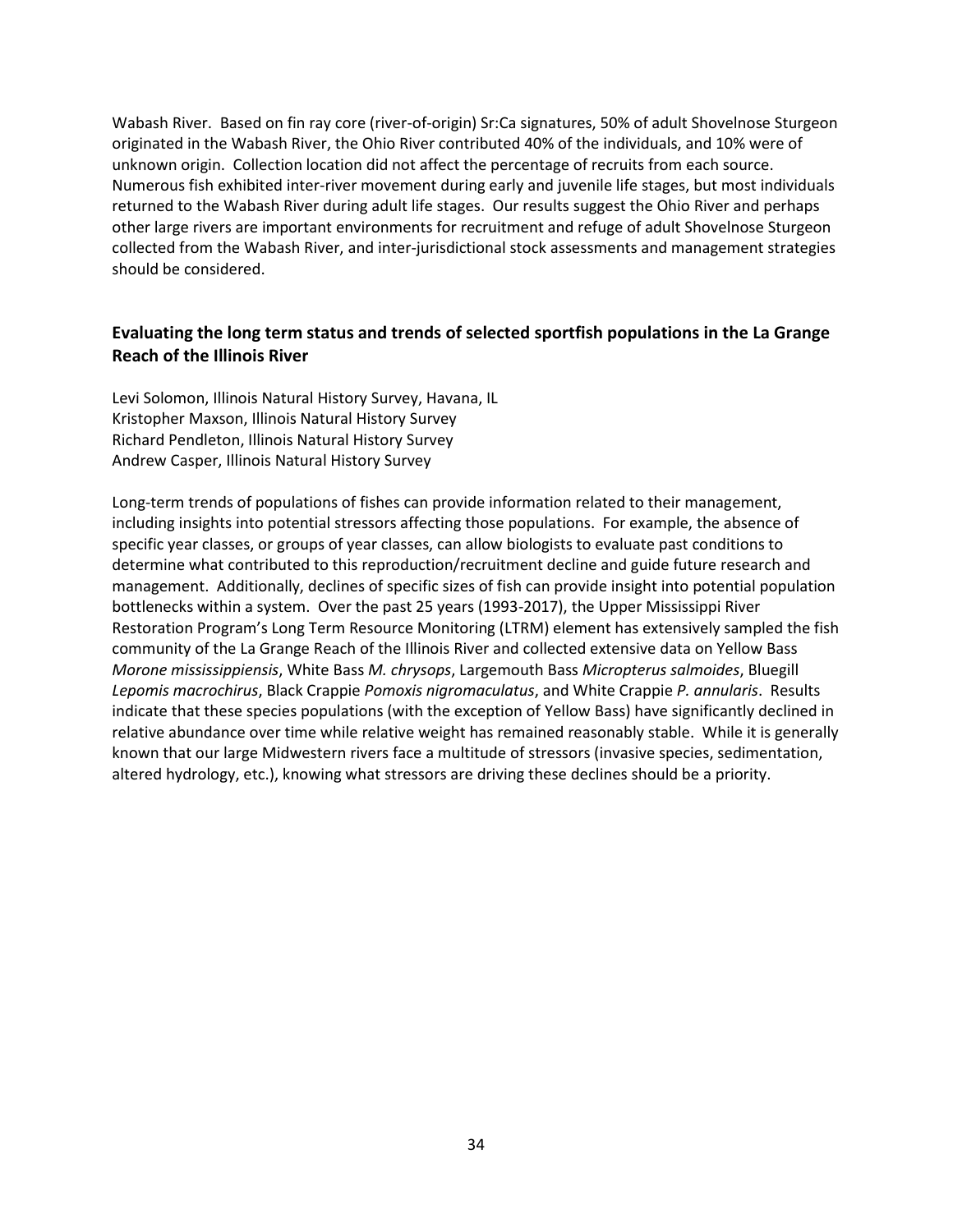Wabash River. Based on fin ray core (river-of-origin) Sr:Ca signatures, 50% of adult Shovelnose Sturgeon originated in the Wabash River, the Ohio River contributed 40% of the individuals, and 10% were of unknown origin. Collection location did not affect the percentage of recruits from each source. Numerous fish exhibited inter-river movement during early and juvenile life stages, but most individuals returned to the Wabash River during adult life stages. Our results suggest the Ohio River and perhaps other large rivers are important environments for recruitment and refuge of adult Shovelnose Sturgeon collected from the Wabash River, and inter-jurisdictional stock assessments and management strategies should be considered.

## Evaluating the long term status and trends of selected sportfish populations in the La Grange Reach of the Illinois River

Levi Solomon, Illinois Natural History Survey, Havana, IL
Kristopher Maxson, Illinois Natural History Survey
Richard Pendleton, Illinois Natural History Survey
Andrew Casper, Illinois Natural History Survey

Long-term trends of populations of fishes can provide information related to their management, including insights into potential stressors affecting those populations. For example, the absence of specific year classes, or groups of year classes, can allow biologists to evaluate past conditions to determine what contributed to this reproduction/recruitment decline and guide future research and management. Additionally, declines of specific sizes of fish can provide insight into potential population bottlenecks within a system. Over the past 25 years (1993-2017), the Upper Mississippi River Restoration Program's Long Term Resource Monitoring (LTRM) element has extensively sampled the fish community of the La Grange Reach of the Illinois River and collected extensive data on Yellow Bass *Morone mississippiensis*, White Bass *M. chrysops*, Largemouth Bass *Micropterus salmoides*, Bluegill *Lepomis macrochirus*, Black Crappie *Pomoxis nigromaculatus*, and White Crappie *P. annularis*. Results indicate that these species populations (with the exception of Yellow Bass) have significantly declined in relative abundance over time while relative weight has remained reasonably stable. While it is generally known that our large Midwestern rivers face a multitude of stressors (invasive species, sedimentation, altered hydrology, etc.), knowing what stressors are driving these declines should be a priority.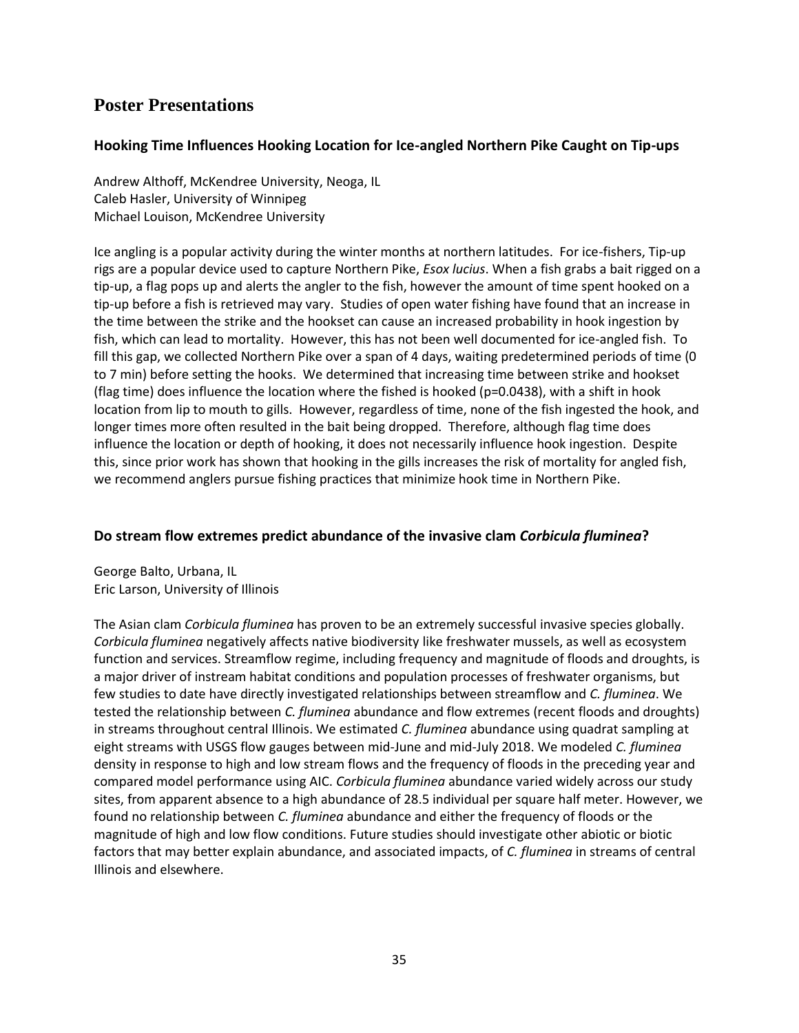# Poster Presentations

### Hooking Time Influences Hooking Location for Ice-angled Northern Pike Caught on Tip-ups

Andrew Althoff, McKendree University, Neoga, IL
Caleb Hasler, University of Winnipeg
Michael Louison, McKendree University

Ice angling is a popular activity during the winter months at northern latitudes. For ice-fishers, Tip-up rigs are a popular device used to capture Northern Pike, *Esox lucius*. When a fish grabs a bait rigged on a tip-up, a flag pops up and alerts the angler to the fish, however the amount of time spent hooked on a tip-up before a fish is retrieved may vary. Studies of open water fishing have found that an increase in the time between the strike and the hookset can cause an increased probability in hook ingestion by fish, which can lead to mortality. However, this has not been well documented for ice-angled fish. To fill this gap, we collected Northern Pike over a span of 4 days, waiting predetermined periods of time (0 to 7 min) before setting the hooks. We determined that increasing time between strike and hookset (flag time) does influence the location where the fished is hooked ($p=0.0438$), with a shift in hook location from lip to mouth to gills. However, regardless of time, none of the fish ingested the hook, and longer times more often resulted in the bait being dropped. Therefore, although flag time does influence the location or depth of hooking, it does not necessarily influence hook ingestion. Despite this, since prior work has shown that hooking in the gills increases the risk of mortality for angled fish, we recommend anglers pursue fishing practices that minimize hook time in Northern Pike.

### Do stream flow extremes predict abundance of the invasive clam *Corbicula fluminea*?

George Balto, Urbana, IL
Eric Larson, University of Illinois

The Asian clam *Corbicula fluminea* has proven to be an extremely successful invasive species globally. *Corbicula fluminea* negatively affects native biodiversity like freshwater mussels, as well as ecosystem function and services. Streamflow regime, including frequency and magnitude of floods and droughts, is a major driver of instream habitat conditions and population processes of freshwater organisms, but few studies to date have directly investigated relationships between streamflow and *C. fluminea*. We tested the relationship between *C. fluminea* abundance and flow extremes (recent floods and droughts) in streams throughout central Illinois. We estimated *C. fluminea* abundance using quadrat sampling at eight streams with USGS flow gauges between mid-June and mid-July 2018. We modeled *C. fluminea* density in response to high and low stream flows and the frequency of floods in the preceding year and compared model performance using AIC. *Corbicula fluminea* abundance varied widely across our study sites, from apparent absence to a high abundance of 28.5 individual per square half meter. However, we found no relationship between *C. fluminea* abundance and either the frequency of floods or the magnitude of high and low flow conditions. Future studies should investigate other abiotic or biotic factors that may better explain abundance, and associated impacts, of *C. fluminea* in streams of central Illinois and elsewhere.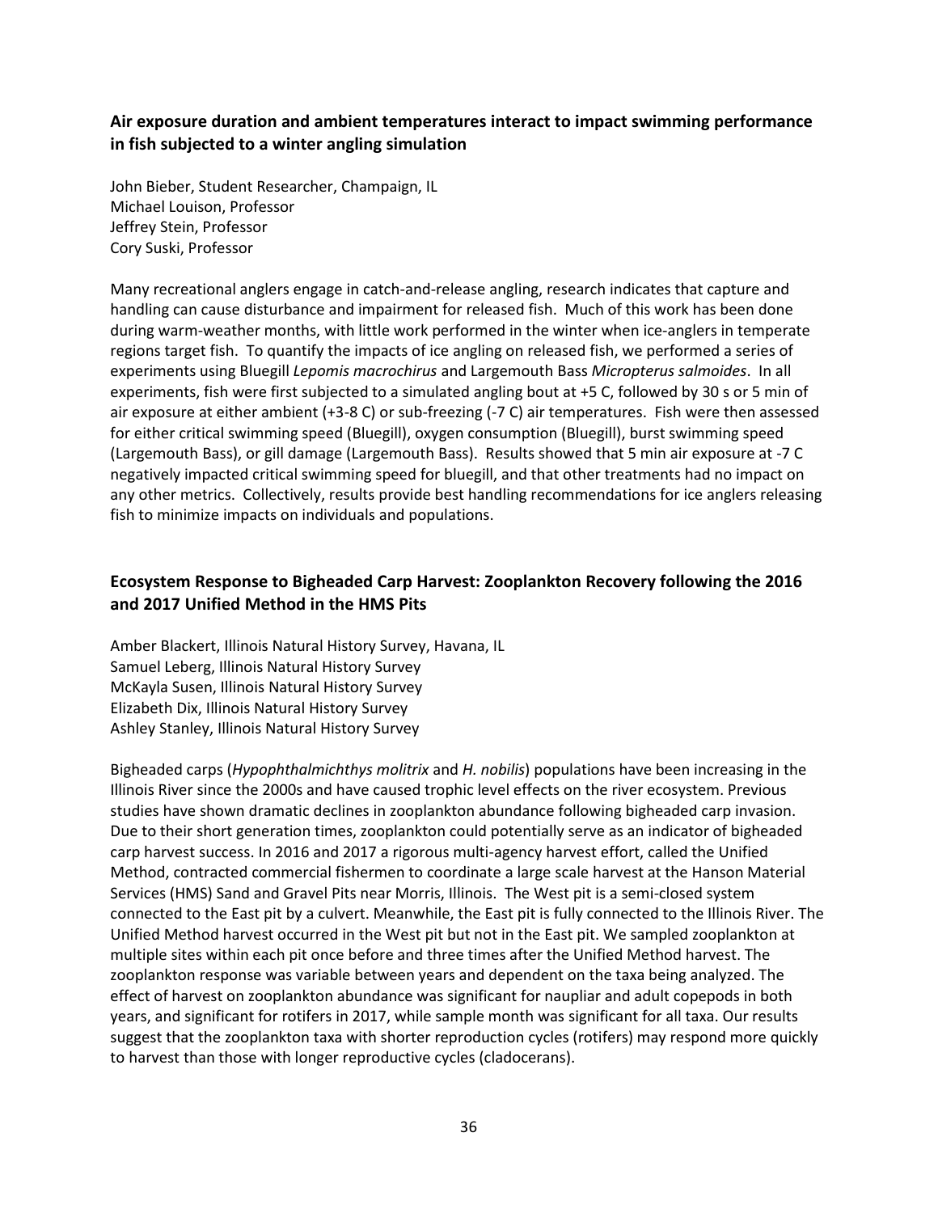### Air exposure duration and ambient temperatures interact to impact swimming performance in fish subjected to a winter angling simulation

John Bieber, Student Researcher, Champaign, IL
Michael Louison, Professor
Jeffrey Stein, Professor
Cory Suski, Professor

Many recreational anglers engage in catch-and-release angling, research indicates that capture and handling can cause disturbance and impairment for released fish. Much of this work has been done during warm-weather months, with little work performed in the winter when ice-anglers in temperate regions target fish. To quantify the impacts of ice angling on released fish, we performed a series of experiments using Bluegill *Lepomis macrochirus* and Largemouth Bass *Micropterus salmoides*. In all experiments, fish were first subjected to a simulated angling bout at +5 C, followed by 30 s or 5 min of air exposure at either ambient (+3-8 C) or sub-freezing (-7 C) air temperatures. Fish were then assessed for either critical swimming speed (Bluegill), oxygen consumption (Bluegill), burst swimming speed (Largemouth Bass), or gill damage (Largemouth Bass). Results showed that 5 min air exposure at -7 C negatively impacted critical swimming speed for bluegill, and that other treatments had no impact on any other metrics. Collectively, results provide best handling recommendations for ice anglers releasing fish to minimize impacts on individuals and populations.

### Ecosystem Response to Bigheaded Carp Harvest: Zooplankton Recovery following the 2016 and 2017 Unified Method in the HMS Pits

Amber Blackert, Illinois Natural History Survey, Havana, IL
Samuel Leberg, Illinois Natural History Survey
McKayla Susen, Illinois Natural History Survey
Elizabeth Dix, Illinois Natural History Survey
Ashley Stanley, Illinois Natural History Survey

Bigheaded carps (*Hypophthalmichthys molitrix* and *H. nobilis*) populations have been increasing in the Illinois River since the 2000s and have caused trophic level effects on the river ecosystem. Previous studies have shown dramatic declines in zooplankton abundance following bigheaded carp invasion. Due to their short generation times, zooplankton could potentially serve as an indicator of bigheaded carp harvest success. In 2016 and 2017 a rigorous multi-agency harvest effort, called the Unified Method, contracted commercial fishermen to coordinate a large scale harvest at the Hanson Material Services (HMS) Sand and Gravel Pits near Morris, Illinois. The West pit is a semi-closed system connected to the East pit by a culvert. Meanwhile, the East pit is fully connected to the Illinois River. The Unified Method harvest occurred in the West pit but not in the East pit. We sampled zooplankton at multiple sites within each pit once before and three times after the Unified Method harvest. The zooplankton response was variable between years and dependent on the taxa being analyzed. The effect of harvest on zooplankton abundance was significant for naupliar and adult copepods in both years, and significant for rotifers in 2017, while sample month was significant for all taxa. Our results suggest that the zooplankton taxa with shorter reproduction cycles (rotifers) may respond more quickly to harvest than those with longer reproductive cycles (cladocerans).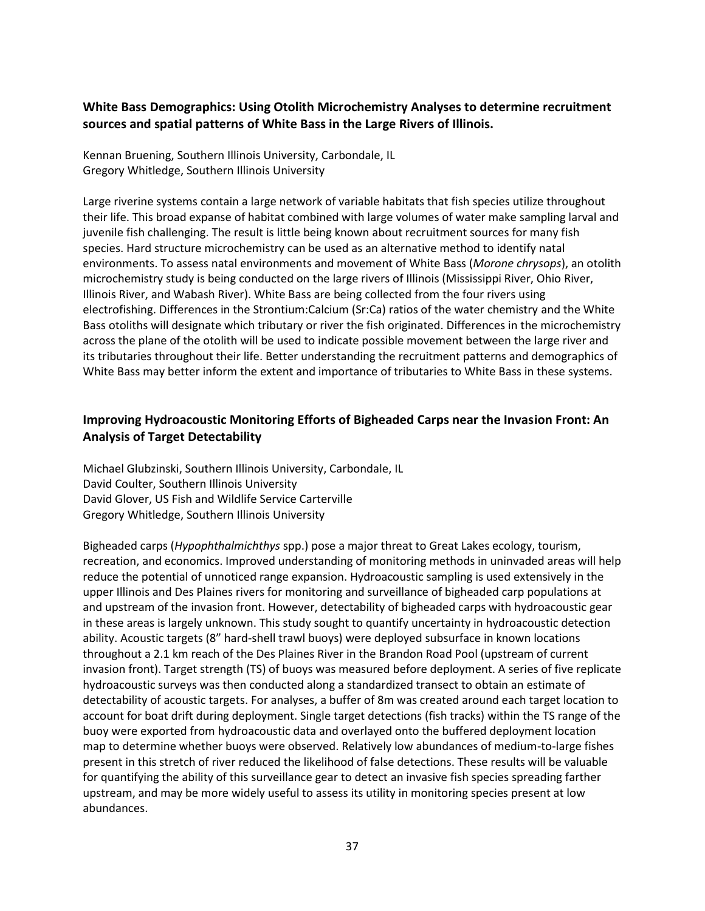### White Bass Demographics: Using Otolith Microchemistry Analyses to determine recruitment sources and spatial patterns of White Bass in the Large Rivers of Illinois.

Kennan Bruening, Southern Illinois University, Carbondale, IL
Gregory Whitledge, Southern Illinois University

Large riverine systems contain a large network of variable habitats that fish species utilize throughout their life. This broad expanse of habitat combined with large volumes of water make sampling larval and juvenile fish challenging. The result is little being known about recruitment sources for many fish species. Hard structure microchemistry can be used as an alternative method to identify natal environments. To assess natal environments and movement of White Bass (*Morone chrysops*), an otolith microchemistry study is being conducted on the large rivers of Illinois (Mississippi River, Ohio River, Illinois River, and Wabash River). White Bass are being collected from the four rivers using electrofishing. Differences in the Strontium:Calcium (Sr:Ca) ratios of the water chemistry and the White Bass otoliths will designate which tributary or river the fish originated. Differences in the microchemistry across the plane of the otolith will be used to indicate possible movement between the large river and its tributaries throughout their life. Better understanding the recruitment patterns and demographics of White Bass may better inform the extent and importance of tributaries to White Bass in these systems.

### Improving Hydroacoustic Monitoring Efforts of Bigheaded Carps near the Invasion Front: An Analysis of Target Detectability

Michael Glubzinski, Southern Illinois University, Carbondale, IL
David Coulter, Southern Illinois University
David Glover, US Fish and Wildlife Service Carterville
Gregory Whitledge, Southern Illinois University

Bigheaded carps (*Hypophthalmichthys* spp.) pose a major threat to Great Lakes ecology, tourism, recreation, and economics. Improved understanding of monitoring methods in uninvaded areas will help reduce the potential of unnoticed range expansion. Hydroacoustic sampling is used extensively in the upper Illinois and Des Plaines rivers for monitoring and surveillance of bigheaded carp populations at and upstream of the invasion front. However, detectability of bigheaded carps with hydroacoustic gear in these areas is largely unknown. This study sought to quantify uncertainty in hydroacoustic detection ability. Acoustic targets (8" hard-shell trawl buoys) were deployed subsurface in known locations throughout a 2.1 km reach of the Des Plaines River in the Brandon Road Pool (upstream of current invasion front). Target strength (TS) of buoys was measured before deployment. A series of five replicate hydroacoustic surveys was then conducted along a standardized transect to obtain an estimate of detectability of acoustic targets. For analyses, a buffer of 8m was created around each target location to account for boat drift during deployment. Single target detections (fish tracks) within the TS range of the buoy were exported from hydroacoustic data and overlayed onto the buffered deployment location map to determine whether buoys were observed. Relatively low abundances of medium-to-large fishes present in this stretch of river reduced the likelihood of false detections. These results will be valuable for quantifying the ability of this surveillance gear to detect an invasive fish species spreading farther upstream, and may be more widely useful to assess its utility in monitoring species present at low abundances.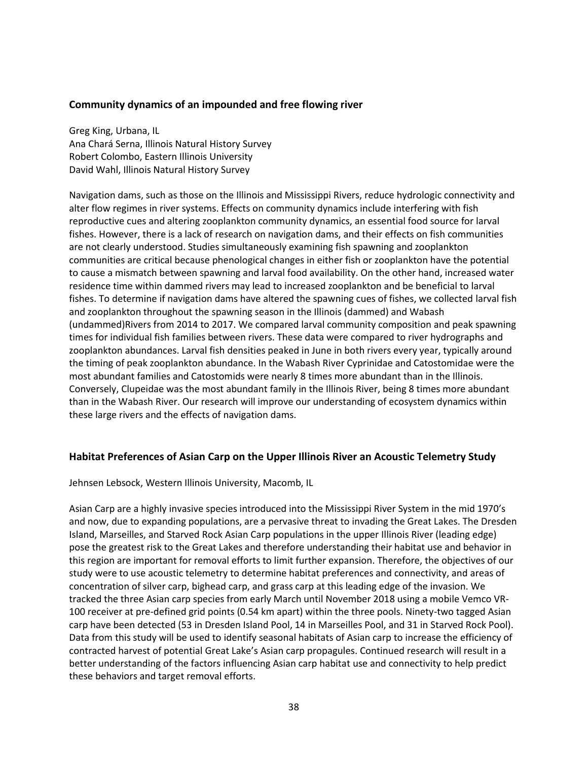### Community dynamics of an impounded and free flowing river

Greg King, Urbana, IL
Ana Chará Serna, Illinois Natural History Survey
Robert Colombo, Eastern Illinois University
David Wahl, Illinois Natural History Survey

Navigation dams, such as those on the Illinois and Mississippi Rivers, reduce hydrologic connectivity and alter flow regimes in river systems. Effects on community dynamics include interfering with fish reproductive cues and altering zooplankton community dynamics, an essential food source for larval fishes. However, there is a lack of research on navigation dams, and their effects on fish communities are not clearly understood. Studies simultaneously examining fish spawning and zooplankton communities are critical because phenological changes in either fish or zooplankton have the potential to cause a mismatch between spawning and larval food availability. On the other hand, increased water residence time within dammed rivers may lead to increased zooplankton and be beneficial to larval fishes. To determine if navigation dams have altered the spawning cues of fishes, we collected larval fish and zooplankton throughout the spawning season in the Illinois (dammed) and Wabash (undammed)Rivers from 2014 to 2017. We compared larval community composition and peak spawning times for individual fish families between rivers. These data were compared to river hydrographs and zooplankton abundances. Larval fish densities peaked in June in both rivers every year, typically around the timing of peak zooplankton abundance. In the Wabash River Cyprinidae and Catostomidae were the most abundant families and Catostomids were nearly 8 times more abundant than in the Illinois. Conversely, Clupeidae was the most abundant family in the Illinois River, being 8 times more abundant than in the Wabash River. Our research will improve our understanding of ecosystem dynamics within these large rivers and the effects of navigation dams.

### Habitat Preferences of Asian Carp on the Upper Illinois River an Acoustic Telemetry Study

Jehnsen Lebsock, Western Illinois University, Macomb, IL

Asian Carp are a highly invasive species introduced into the Mississippi River System in the mid 1970's and now, due to expanding populations, are a pervasive threat to invading the Great Lakes. The Dresden Island, Marseilles, and Starved Rock Asian Carp populations in the upper Illinois River (leading edge) pose the greatest risk to the Great Lakes and therefore understanding their habitat use and behavior in this region are important for removal efforts to limit further expansion. Therefore, the objectives of our study were to use acoustic telemetry to determine habitat preferences and connectivity, and areas of concentration of silver carp, bighead carp, and grass carp at this leading edge of the invasion. We tracked the three Asian carp species from early March until November 2018 using a mobile Vemco VR-100 receiver at pre-defined grid points (0.54 km apart) within the three pools. Ninety-two tagged Asian carp have been detected (53 in Dresden Island Pool, 14 in Marseilles Pool, and 31 in Starved Rock Pool). Data from this study will be used to identify seasonal habitats of Asian carp to increase the efficiency of contracted harvest of potential Great Lake's Asian carp propagules. Continued research will result in a better understanding of the factors influencing Asian carp habitat use and connectivity to help predict these behaviors and target removal efforts.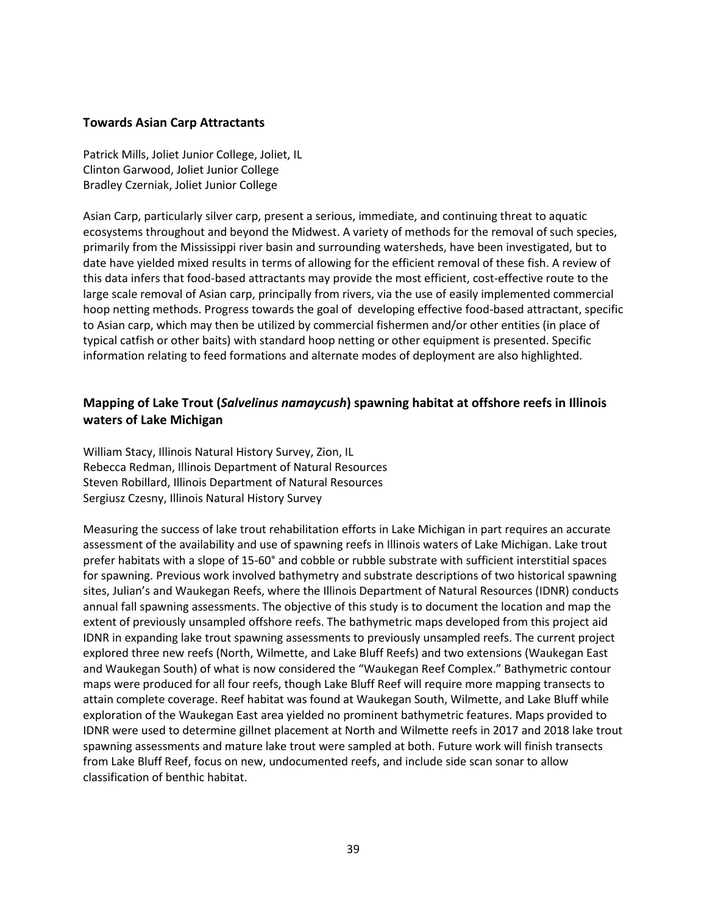### Towards Asian Carp Attractants

Patrick Mills, Joliet Junior College, Joliet, IL
Clinton Garwood, Joliet Junior College
Bradley Czerniak, Joliet Junior College

Asian Carp, particularly silver carp, present a serious, immediate, and continuing threat to aquatic ecosystems throughout and beyond the Midwest. A variety of methods for the removal of such species, primarily from the Mississippi river basin and surrounding watersheds, have been investigated, but to date have yielded mixed results in terms of allowing for the efficient removal of these fish. A review of this data infers that food-based attractants may provide the most efficient, cost-effective route to the large scale removal of Asian carp, principally from rivers, via the use of easily implemented commercial hoop netting methods. Progress towards the goal of developing effective food-based attractant, specific to Asian carp, which may then be utilized by commercial fishermen and/or other entities (in place of typical catfish or other baits) with standard hoop netting or other equipment is presented. Specific information relating to feed formations and alternate modes of deployment are also highlighted.

### Mapping of Lake Trout (*Salvelinus namaycush*) spawning habitat at offshore reefs in Illinois waters of Lake Michigan

William Stacy, Illinois Natural History Survey, Zion, IL
Rebecca Redman, Illinois Department of Natural Resources
Steven Robillard, Illinois Department of Natural Resources
Sergiusz Czesny, Illinois Natural History Survey

Measuring the success of lake trout rehabilitation efforts in Lake Michigan in part requires an accurate assessment of the availability and use of spawning reefs in Illinois waters of Lake Michigan. Lake trout prefer habitats with a slope of 15-60° and cobble or rubble substrate with sufficient interstitial spaces for spawning. Previous work involved bathymetry and substrate descriptions of two historical spawning sites, Julian's and Waukegan Reefs, where the Illinois Department of Natural Resources (IDNR) conducts annual fall spawning assessments. The objective of this study is to document the location and map the extent of previously unsampled offshore reefs. The bathymetric maps developed from this project aid IDNR in expanding lake trout spawning assessments to previously unsampled reefs. The current project explored three new reefs (North, Wilmette, and Lake Bluff Reefs) and two extensions (Waukegan East and Waukegan South) of what is now considered the "Waukegan Reef Complex." Bathymetric contour maps were produced for all four reefs, though Lake Bluff Reef will require more mapping transects to attain complete coverage. Reef habitat was found at Waukegan South, Wilmette, and Lake Bluff while exploration of the Waukegan East area yielded no prominent bathymetric features. Maps provided to IDNR were used to determine gillnet placement at North and Wilmette reefs in 2017 and 2018 lake trout spawning assessments and mature lake trout were sampled at both. Future work will finish transects from Lake Bluff Reef, focus on new, undocumented reefs, and include side scan sonar to allow classification of benthic habitat.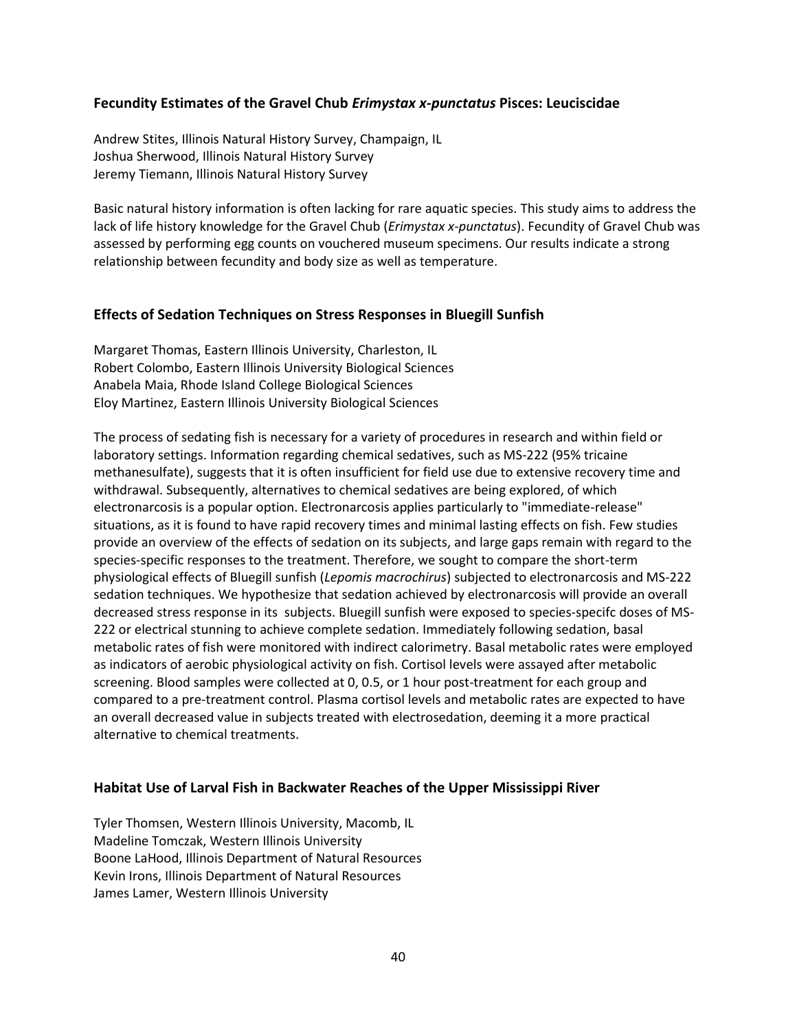### Fecundity Estimates of the Gravel Chub *Erimystax x-punctatus* Pisces: Leuciscidae

Andrew Stites, Illinois Natural History Survey, Champaign, IL
Joshua Sherwood, Illinois Natural History Survey
Jeremy Tiemann, Illinois Natural History Survey

Basic natural history information is often lacking for rare aquatic species. This study aims to address the lack of life history knowledge for the Gravel Chub (*Erimystax x-punctatus*). Fecundity of Gravel Chub was assessed by performing egg counts on vouchered museum specimens. Our results indicate a strong relationship between fecundity and body size as well as temperature.

### Effects of Sedation Techniques on Stress Responses in Bluegill Sunfish

Margaret Thomas, Eastern Illinois University, Charleston, IL
Robert Colombo, Eastern Illinois University Biological Sciences
Anabela Maia, Rhode Island College Biological Sciences
Eloy Martinez, Eastern Illinois University Biological Sciences

The process of sedating fish is necessary for a variety of procedures in research and within field or laboratory settings. Information regarding chemical sedatives, such as MS-222 (95% tricaine methanesulfate), suggests that it is often insufficient for field use due to extensive recovery time and withdrawal. Subsequently, alternatives to chemical sedatives are being explored, of which electronarcosis is a popular option. Electronarcosis applies particularly to "immediate-release" situations, as it is found to have rapid recovery times and minimal lasting effects on fish. Few studies provide an overview of the effects of sedation on its subjects, and large gaps remain with regard to the species-specific responses to the treatment. Therefore, we sought to compare the short-term physiological effects of Bluegill sunfish (*Lepomis macrochirus*) subjected to electronarcosis and MS-222 sedation techniques. We hypothesize that sedation achieved by electronarcosis will provide an overall decreased stress response in its subjects. Bluegill sunfish were exposed to species-specifc doses of MS-222 or electrical stunning to achieve complete sedation. Immediately following sedation, basal metabolic rates of fish were monitored with indirect calorimetry. Basal metabolic rates were employed as indicators of aerobic physiological activity on fish. Cortisol levels were assayed after metabolic screening. Blood samples were collected at 0, 0.5, or 1 hour post-treatment for each group and compared to a pre-treatment control. Plasma cortisol levels and metabolic rates are expected to have an overall decreased value in subjects treated with electrosedation, deeming it a more practical alternative to chemical treatments.

### Habitat Use of Larval Fish in Backwater Reaches of the Upper Mississippi River

Tyler Thomsen, Western Illinois University, Macomb, IL
Madeline Tomczak, Western Illinois University
Boone LaHood, Illinois Department of Natural Resources
Kevin Irons, Illinois Department of Natural Resources
James Lamer, Western Illinois University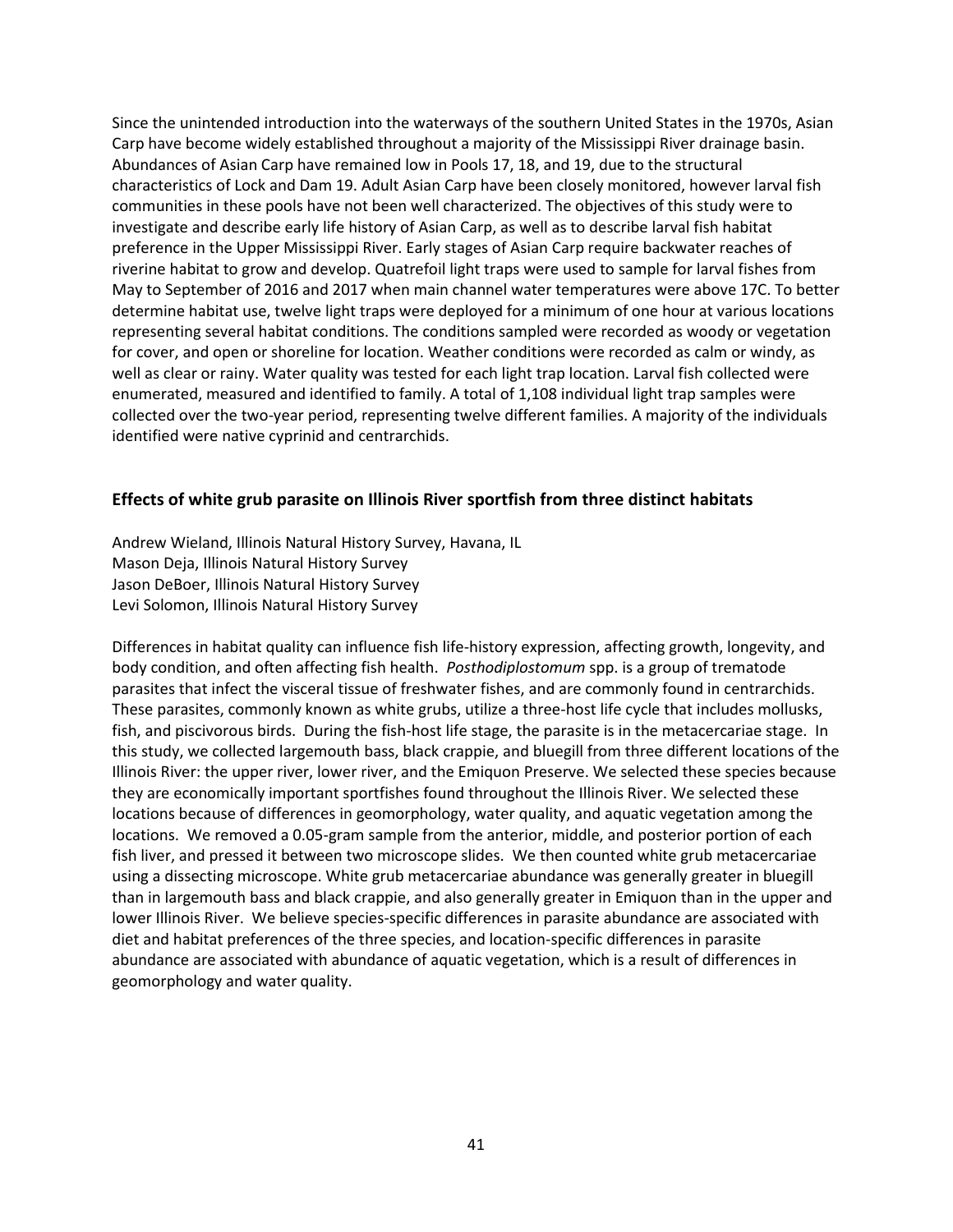Since the unintended introduction into the waterways of the southern United States in the 1970s, Asian Carp have become widely established throughout a majority of the Mississippi River drainage basin. Abundances of Asian Carp have remained low in Pools 17, 18, and 19, due to the structural characteristics of Lock and Dam 19. Adult Asian Carp have been closely monitored, however larval fish communities in these pools have not been well characterized. The objectives of this study were to investigate and describe early life history of Asian Carp, as well as to describe larval fish habitat preference in the Upper Mississippi River. Early stages of Asian Carp require backwater reaches of riverine habitat to grow and develop. Quatrefoil light traps were used to sample for larval fishes from May to September of 2016 and 2017 when main channel water temperatures were above 17C. To better determine habitat use, twelve light traps were deployed for a minimum of one hour at various locations representing several habitat conditions. The conditions sampled were recorded as woody or vegetation for cover, and open or shoreline for location. Weather conditions were recorded as calm or windy, as well as clear or rainy. Water quality was tested for each light trap location. Larval fish collected were enumerated, measured and identified to family. A total of 1,108 individual light trap samples were collected over the two-year period, representing twelve different families. A majority of the individuals identified were native cyprinid and centrarchids.

## Effects of white grub parasite on Illinois River sportfish from three distinct habitats

Andrew Wieland, Illinois Natural History Survey, Havana, IL
Mason Deja, Illinois Natural History Survey
Jason DeBoer, Illinois Natural History Survey
Levi Solomon, Illinois Natural History Survey

Differences in habitat quality can influence fish life-history expression, affecting growth, longevity, and body condition, and often affecting fish health. *Posthodiplostomum* spp. is a group of trematode parasites that infect the visceral tissue of freshwater fishes, and are commonly found in centrarchids. These parasites, commonly known as white grubs, utilize a three-host life cycle that includes mollusks, fish, and piscivorous birds. During the fish-host life stage, the parasite is in the metacercariae stage. In this study, we collected largemouth bass, black crappie, and bluegill from three different locations of the Illinois River: the upper river, lower river, and the Emiquon Preserve. We selected these species because they are economically important sportfishes found throughout the Illinois River. We selected these locations because of differences in geomorphology, water quality, and aquatic vegetation among the locations. We removed a 0.05-gram sample from the anterior, middle, and posterior portion of each fish liver, and pressed it between two microscope slides. We then counted white grub metacercariae using a dissecting microscope. White grub metacercariae abundance was generally greater in bluegill than in largemouth bass and black crappie, and also generally greater in Emiquon than in the upper and lower Illinois River. We believe species-specific differences in parasite abundance are associated with diet and habitat preferences of the three species, and location-specific differences in parasite abundance are associated with abundance of aquatic vegetation, which is a result of differences in geomorphology and water quality.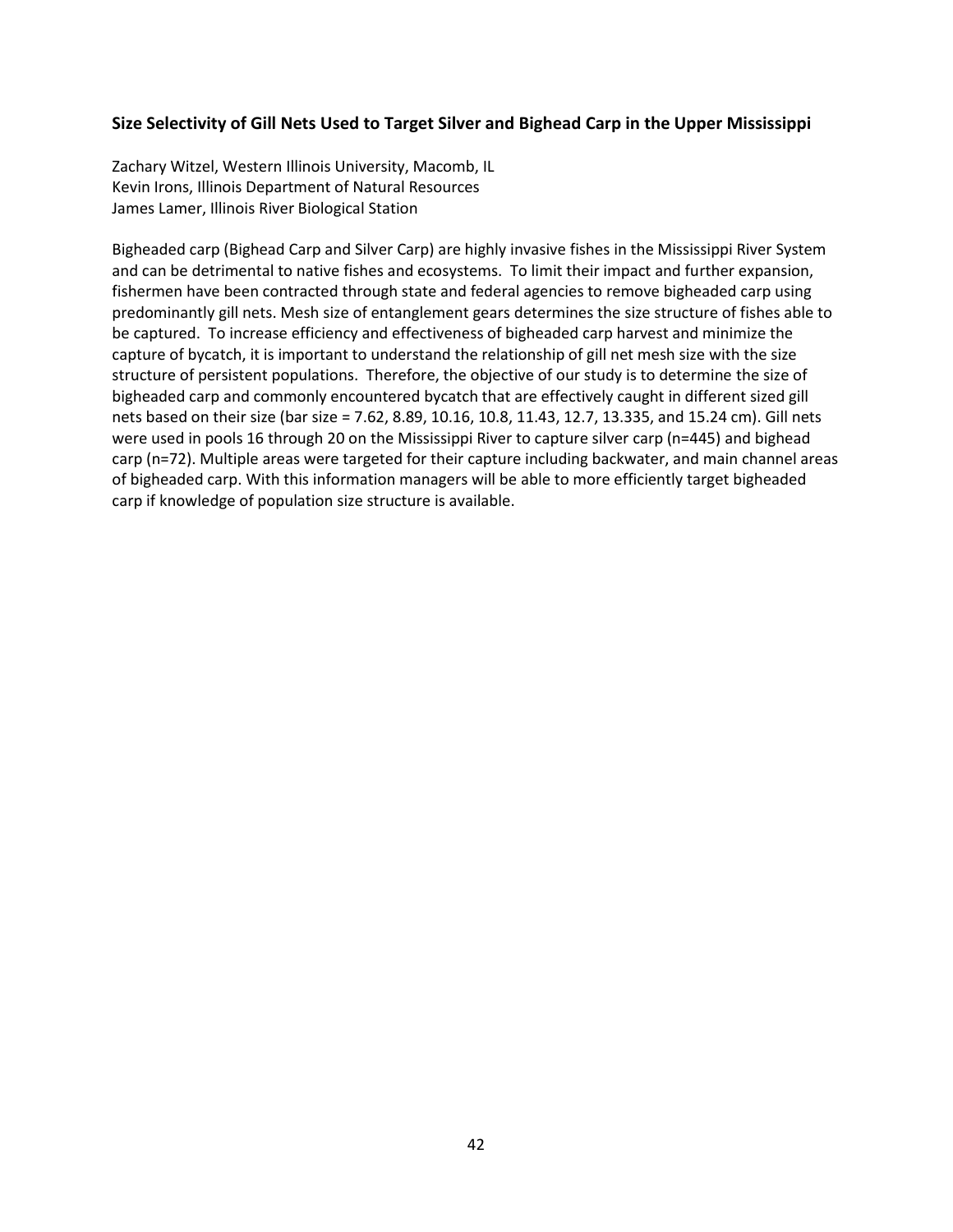### Size Selectivity of Gill Nets Used to Target Silver and Bighead Carp in the Upper Mississippi

Zachary Witzel, Western Illinois University, Macomb, IL
Kevin Irons, Illinois Department of Natural Resources
James Lamer, Illinois River Biological Station

Bigheaded carp (Bighead Carp and Silver Carp) are highly invasive fishes in the Mississippi River System and can be detrimental to native fishes and ecosystems. To limit their impact and further expansion, fishermen have been contracted through state and federal agencies to remove bigheaded carp using predominantly gill nets. Mesh size of entanglement gears determines the size structure of fishes able to be captured. To increase efficiency and effectiveness of bigheaded carp harvest and minimize the capture of bycatch, it is important to understand the relationship of gill net mesh size with the size structure of persistent populations. Therefore, the objective of our study is to determine the size of bigheaded carp and commonly encountered bycatch that are effectively caught in different sized gill nets based on their size (bar size = 7.62, 8.89, 10.16, 10.8, 11.43, 12.7, 13.335, and 15.24 cm). Gill nets were used in pools 16 through 20 on the Mississippi River to capture silver carp (n=445) and bighead carp (n=72). Multiple areas were targeted for their capture including backwater, and main channel areas of bigheaded carp. With this information managers will be able to more efficiently target bigheaded carp if knowledge of population size structure is available.